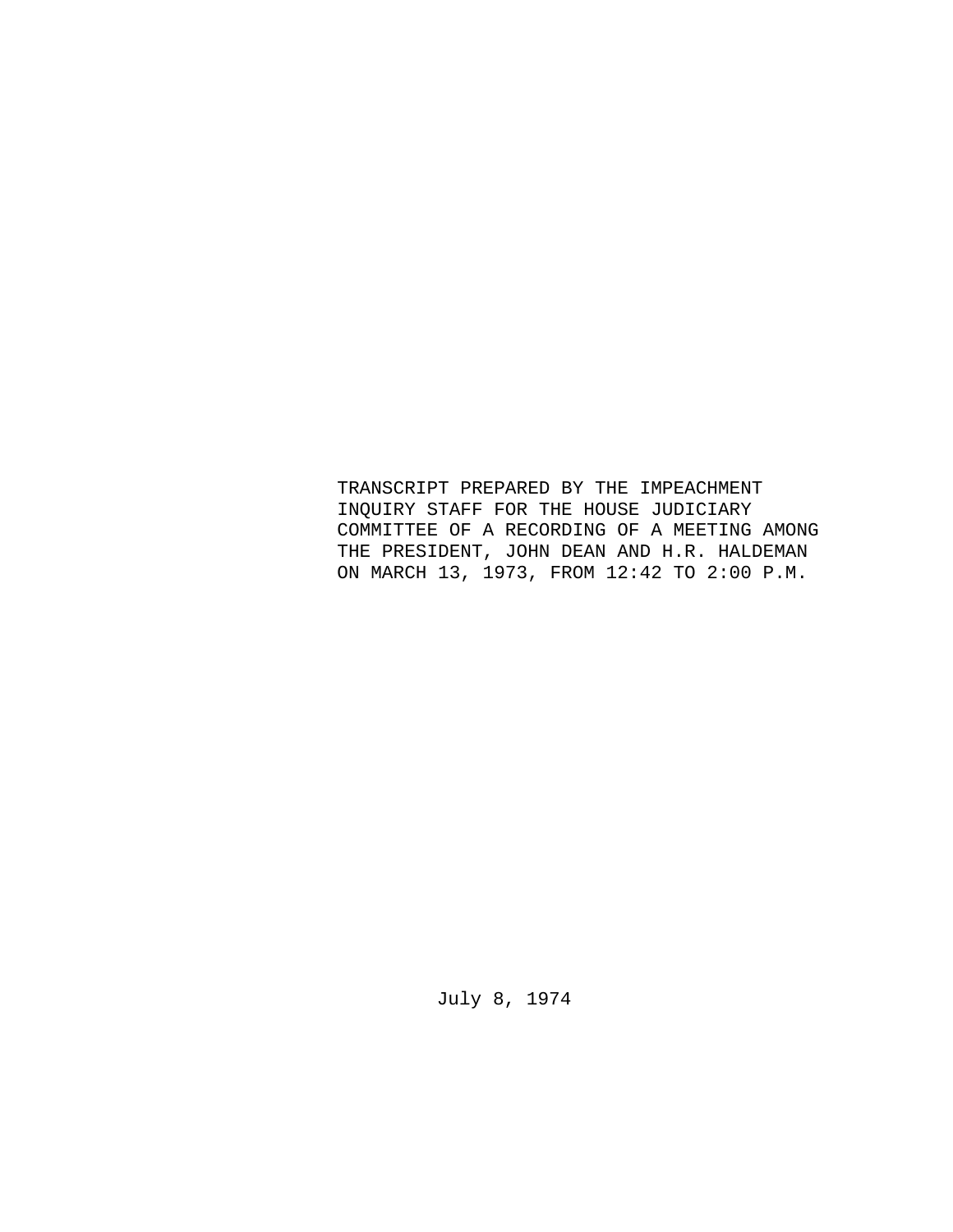TRANSCRIPT PREPARED BY THE IMPEACHMENT INQUIRY STAFF FOR THE HOUSE JUDICIARY COMMITTEE OF A RECORDING OF A MEETING AMONG THE PRESIDENT, JOHN DEAN AND H.R. HALDEMAN ON MARCH 13, 1973, FROM 12:42 TO 2:00 P.M.

July 8, 1974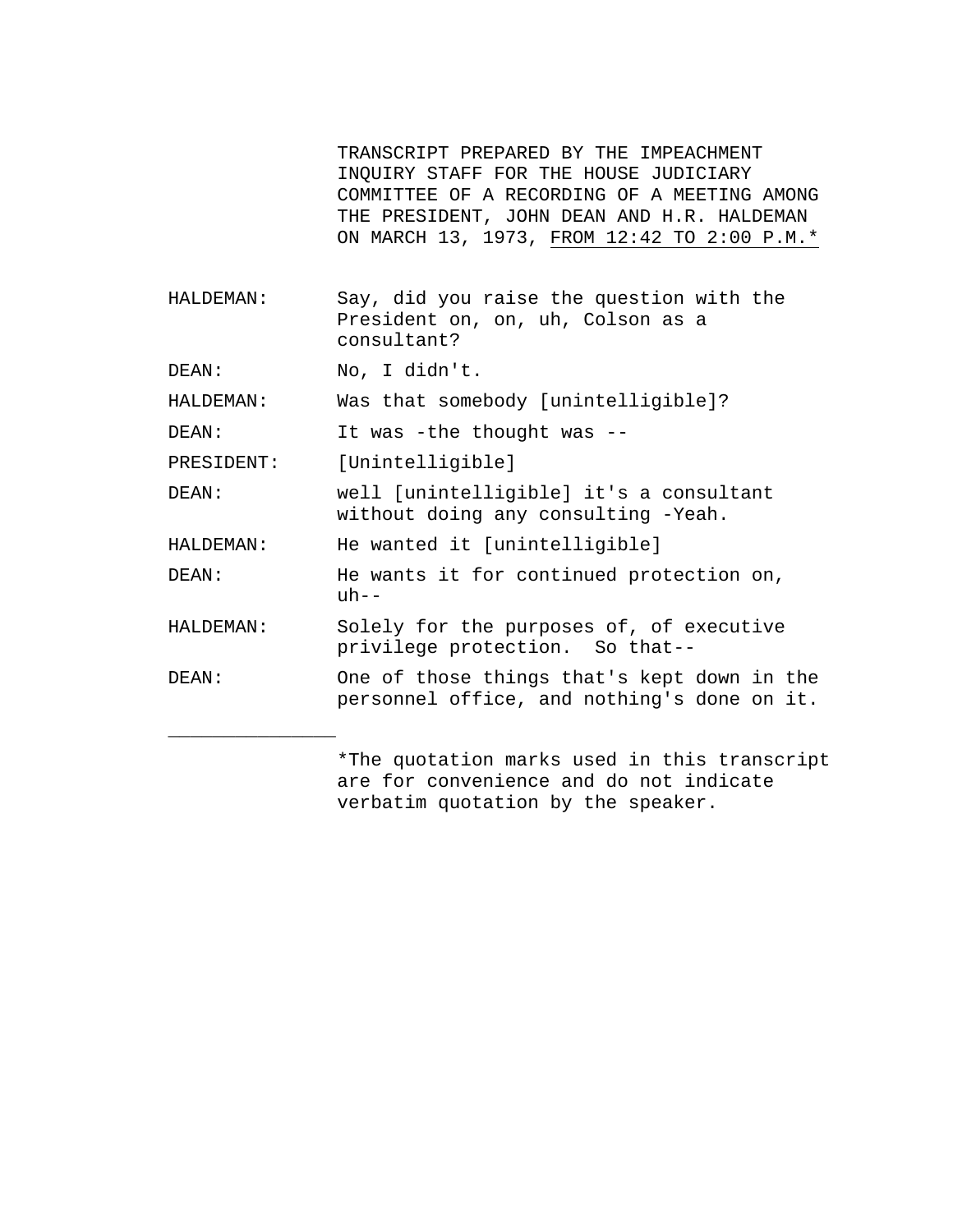TRANSCRIPT PREPARED BY THE IMPEACHMENT INQUIRY STAFF FOR THE HOUSE JUDICIARY COMMITTEE OF A RECORDING OF A MEETING AMONG THE PRESIDENT, JOHN DEAN AND H.R. HALDEMAN ON MARCH 13, 1973, FROM 12:42 TO 2:00 P.M.*

HALDEMAN: Say, did you raise the question with the President on, on, uh, Colson as a consultant?

DEAN: No, I didn't.

HALDEMAN: Was that somebody [unintelligible]?

DEAN: It was -the thought was --

PRESIDENT: [Unintelligible]

DEAN: well [unintelligible] it's a consultant without doing any consulting -Yeah.

HALDEMAN: He wanted it [unintelligible]

DEAN: He wants it for continued protection on, uh--

HALDEMAN: Solely for the purposes of, of executive privilege protection. So that--

DEAN: One of those things that's kept down in the personnel office, and nothing's done on it.

---

*The quotation marks used in this transcript are for convenience and do not indicate verbatim quotation by the speaker.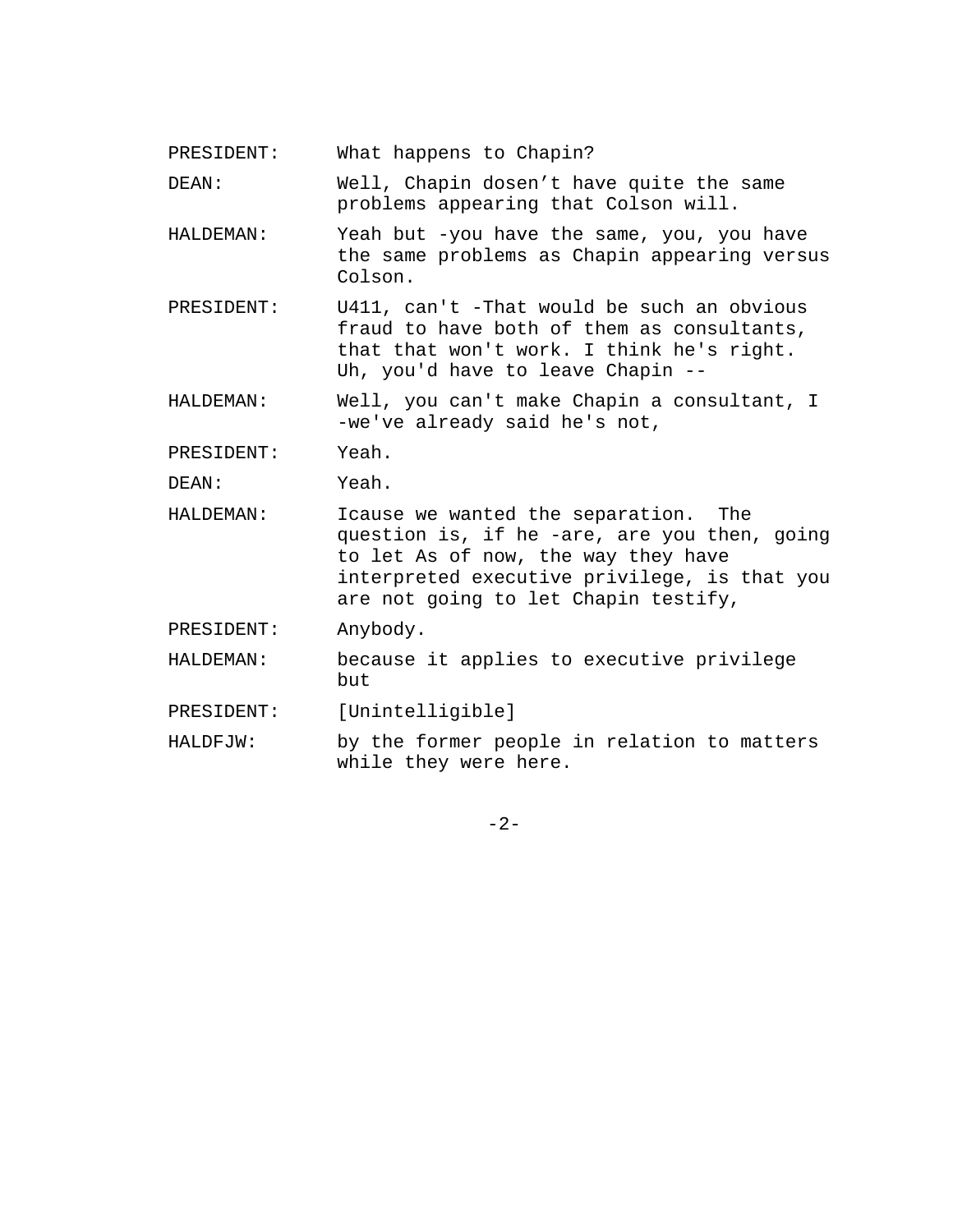PRESIDENT: What happens to Chapin?

DEAN: Well, Chapin dosen’t have quite the same problems appearing that Colson will.

HALDEMAN: Yeah but -you have the same, you, you have the same problems as Chapin appearing versus Colson.

PRESIDENT: U411, can't -That would be such an obvious fraud to have both of them as consultants, that that won't work. I think he's right. Uh, you'd have to leave Chapin --

HALDEMAN: Well, you can't make Chapin a consultant, I -we've already said he's not,

PRESIDENT: Yeah.

DEAN: Yeah.

HALDEMAN: Icause we wanted the separation. The question is, if he -are, are you then, going to let As of now, the way they have interpreted executive privilege, is that you are not going to let Chapin testify,

PRESIDENT: Anybody.

HALDEMAN: because it applies to executive privilege but

PRESIDENT: [Unintelligible]

HALDFJW: by the former people in relation to matters while they were here.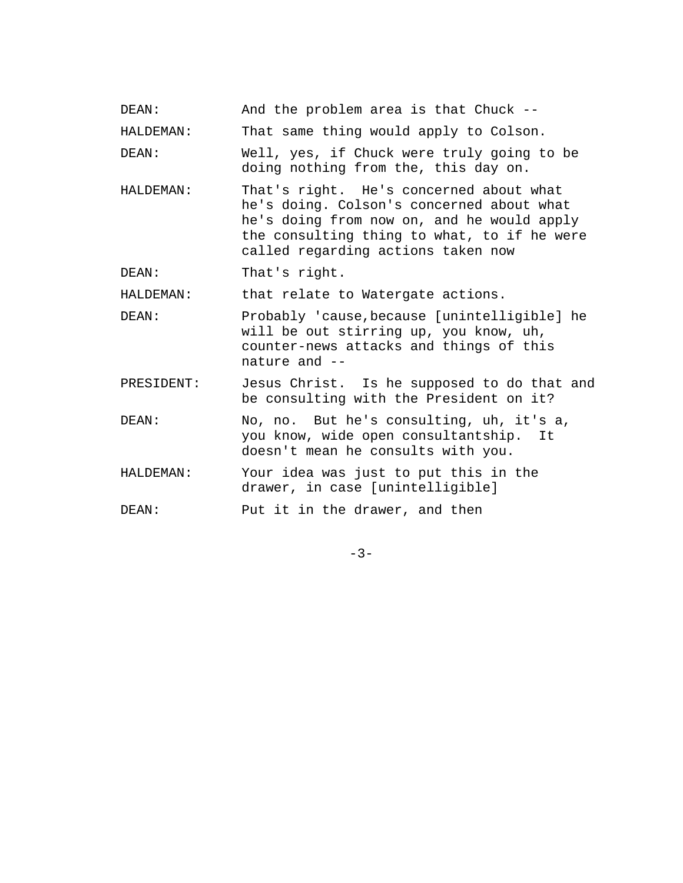DEAN: And the problem area is that Chuck --

HALDEMAN: That same thing would apply to Colson.

DEAN: Well, yes, if Chuck were truly going to be doing nothing from the, this day on.

HALDEMAN: That's right. He's concerned about what he's doing. Colson's concerned about what he's doing from now on, and he would apply the consulting thing to what, to if he were called regarding actions taken now

DEAN: That's right.

HALDEMAN: that relate to Watergate actions.

DEAN: Probably 'cause,because [unintelligible] he will be out stirring up, you know, uh, counter-news attacks and things of this nature and --

PRESIDENT: Jesus Christ. Is he supposed to do that and be consulting with the President on it?

DEAN: No, no. But he's consulting, uh, it's a, you know, wide open consultantship. It doesn't mean he consults with you.

HALDEMAN: Your idea was just to put this in the drawer, in case [unintelligible]

DEAN: Put it in the drawer, and then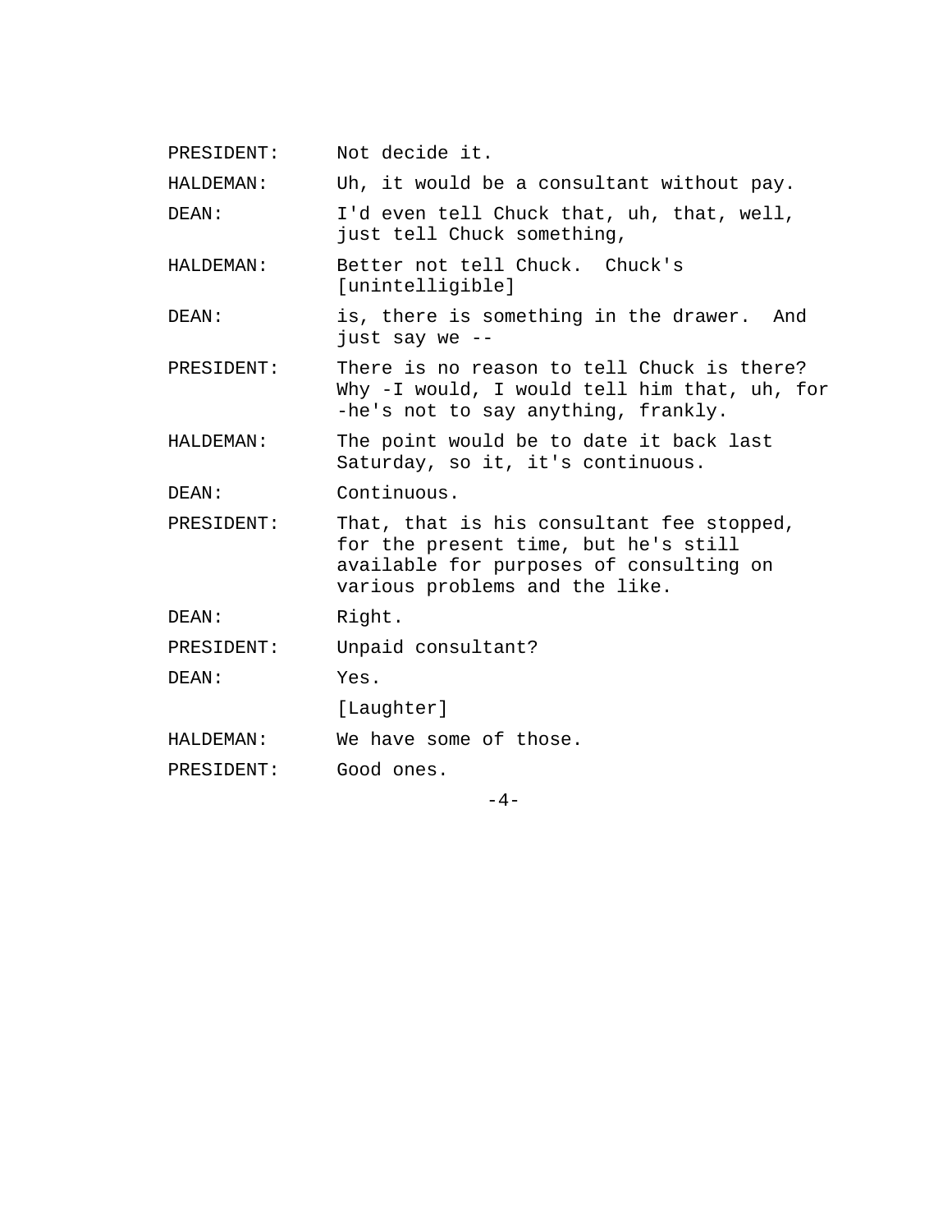PRESIDENT: Not decide it.

HALDEMAN: Uh, it would be a consultant without pay.

DEAN: I'd even tell Chuck that, uh, that, well, just tell Chuck something,

HALDEMAN: Better not tell Chuck. Chuck's [unintelligible]

DEAN: is, there is something in the drawer. And just say we --

PRESIDENT: There is no reason to tell Chuck is there? Why -I would, I would tell him that, uh, for -he's not to say anything, frankly.

HALDEMAN: The point would be to date it back last Saturday, so it, it's continuous.

DEAN: Continuous.

PRESIDENT: That, that is his consultant fee stopped, for the present time, but he's still available for purposes of consulting on various problems and the like.

DEAN: Right.

PRESIDENT: Unpaid consultant?

DEAN: Yes.

[Laughter]

HALDEMAN: We have some of those.

PRESIDENT: Good ones.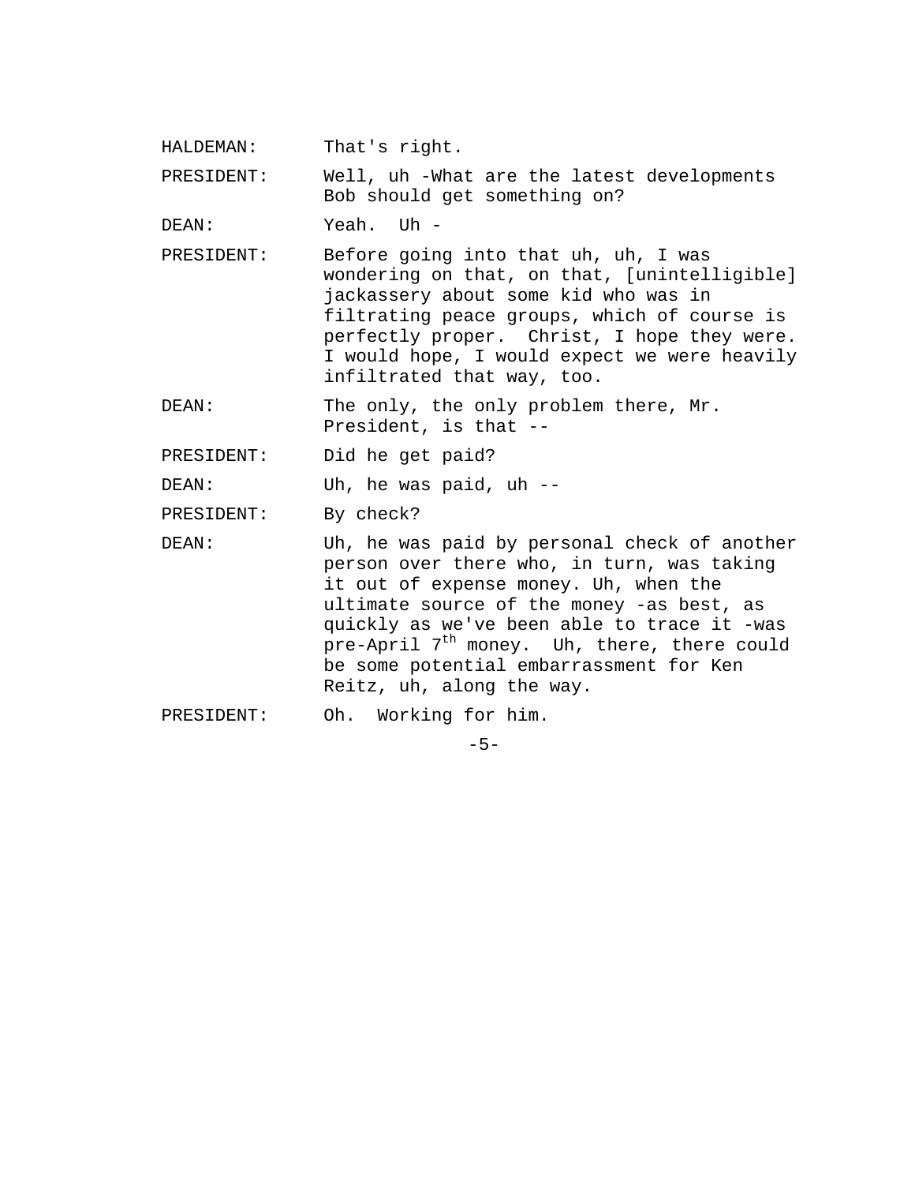HALDEMAN: That's right.

PRESIDENT: Well, uh -What are the latest developments Bob should get something on?

DEAN: Yeah. Uh -

PRESIDENT: Before going into that uh, uh, I was wondering on that, on that, [unintelligible] jackassery about some kid who was in filtrating peace groups, which of course is perfectly proper. Christ, I hope they were. I would hope, I would expect we were heavily infiltrated that way, too.

DEAN: The only, the only problem there, Mr. President, is that --

PRESIDENT: Did he get paid?

DEAN: Uh, he was paid, uh --

PRESIDENT: By check?

DEAN: Uh, he was paid by personal check of another person over there who, in turn, was taking it out of expense money. Uh, when the ultimate source of the money -as best, as quickly as we've been able to trace it -was pre-April 7th money. Uh, there, there could be some potential embarrassment for Ken Reitz, uh, along the way.

PRESIDENT: Oh. Working for him.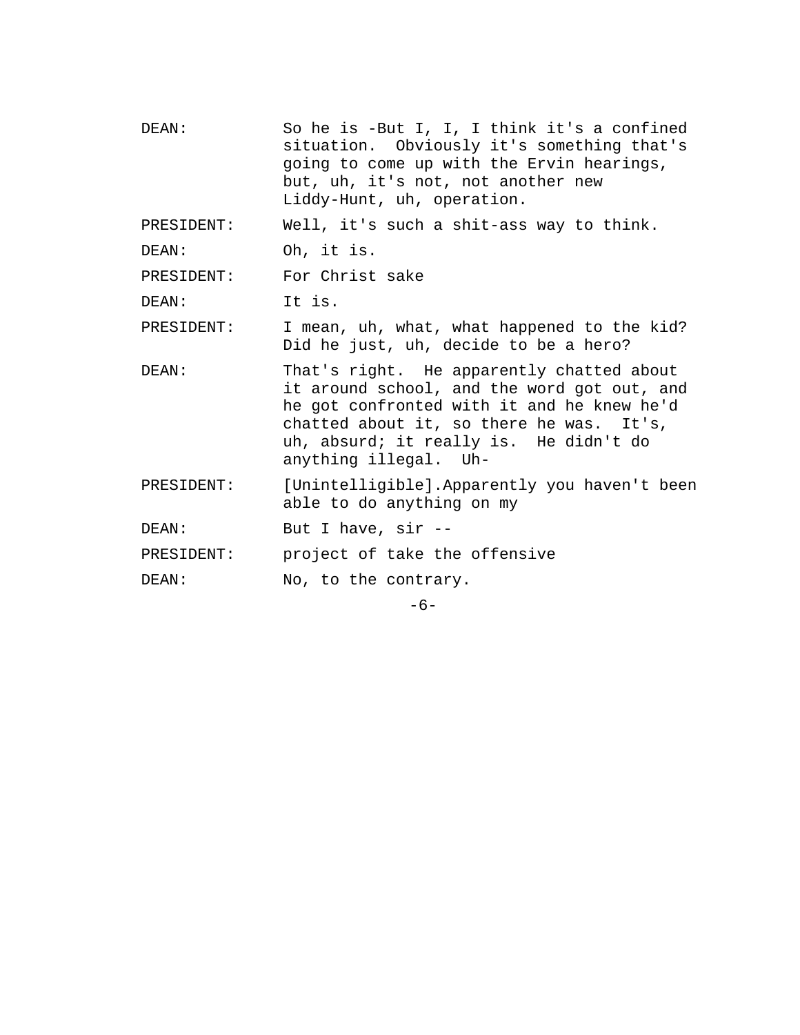DEAN: So he is -But I, I, I think it's a confined situation. Obviously it's something that's going to come up with the Ervin hearings, but, uh, it's not, not another new Liddy-Hunt, uh, operation.

PRESIDENT: Well, it's such a shit-ass way to think.

DEAN: Oh, it is.

PRESIDENT: For Christ sake

DEAN: It is.

PRESIDENT: I mean, uh, what, what happened to the kid? Did he just, uh, decide to be a hero?

DEAN: That's right. He apparently chatted about it around school, and the word got out, and he got confronted with it and he knew he'd chatted about it, so there he was. It's, uh, absurd; it really is. He didn't do anything illegal. Uh-

PRESIDENT: [Unintelligible].Apparently you haven't been able to do anything on my

DEAN: But I have, sir --

PRESIDENT: project of take the offensive

DEAN: No, to the contrary.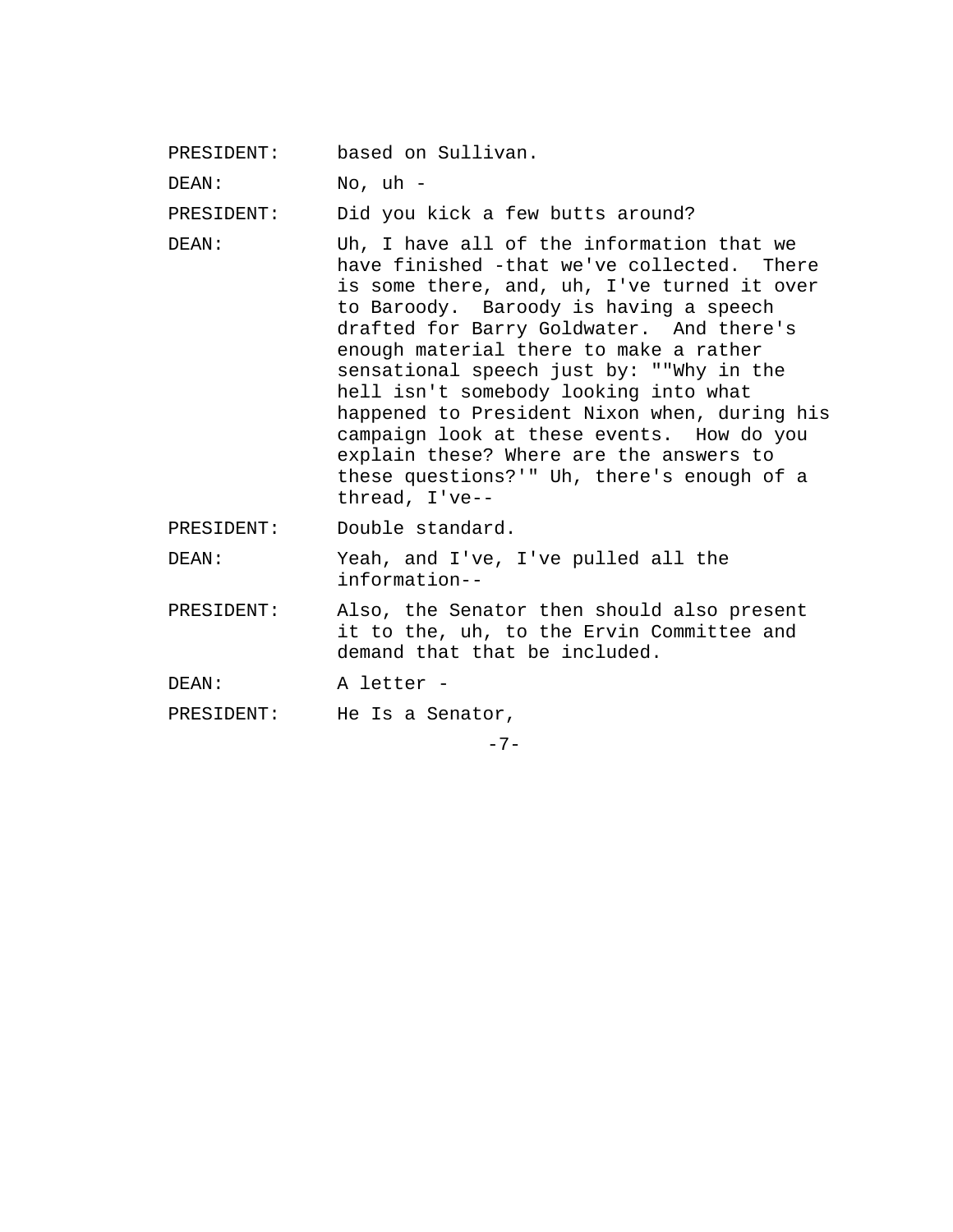PRESIDENT: based on Sullivan.

DEAN: No, uh -

PRESIDENT: Did you kick a few butts around?

DEAN: Uh, I have all of the information that we have finished -that we've collected. There is some there, and, uh, I've turned it over to Baroody. Baroody is having a speech drafted for Barry Goldwater. And there's enough material there to make a rather sensational speech just by: ""Why in the hell isn't somebody looking into what happened to President Nixon when, during his campaign look at these events. How do you explain these? Where are the answers to these questions?'" Uh, there's enough of a thread, I've--

PRESIDENT: Double standard.

DEAN: Yeah, and I've, I've pulled all the information--

PRESIDENT: Also, the Senator then should also present it to the, uh, to the Ervin Committee and demand that that be included.

DEAN: A letter -

PRESIDENT: He Is a Senator,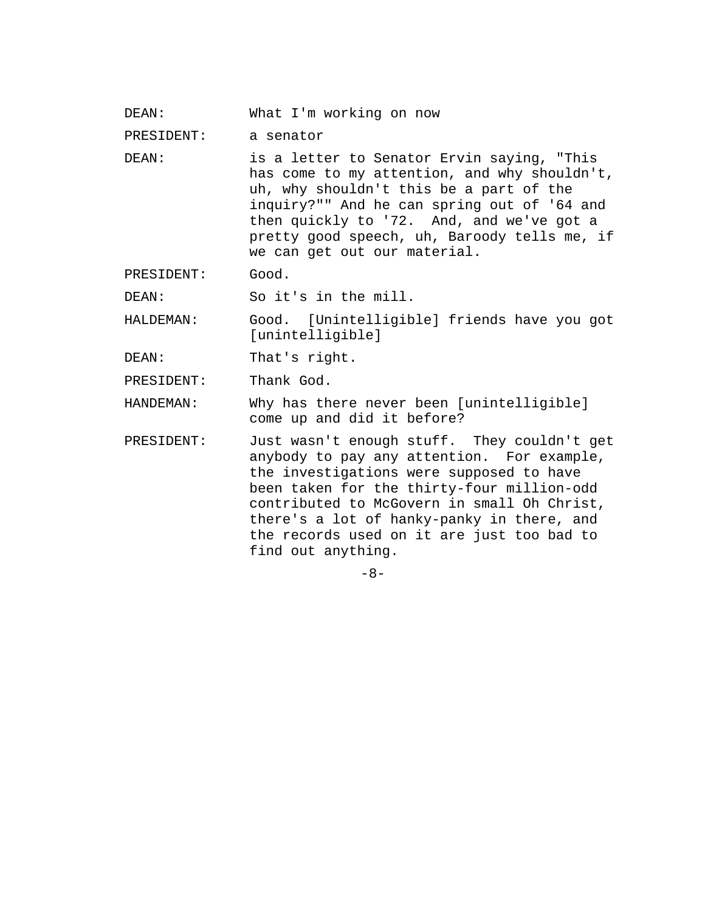DEAN: What I'm working on now

PRESIDENT: a senator

DEAN: is a letter to Senator Ervin saying, "This has come to my attention, and why shouldn't, uh, why shouldn't this be a part of the inquiry?"" And he can spring out of '64 and then quickly to '72. And, and we've got a pretty good speech, uh, Baroody tells me, if we can get out our material.

PRESIDENT: Good.

DEAN: So it's in the mill.

HALDEMAN: Good. [Unintelligible] friends have you got [unintelligible]

DEAN: That's right.

PRESIDENT: Thank God.

HANDEMAN: Why has there never been [unintelligible] come up and did it before?

PRESIDENT: Just wasn't enough stuff. They couldn't get anybody to pay any attention. For example, the investigations were supposed to have been taken for the thirty-four million-odd contributed to McGovern in small Oh Christ, there's a lot of hanky-panky in there, and the records used on it are just too bad to find out anything.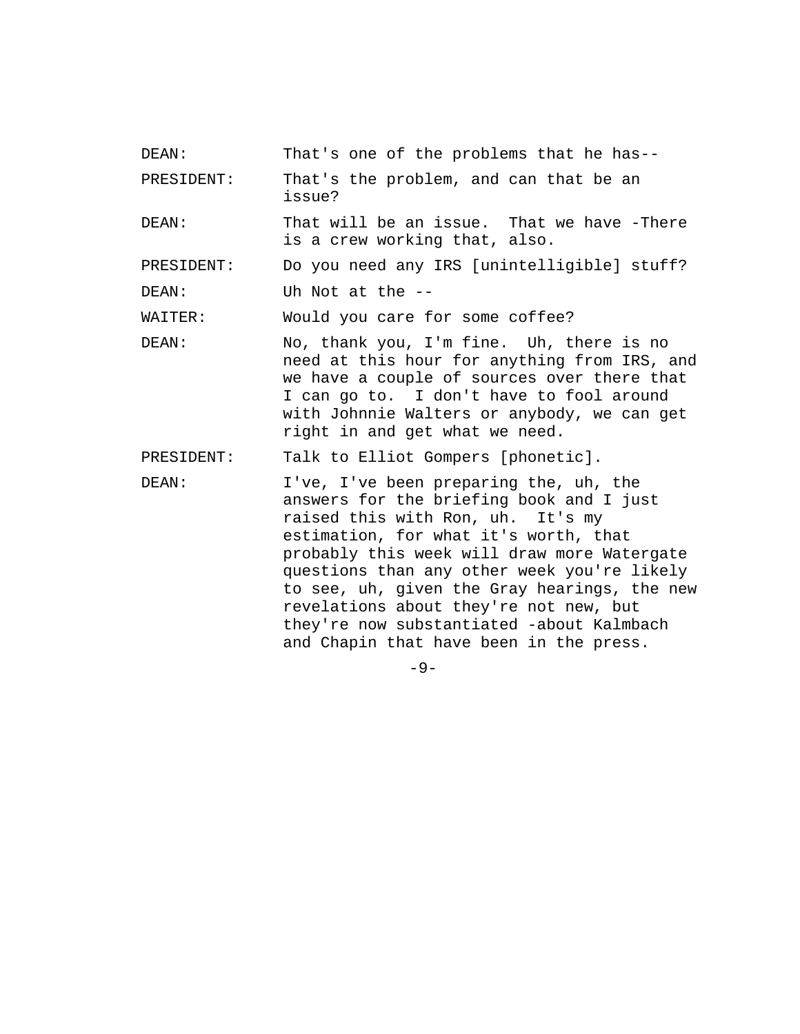DEAN: That's one of the problems that he has--

PRESIDENT: That's the problem, and can that be an issue?

DEAN: That will be an issue. That we have -There is a crew working that, also.

PRESIDENT: Do you need any IRS [unintelligible] stuff?

DEAN: Uh Not at the --

WAITER: Would you care for some coffee?

DEAN: No, thank you, I'm fine. Uh, there is no need at this hour for anything from IRS, and we have a couple of sources over there that I can go to. I don't have to fool around with Johnnie Walters or anybody, we can get right in and get what we need.

PRESIDENT: Talk to Elliot Gompers [phonetic].

DEAN: I've, I've been preparing the, uh, the answers for the briefing book and I just raised this with Ron, uh. It's my estimation, for what it's worth, that probably this week will draw more Watergate questions than any other week you're likely to see, uh, given the Gray hearings, the new revelations about they're not new, but they're now substantiated -about Kalmbach and Chapin that have been in the press.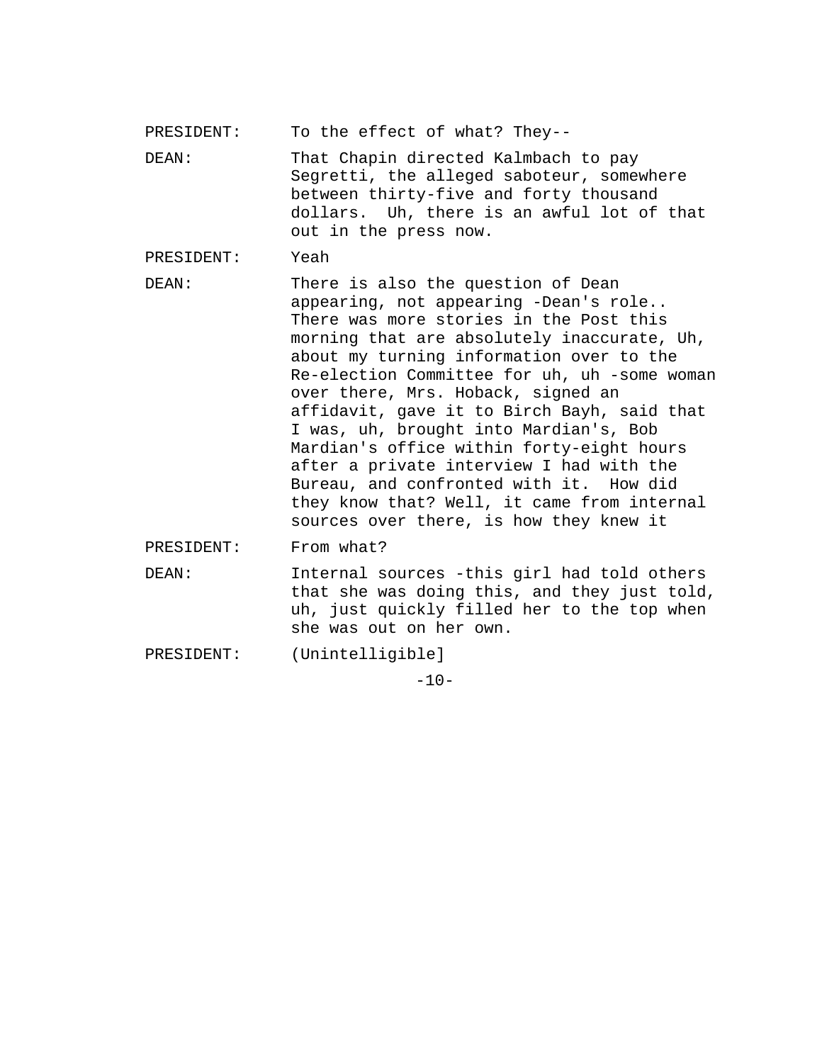PRESIDENT: To the effect of what? They--

DEAN: That Chapin directed Kalmbach to pay Segretti, the alleged saboteur, somewhere between thirty-five and forty thousand dollars. Uh, there is an awful lot of that out in the press now.

PRESIDENT: Yeah

DEAN: There is also the question of Dean appearing, not appearing -Dean's role.. There was more stories in the Post this morning that are absolutely inaccurate, Uh, about my turning information over to the Re-election Committee for uh, uh -some woman over there, Mrs. Hoback, signed an affidavit, gave it to Birch Bayh, said that I was, uh, brought into Mardian's, Bob Mardian's office within forty-eight hours after a private interview I had with the Bureau, and confronted with it. How did they know that? Well, it came from internal sources over there, is how they knew it

PRESIDENT: From what?

DEAN: Internal sources -this girl had told others that she was doing this, and they just told, uh, just quickly filled her to the top when she was out on her own.

PRESIDENT: (Unintelligible]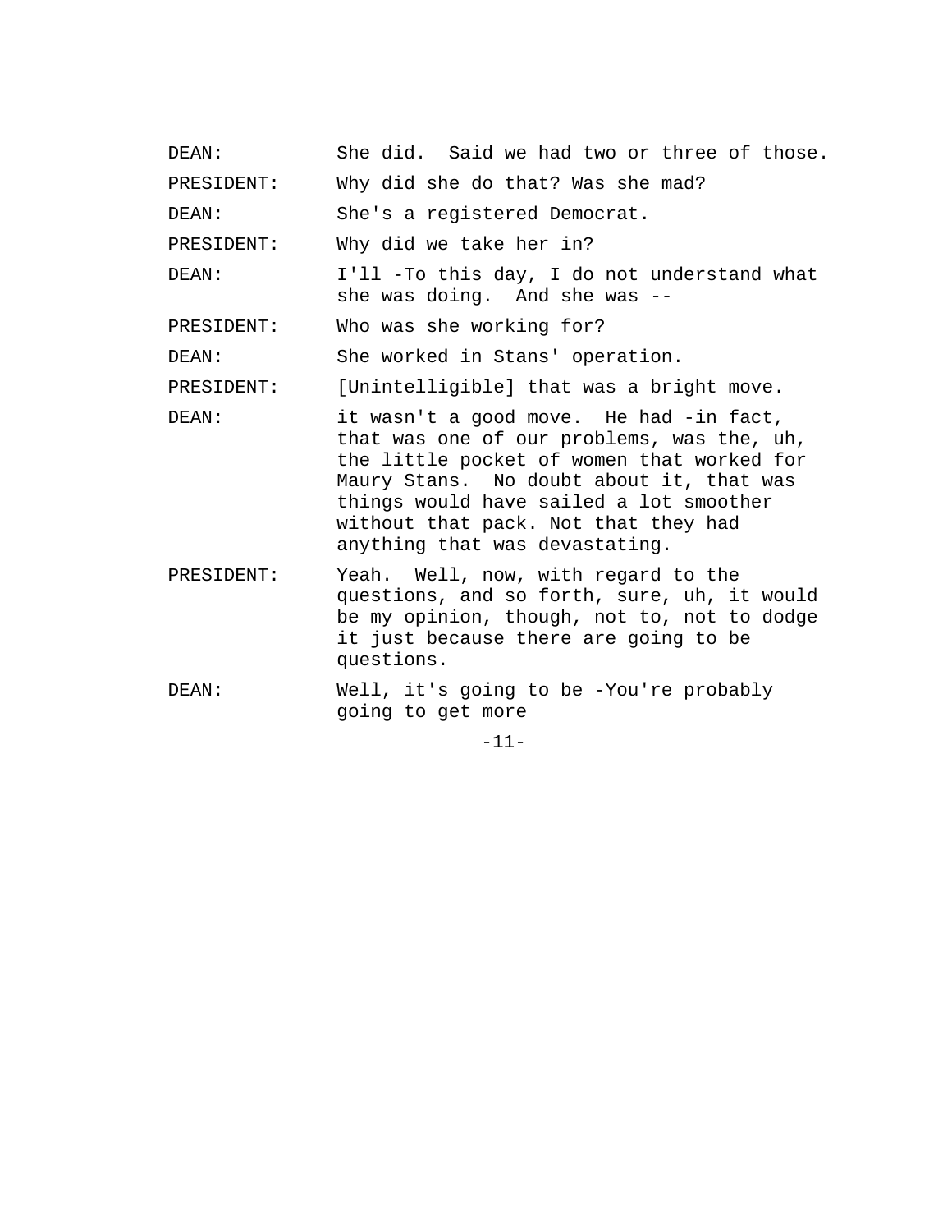DEAN: She did. Said we had two or three of those.

PRESIDENT: Why did she do that? Was she mad?

DEAN: She's a registered Democrat.

PRESIDENT: Why did we take her in?

DEAN: I'll -To this day, I do not understand what she was doing. And she was --

PRESIDENT: Who was she working for?

DEAN: She worked in Stans' operation.

PRESIDENT: [Unintelligible] that was a bright move.

DEAN: it wasn't a good move. He had -in fact, that was one of our problems, was the, uh, the little pocket of women that worked for Maury Stans. No doubt about it, that was things would have sailed a lot smoother without that pack. Not that they had anything that was devastating.

PRESIDENT: Yeah. Well, now, with regard to the questions, and so forth, sure, uh, it would be my opinion, though, not to, not to dodge it just because there are going to be questions.

DEAN: Well, it's going to be -You're probably going to get more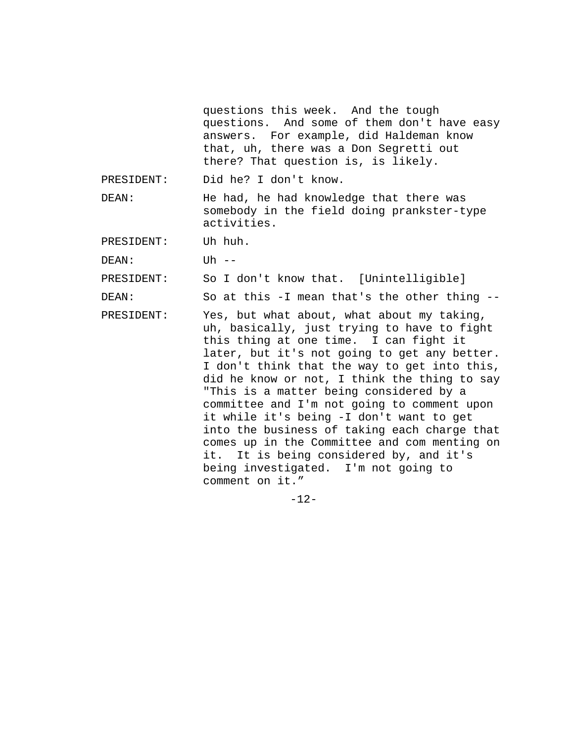questions this week. And the tough questions. And some of them don't have easy answers. For example, did Haldeman know that, uh, there was a Don Segretti out there? That question is, is likely.

PRESIDENT: Did he? I don't know.

DEAN: He had, he had knowledge that there was somebody in the field doing prankster-type activities.

PRESIDENT: Uh huh.

DEAN: Uh --

PRESIDENT: So I don't know that. [Unintelligible]

DEAN: So at this -I mean that's the other thing --

PRESIDENT: Yes, but what about, what about my taking, uh, basically, just trying to have to fight this thing at one time. I can fight it later, but it's not going to get any better. I don't think that the way to get into this, did he know or not, I think the thing to say "This is a matter being considered by a committee and I'm not going to comment upon it while it's being -I don't want to get into the business of taking each charge that comes up in the Committee and com menting on it. It is being considered by, and it's being investigated. I'm not going to comment on it."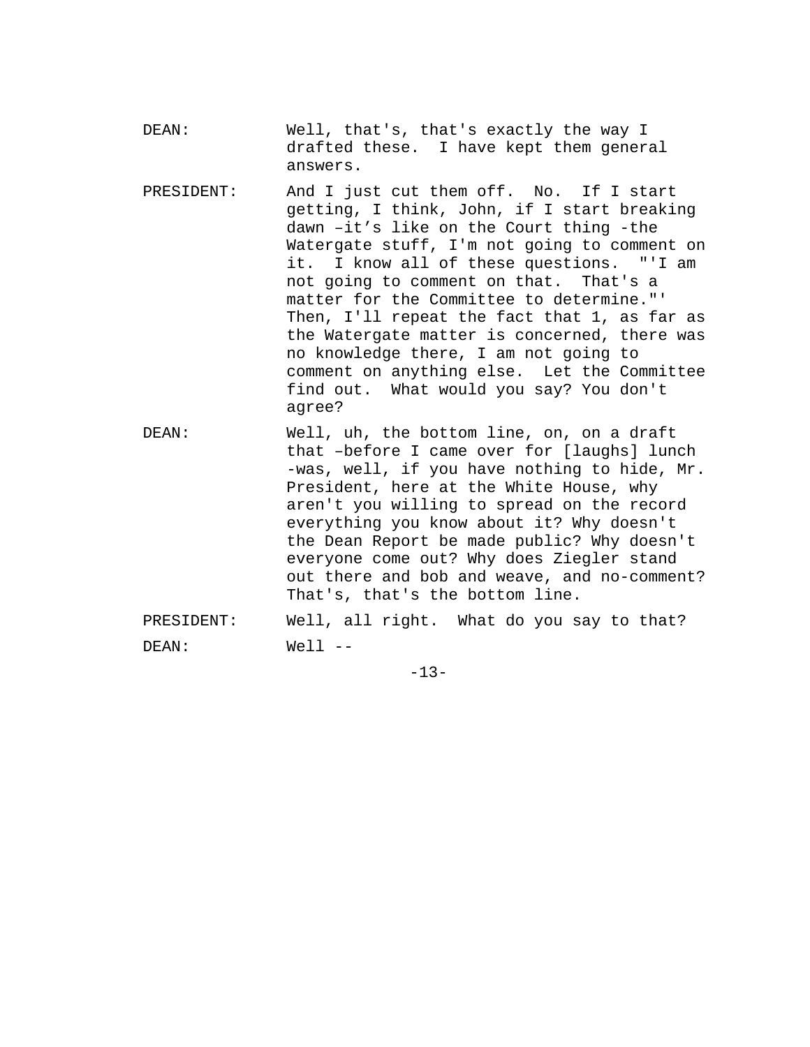DEAN: Well, that's, that's exactly the way I drafted these. I have kept them general answers.

PRESIDENT: And I just cut them off. No. If I start getting, I think, John, if I start breaking dawn –it's like on the Court thing -the Watergate stuff, I'm not going to comment on it. I know all of these questions. "'I am not going to comment on that. That's a matter for the Committee to determine."' Then, I'll repeat the fact that 1, as far as the Watergate matter is concerned, there was no knowledge there, I am not going to comment on anything else. Let the Committee find out. What would you say? You don't agree?

DEAN: Well, uh, the bottom line, on, on a draft that –before I came over for [laughs] lunch -was, well, if you have nothing to hide, Mr. President, here at the White House, why aren't you willing to spread on the record everything you know about it? Why doesn't the Dean Report be made public? Why doesn't everyone come out? Why does Ziegler stand out there and bob and weave, and no-comment? That's, that's the bottom line.

PRESIDENT: Well, all right. What do you say to that?

DEAN: Well --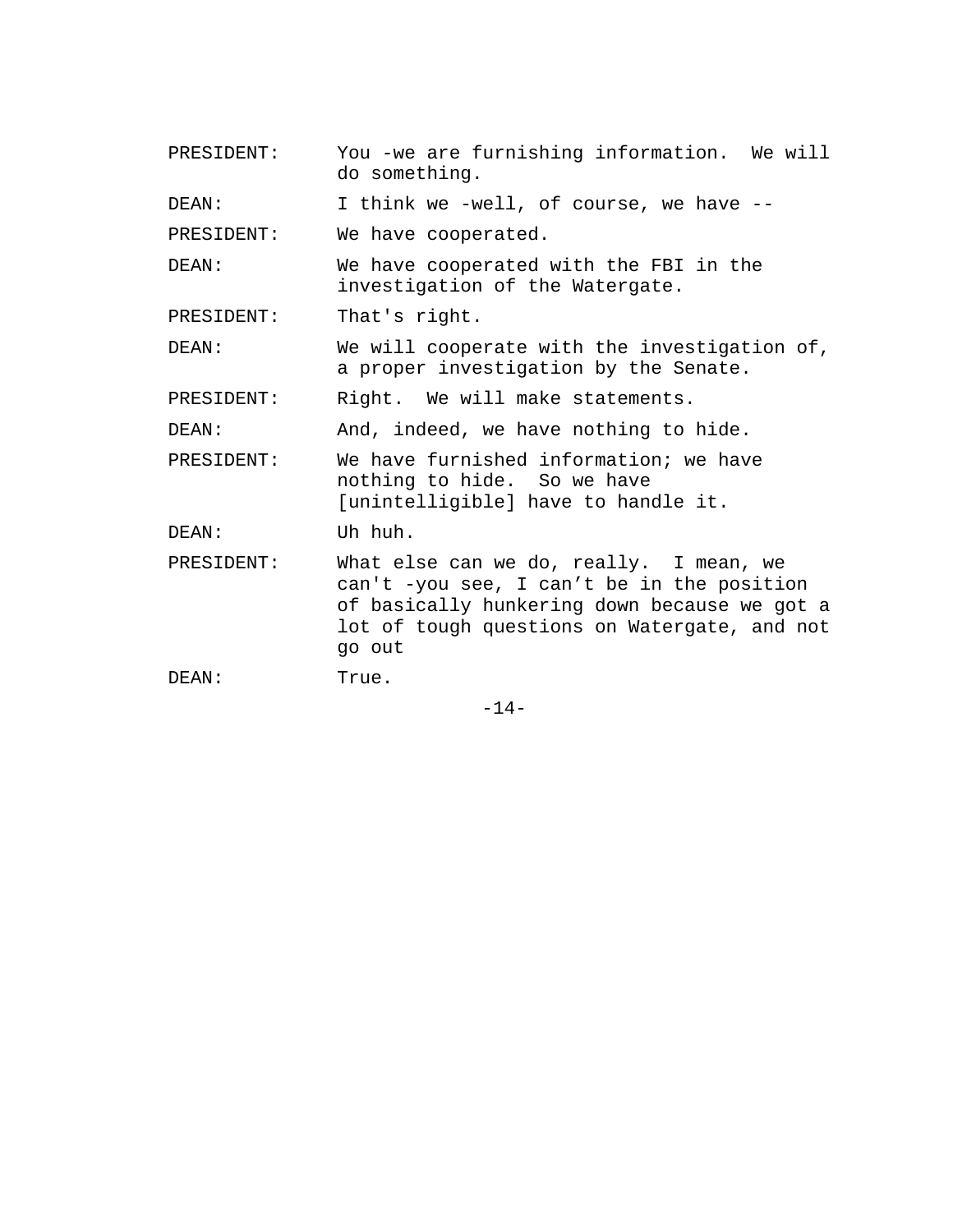PRESIDENT: You -we are furnishing information. We will do something.

DEAN: I think we -well, of course, we have --

PRESIDENT: We have cooperated.

DEAN: We have cooperated with the FBI in the investigation of the Watergate.

PRESIDENT: That's right.

DEAN: We will cooperate with the investigation of, a proper investigation by the Senate.

PRESIDENT: Right. We will make statements.

DEAN: And, indeed, we have nothing to hide.

PRESIDENT: We have furnished information; we have nothing to hide. So we have [unintelligible] have to handle it.

DEAN: Uh huh.

PRESIDENT: What else can we do, really. I mean, we can't -you see, I can't be in the position of basically hunkering down because we got a lot of tough questions on Watergate, and not go out

DEAN: True.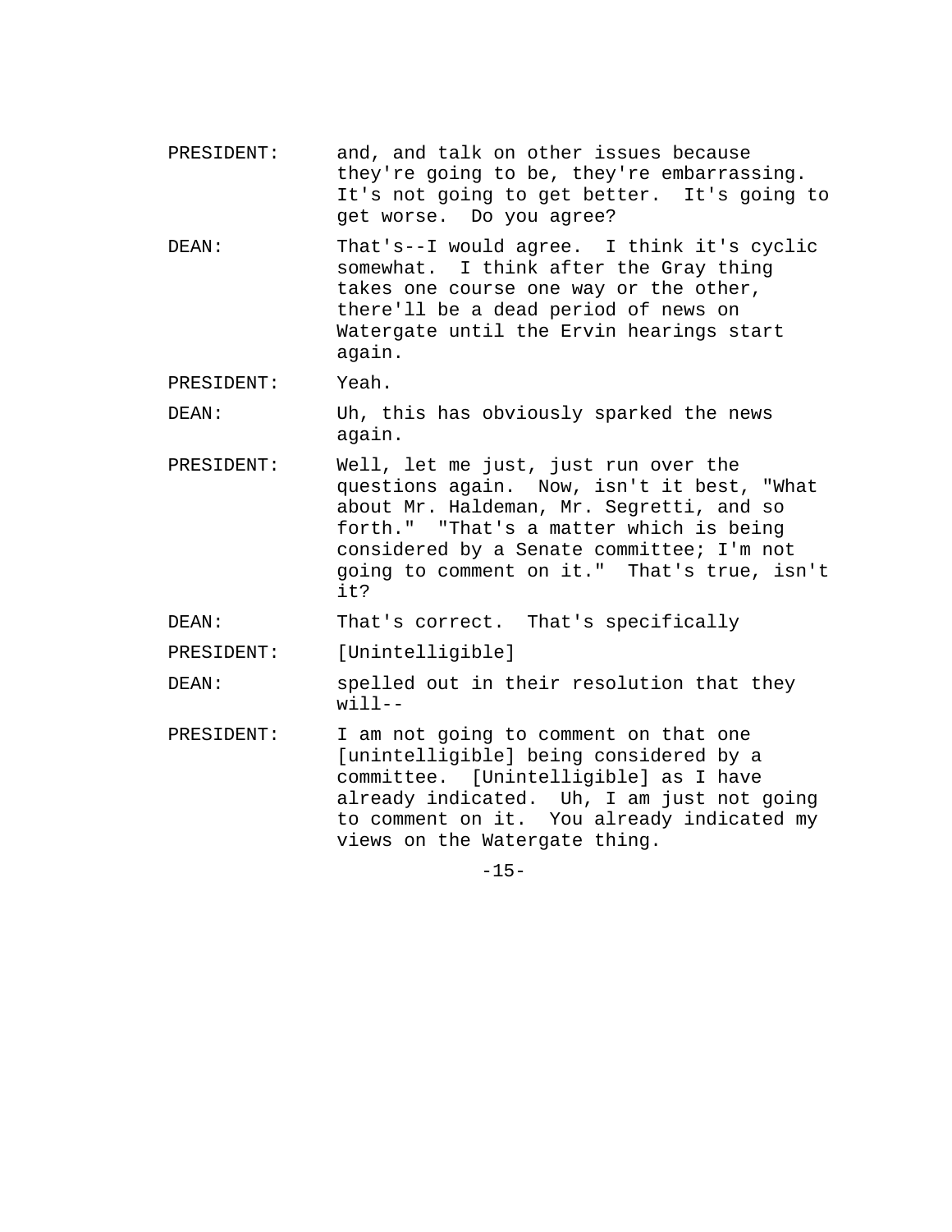PRESIDENT: and, and talk on other issues because they're going to be, they're embarrassing. It's not going to get better. It's going to get worse. Do you agree?

DEAN: That's--I would agree. I think it's cyclic somewhat. I think after the Gray thing takes one course one way or the other, there'll be a dead period of news on Watergate until the Ervin hearings start again.

PRESIDENT: Yeah.

DEAN: Uh, this has obviously sparked the news again.

PRESIDENT: Well, let me just, just run over the questions again. Now, isn't it best, "What about Mr. Haldeman, Mr. Segretti, and so forth." "That's a matter which is being considered by a Senate committee; I'm not going to comment on it." That's true, isn't it?

DEAN: That's correct. That's specifically

PRESIDENT: [Unintelligible]

DEAN: spelled out in their resolution that they will--

PRESIDENT: I am not going to comment on that one [unintelligible] being considered by a committee. [Unintelligible] as I have already indicated. Uh, I am just not going to comment on it. You already indicated my views on the Watergate thing.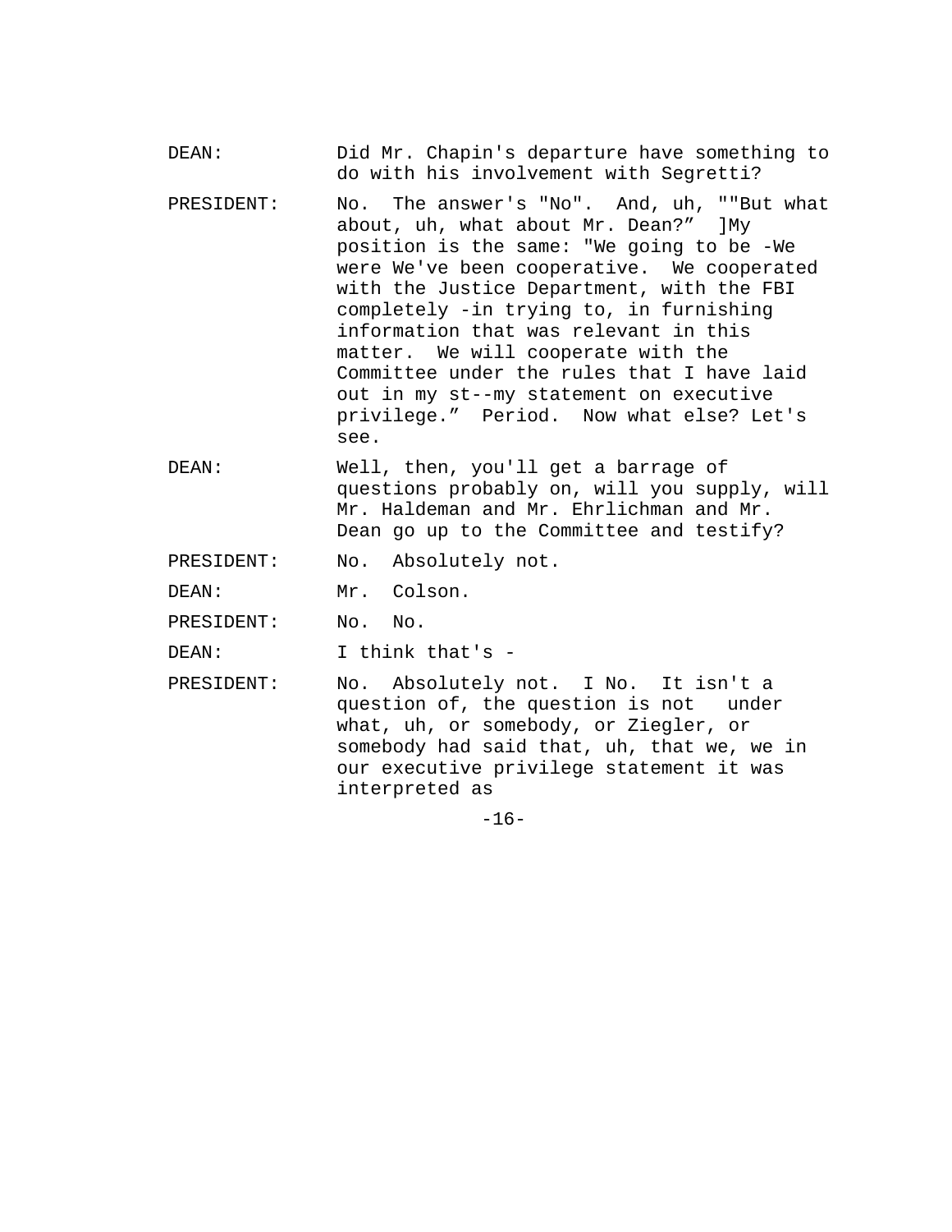DEAN: Did Mr. Chapin's departure have something to do with his involvement with Segretti?

PRESIDENT: No. The answer's "No". And, uh, ""But what about, uh, what about Mr. Dean?" ]My position is the same: "We going to be -We were We've been cooperative. We cooperated with the Justice Department, with the FBI completely -in trying to, in furnishing information that was relevant in this matter. We will cooperate with the Committee under the rules that I have laid out in my st--my statement on executive privilege." Period. Now what else? Let's see.

DEAN: Well, then, you'll get a barrage of questions probably on, will you supply, will Mr. Haldeman and Mr. Ehrlichman and Mr. Dean go up to the Committee and testify?

PRESIDENT: No. Absolutely not.

DEAN: Mr. Colson.

PRESIDENT: No. No.

DEAN: I think that's -

PRESIDENT: No. Absolutely not. I No. It isn't a question of, the question is not under what, uh, or somebody, or Ziegler, or somebody had said that, uh, that we, we in our executive privilege statement it was interpreted as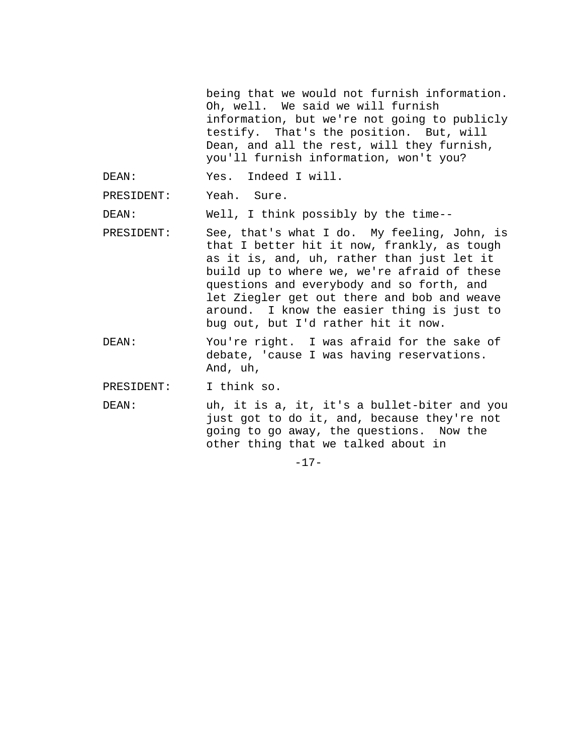being that we would not furnish information. Oh, well. We said we will furnish information, but we're not going to publicly testify. That's the position. But, will Dean, and all the rest, will they furnish, you'll furnish information, won't you?

DEAN: Yes. Indeed I will.

PRESIDENT: Yeah. Sure.

DEAN: Well, I think possibly by the time--

PRESIDENT: See, that's what I do. My feeling, John, is that I better hit it now, frankly, as tough as it is, and, uh, rather than just let it build up to where we, we're afraid of these questions and everybody and so forth, and let Ziegler get out there and bob and weave around. I know the easier thing is just to bug out, but I'd rather hit it now.

DEAN: You're right. I was afraid for the sake of debate, 'cause I was having reservations. And, uh,

PRESIDENT: I think so.

DEAN: uh, it is a, it, it's a bullet-biter and you just got to do it, and, because they're not going to go away, the questions. Now the other thing that we talked about in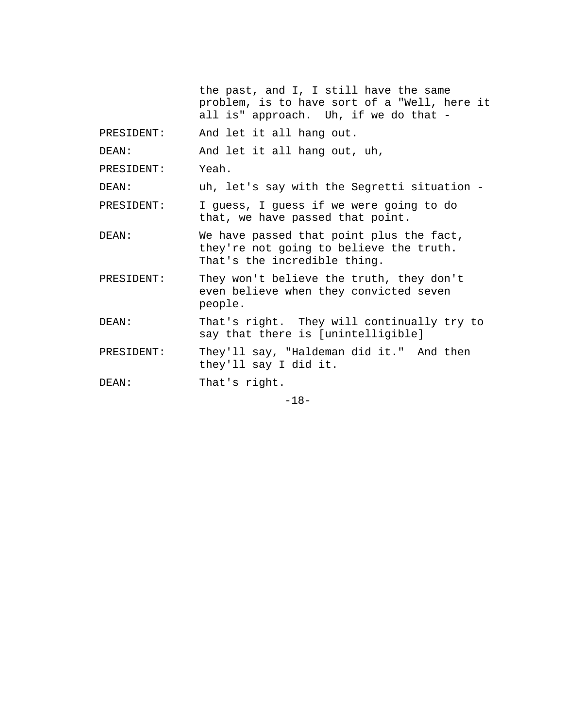the past, and I, I still have the same problem, is to have sort of a "Well, here it all is" approach. Uh, if we do that -

PRESIDENT: And let it all hang out.

DEAN: And let it all hang out, uh,

PRESIDENT: Yeah.

DEAN: uh, let's say with the Segretti situation -

PRESIDENT: I guess, I guess if we were going to do that, we have passed that point.

DEAN: We have passed that point plus the fact, they're not going to believe the truth. That's the incredible thing.

PRESIDENT: They won't believe the truth, they don't even believe when they convicted seven people.

DEAN: That's right. They will continually try to say that there is [unintelligible]

PRESIDENT: They'll say, "Haldeman did it." And then they'll say I did it.

DEAN: That's right.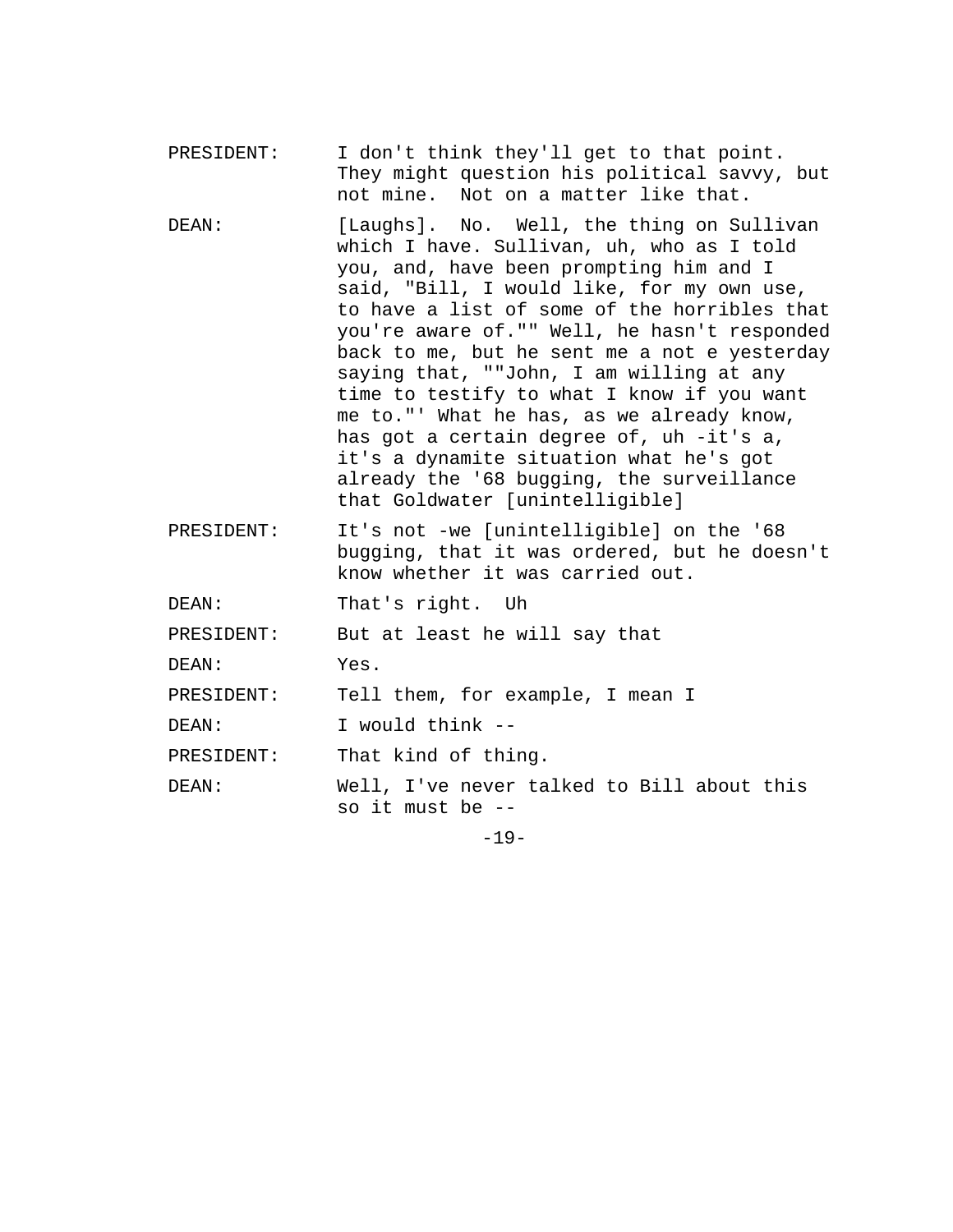PRESIDENT: I don't think they'll get to that point. They might question his political savvy, but not mine. Not on a matter like that.

DEAN: [Laughs]. No. Well, the thing on Sullivan which I have. Sullivan, uh, who as I told you, and, have been prompting him and I said, "Bill, I would like, for my own use, to have a list of some of the horribles that you're aware of."" Well, he hasn't responded back to me, but he sent me a not e yesterday saying that, ""John, I am willing at any time to testify to what I know if you want me to."' What he has, as we already know, has got a certain degree of, uh -it's a, it's a dynamite situation what he's got already the '68 bugging, the surveillance that Goldwater [unintelligible]

PRESIDENT: It's not -we [unintelligible] on the '68 bugging, that it was ordered, but he doesn't know whether it was carried out.

DEAN: That's right. Uh

PRESIDENT: But at least he will say that

DEAN: Yes.

PRESIDENT: Tell them, for example, I mean I

DEAN: I would think --

PRESIDENT: That kind of thing.

DEAN: Well, I've never talked to Bill about this so it must be --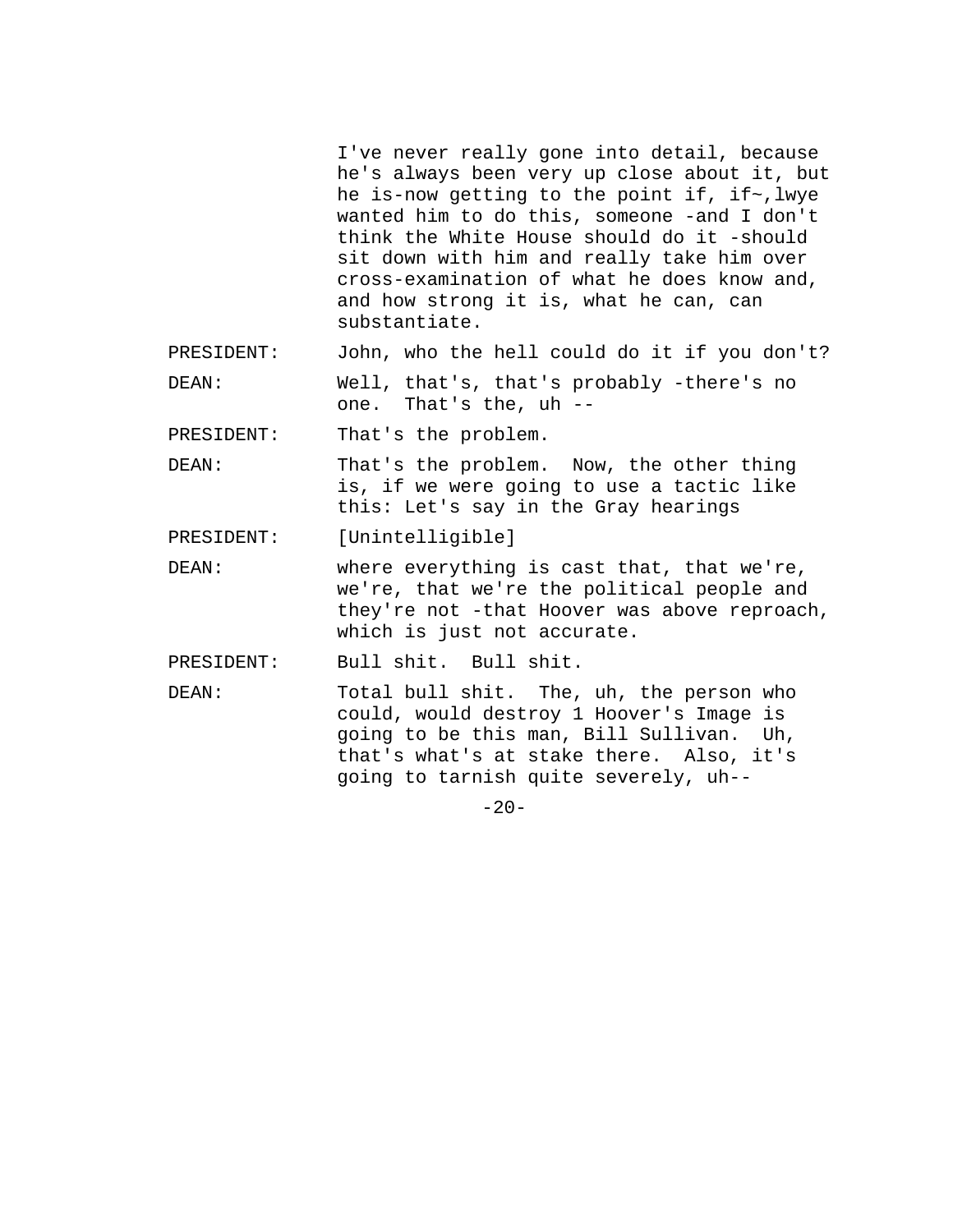I've never really gone into detail, because he's always been very up close about it, but he is-now getting to the point if, if~,lwye wanted him to do this, someone -and I don't think the White House should do it -should sit down with him and really take him over cross-examination of what he does know and, and how strong it is, what he can, can substantiate.

PRESIDENT: John, who the hell could do it if you don't?

DEAN: Well, that's, that's probably -there's no one. That's the, uh --

PRESIDENT: That's the problem.

DEAN: That's the problem. Now, the other thing is, if we were going to use a tactic like this: Let's say in the Gray hearings

PRESIDENT: [Unintelligible]

DEAN: where everything is cast that, that we're, we're, that we're the political people and they're not -that Hoover was above reproach, which is just not accurate.

PRESIDENT: Bull shit. Bull shit.

DEAN: Total bull shit. The, uh, the person who could, would destroy 1 Hoover's Image is going to be this man, Bill Sullivan. Uh, that's what's at stake there. Also, it's going to tarnish quite severely, uh--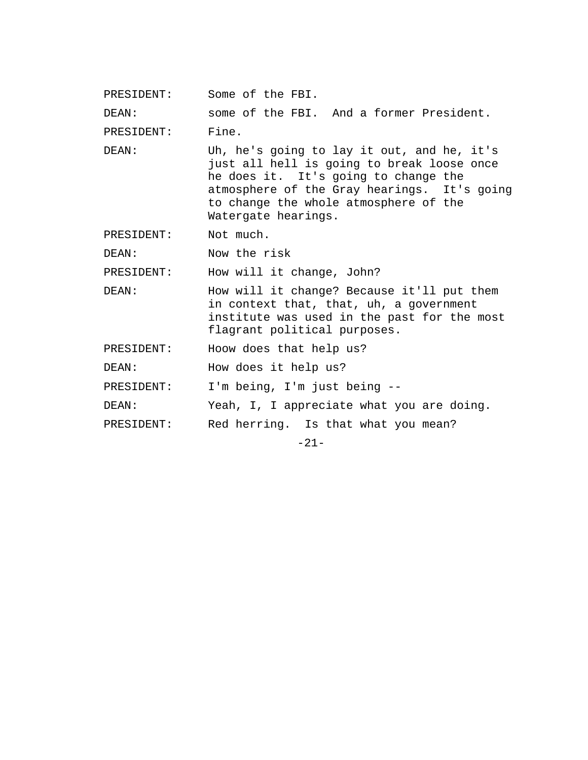PRESIDENT: Some of the FBI.

DEAN: some of the FBI. And a former President.

PRESIDENT: Fine.

DEAN: Uh, he's going to lay it out, and he, it's just all hell is going to break loose once he does it. It's going to change the atmosphere of the Gray hearings. It's going to change the whole atmosphere of the Watergate hearings.

PRESIDENT: Not much.

DEAN: Now the risk

PRESIDENT: How will it change, John?

DEAN: How will it change? Because it'll put them in context that, that, uh, a government institute was used in the past for the most flagrant political purposes.

PRESIDENT: Hoow does that help us?

DEAN: How does it help us?

PRESIDENT: I'm being, I'm just being --

DEAN: Yeah, I, I appreciate what you are doing.

PRESIDENT: Red herring. Is that what you mean?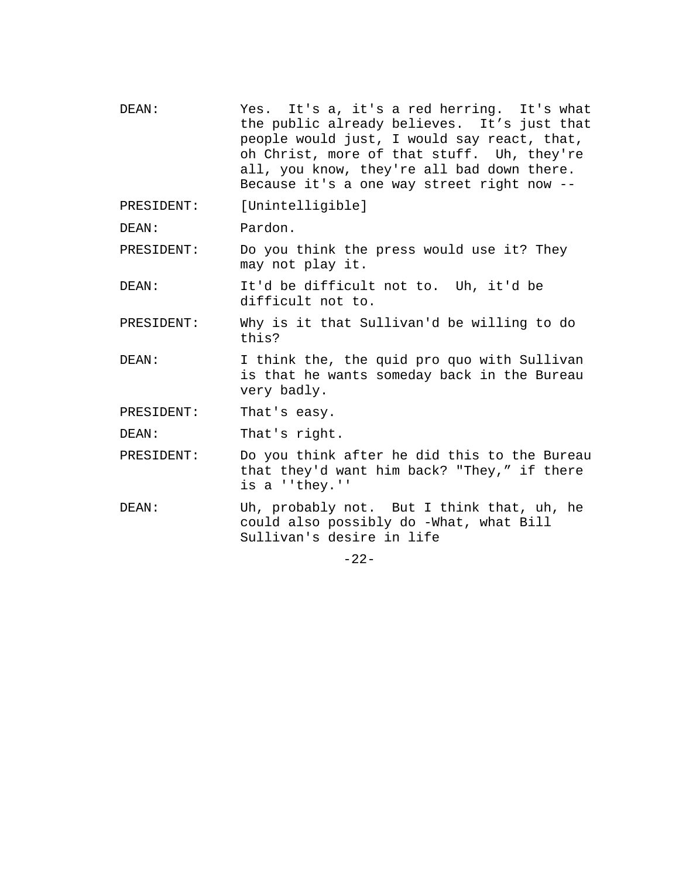DEAN: Yes. It's a, it's a red herring. It's what the public already believes. It's just that people would just, I would say react, that, oh Christ, more of that stuff. Uh, they're all, you know, they're all bad down there. Because it's a one way street right now --

PRESIDENT: [Unintelligible]

DEAN: Pardon.

PRESIDENT: Do you think the press would use it? They may not play it.

DEAN: It'd be difficult not to. Uh, it'd be difficult not to.

PRESIDENT: Why is it that Sullivan'd be willing to do this?

DEAN: I think the, the quid pro quo with Sullivan is that he wants someday back in the Bureau very badly.

PRESIDENT: That's easy.

DEAN: That's right.

PRESIDENT: Do you think after he did this to the Bureau that they'd want him back? "They," if there is a ''they.''

DEAN: Uh, probably not. But I think that, uh, he could also possibly do -What, what Bill Sullivan's desire in life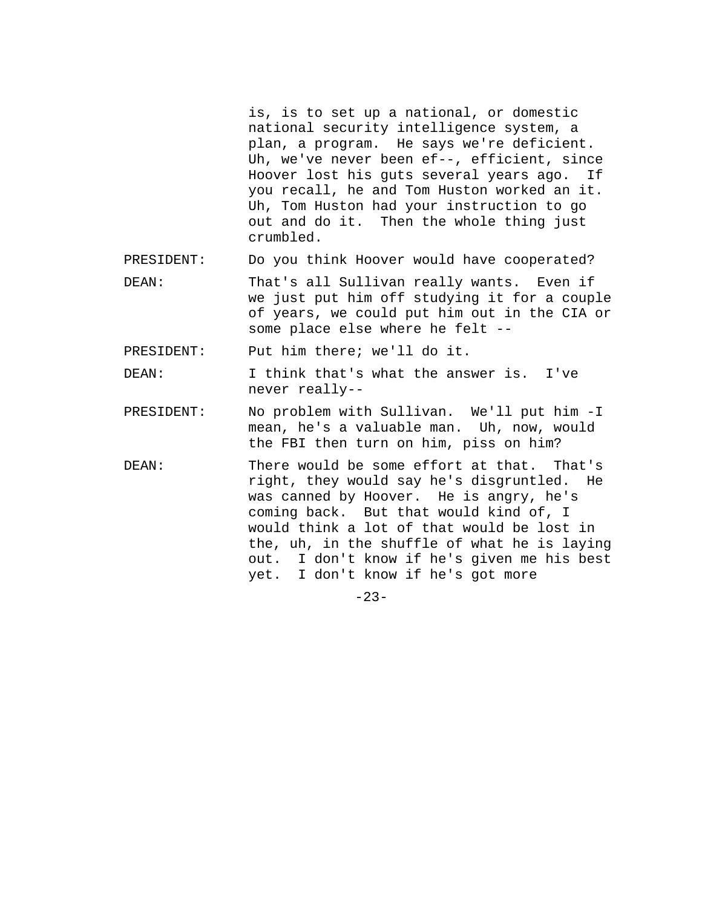is, is to set up a national, or domestic national security intelligence system, a plan, a program. He says we're deficient. Uh, we've never been ef--, efficient, since Hoover lost his guts several years ago. If you recall, he and Tom Huston worked an it. Uh, Tom Huston had your instruction to go out and do it. Then the whole thing just crumbled.

PRESIDENT: Do you think Hoover would have cooperated?

DEAN: That's all Sullivan really wants. Even if we just put him off studying it for a couple of years, we could put him out in the CIA or some place else where he felt --

PRESIDENT: Put him there; we'll do it.

DEAN: I think that's what the answer is. I've never really--

PRESIDENT: No problem with Sullivan. We'll put him -I mean, he's a valuable man. Uh, now, would the FBI then turn on him, piss on him?

DEAN: There would be some effort at that. That's right, they would say he's disgruntled. He was canned by Hoover. He is angry, he's coming back. But that would kind of, I would think a lot of that would be lost in the, uh, in the shuffle of what he is laying out. I don't know if he's given me his best yet. I don't know if he's got more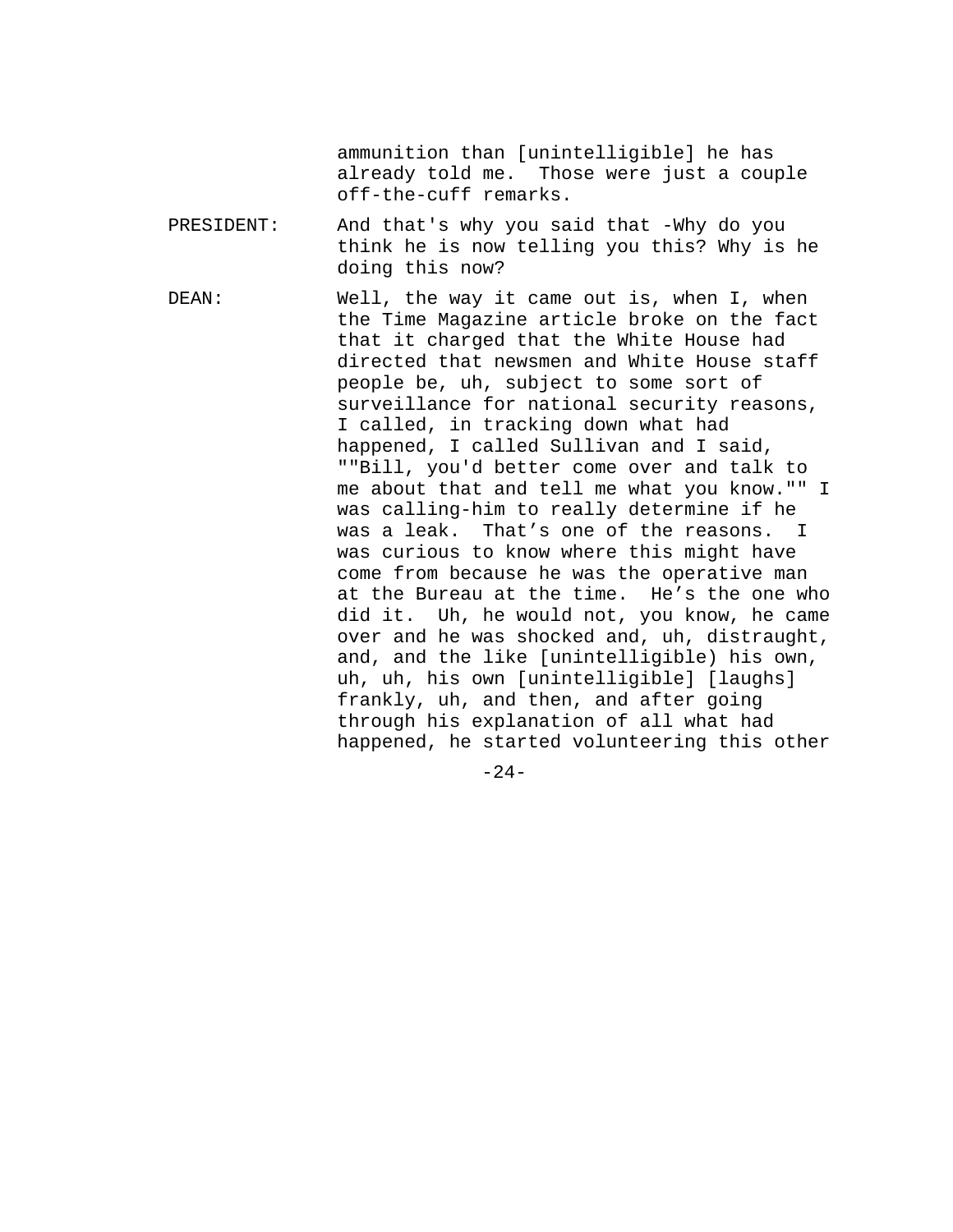ammunition than [unintelligible] he has already told me. Those were just a couple off-the-cuff remarks.

PRESIDENT: And that's why you said that -Why do you think he is now telling you this? Why is he doing this now?

DEAN: Well, the way it came out is, when I, when the Time Magazine article broke on the fact that it charged that the White House had directed that newsmen and White House staff people be, uh, subject to some sort of surveillance for national security reasons, I called, in tracking down what had happened, I called Sullivan and I said, ""Bill, you'd better come over and talk to me about that and tell me what you know."" I was calling-him to really determine if he was a leak. That’s one of the reasons. I was curious to know where this might have come from because he was the operative man at the Bureau at the time. He’s the one who did it. Uh, he would not, you know, he came over and he was shocked and, uh, distraught, and, and the like [unintelligible) his own, uh, uh, his own [unintelligible] [laughs] frankly, uh, and then, and after going through his explanation of all what had happened, he started volunteering this other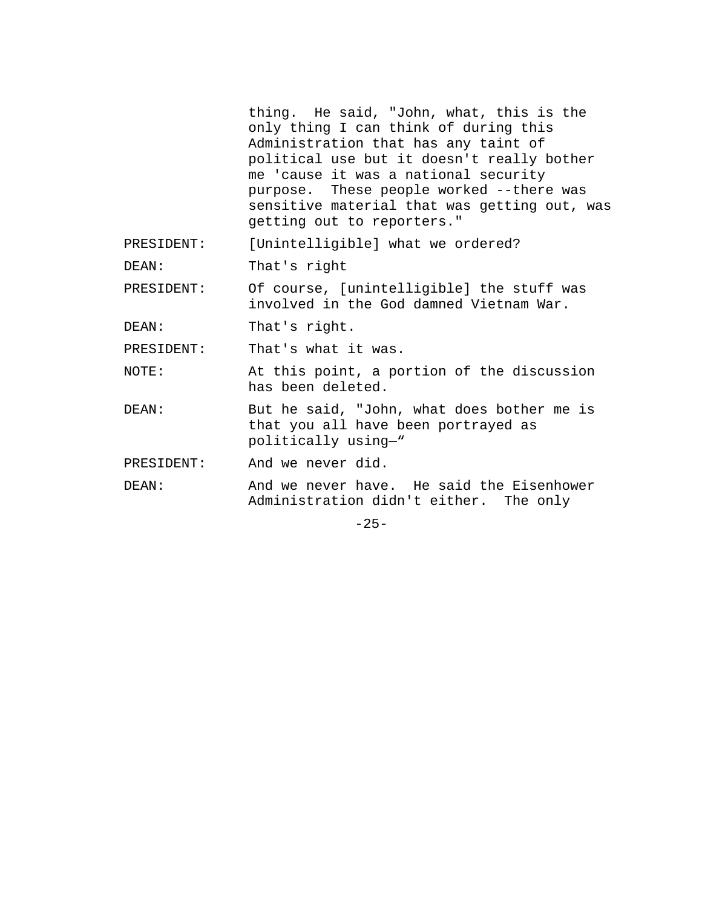thing. He said, "John, what, this is the only thing I can think of during this Administration that has any taint of political use but it doesn't really bother me 'cause it was a national security purpose. These people worked --there was sensitive material that was getting out, was getting out to reporters."

PRESIDENT: [Unintelligible] what we ordered?

DEAN: That's right

PRESIDENT: Of course, [unintelligible] the stuff was involved in the God damned Vietnam War.

DEAN: That's right.

PRESIDENT: That's what it was.

NOTE: At this point, a portion of the discussion has been deleted.

DEAN: But he said, "John, what does bother me is that you all have been portrayed as politically using—"

PRESIDENT: And we never did.

DEAN: And we never have. He said the Eisenhower Administration didn't either. The only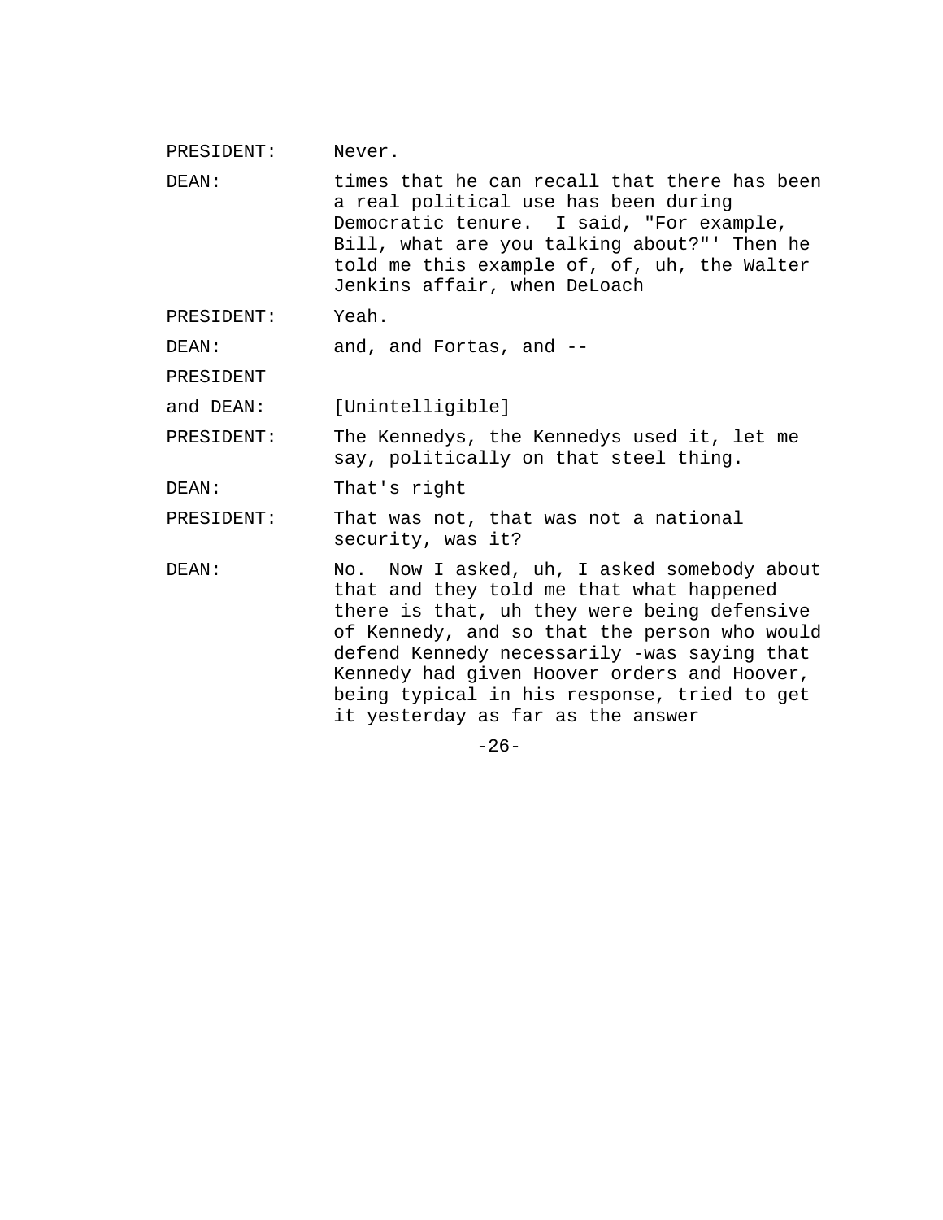PRESIDENT: Never.

DEAN: times that he can recall that there has been a real political use has been during Democratic tenure. I said, "For example, Bill, what are you talking about?"' Then he told me this example of, of, uh, the Walter Jenkins affair, when DeLoach

PRESIDENT: Yeah.

DEAN: and, and Fortas, and --

PRESIDENT and DEAN: [Unintelligible]

PRESIDENT: The Kennedys, the Kennedys used it, let me say, politically on that steel thing.

DEAN: That's right

PRESIDENT: That was not, that was not a national security, was it?

DEAN: No. Now I asked, uh, I asked somebody about that and they told me that what happened there is that, uh they were being defensive of Kennedy, and so that the person who would defend Kennedy necessarily -was saying that Kennedy had given Hoover orders and Hoover, being typical in his response, tried to get it yesterday as far as the answer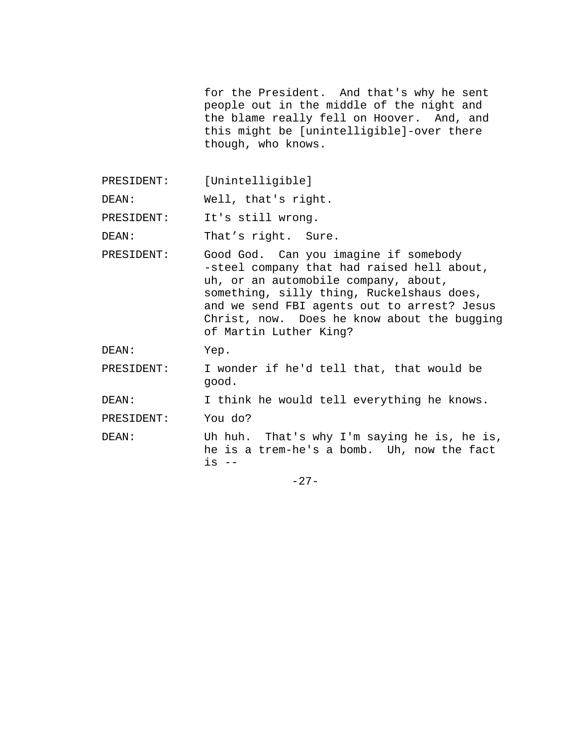for the President. And that's why he sent people out in the middle of the night and the blame really fell on Hoover. And, and this might be [unintelligible]-over there though, who knows.

PRESIDENT: [Unintelligible]

DEAN: Well, that's right.

PRESIDENT: It's still wrong.

DEAN: That's right. Sure.

PRESIDENT: Good God. Can you imagine if somebody -steel company that had raised hell about, uh, or an automobile company, about, something, silly thing, Ruckelshaus does, and we send FBI agents out to arrest? Jesus Christ, now. Does he know about the bugging of Martin Luther King?

DEAN: Yep.

PRESIDENT: I wonder if he'd tell that, that would be good.

DEAN: I think he would tell everything he knows.

PRESIDENT: You do?

DEAN: Uh huh. That's why I'm saying he is, he is, he is a trem-he's a bomb. Uh, now the fact is --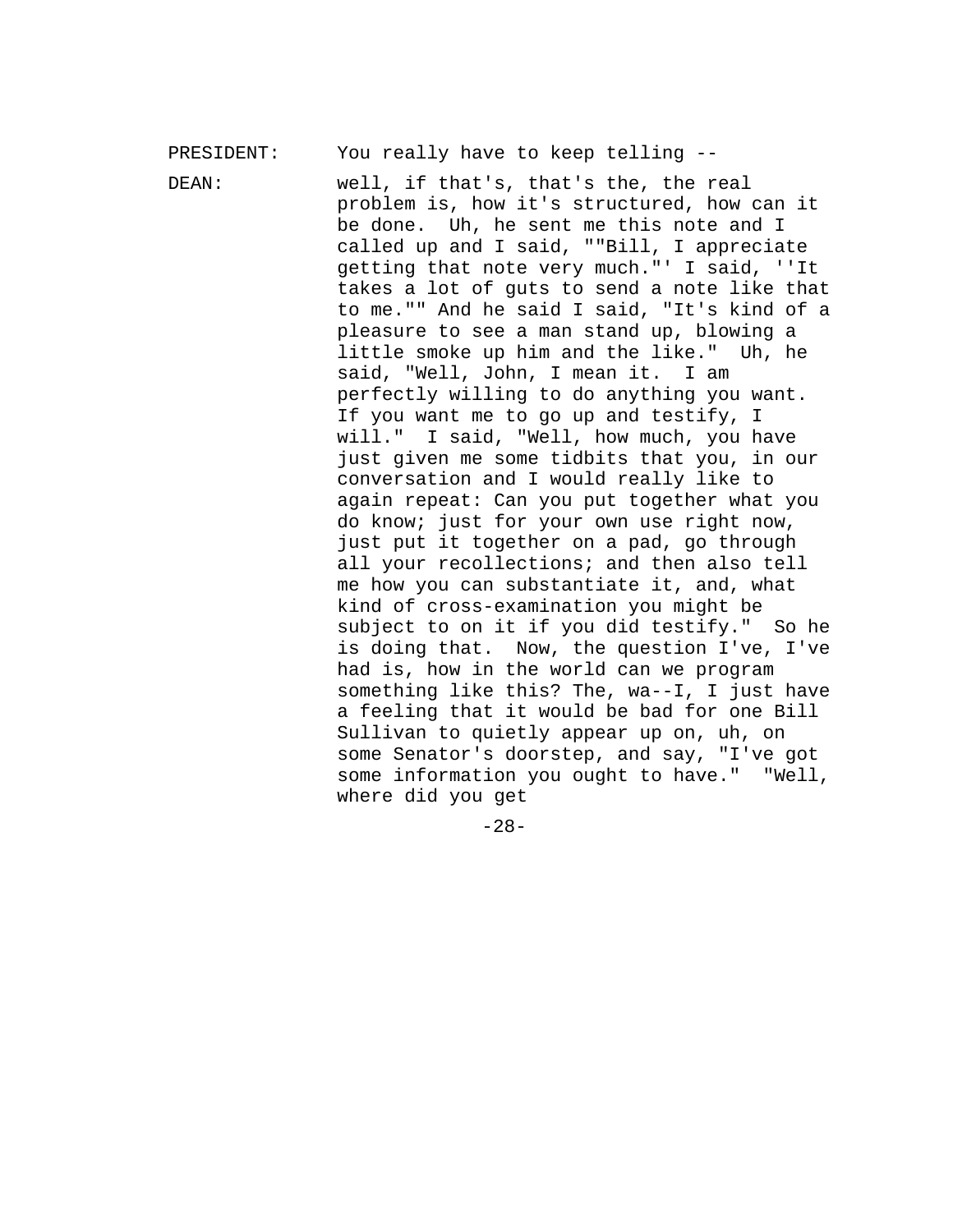PRESIDENT: You really have to keep telling --

DEAN: well, if that's, that's the, the real problem is, how it's structured, how can it be done. Uh, he sent me this note and I called up and I said, ""Bill, I appreciate getting that note very much."' I said, ''It takes a lot of guts to send a note like that to me."" And he said I said, "It's kind of a pleasure to see a man stand up, blowing a little smoke up him and the like." Uh, he said, "Well, John, I mean it. I am perfectly willing to do anything you want. If you want me to go up and testify, I will." I said, "Well, how much, you have just given me some tidbits that you, in our conversation and I would really like to again repeat: Can you put together what you do know; just for your own use right now, just put it together on a pad, go through all your recollections; and then also tell me how you can substantiate it, and, what kind of cross-examination you might be subject to on it if you did testify." So he is doing that. Now, the question I've, I've had is, how in the world can we program something like this? The, wa--I, I just have a feeling that it would be bad for one Bill Sullivan to quietly appear up on, uh, on some Senator's doorstep, and say, "I've got some information you ought to have." "Well, where did you get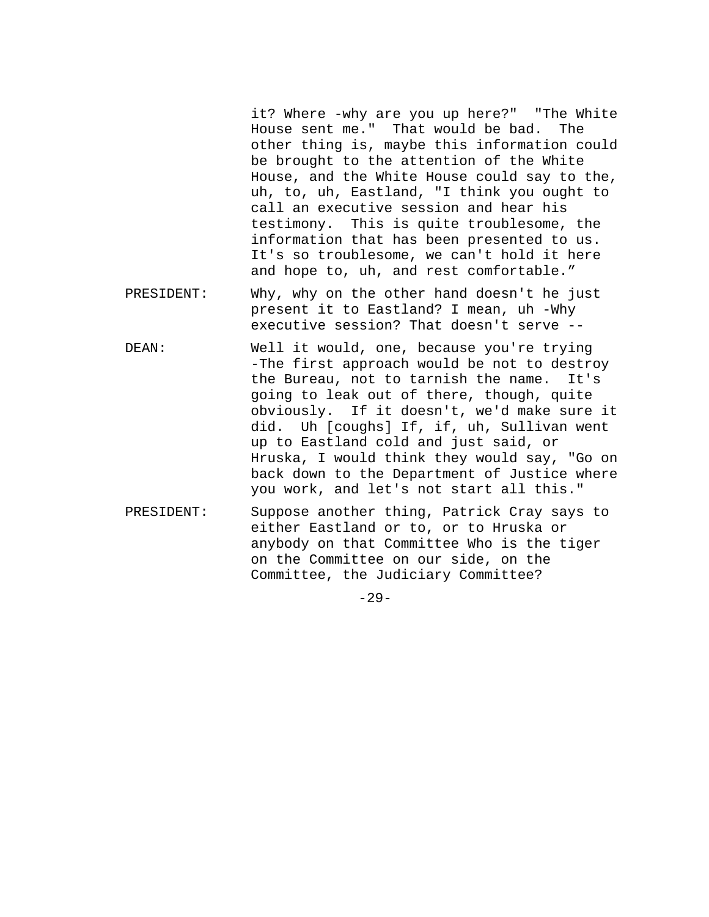it? Where -why are you up here?"  "The White House sent me."  That would be bad.  The other thing is, maybe this information could be brought to the attention of the White House, and the White House could say to the, uh, to, uh, Eastland, "I think you ought to call an executive session and hear his testimony.  This is quite troublesome, the information that has been presented to us. It's so troublesome, we can't hold it here and hope to, uh, and rest comfortable."

PRESIDENT: Why, why on the other hand doesn't he just present it to Eastland? I mean, uh -Why executive session? That doesn't serve --

DEAN: Well it would, one, because you're trying -The first approach would be not to destroy the Bureau, not to tarnish the name.  It's going to leak out of there, though, quite obviously.  If it doesn't, we'd make sure it did.  Uh [coughs] If, if, uh, Sullivan went up to Eastland cold and just said, or Hruska, I would think they would say, "Go on back down to the Department of Justice where you work, and let's not start all this."

PRESIDENT: Suppose another thing, Patrick Cray says to either Eastland or to, or to Hruska or anybody on that Committee Who is the tiger on the Committee on our side, on the Committee, the Judiciary Committee?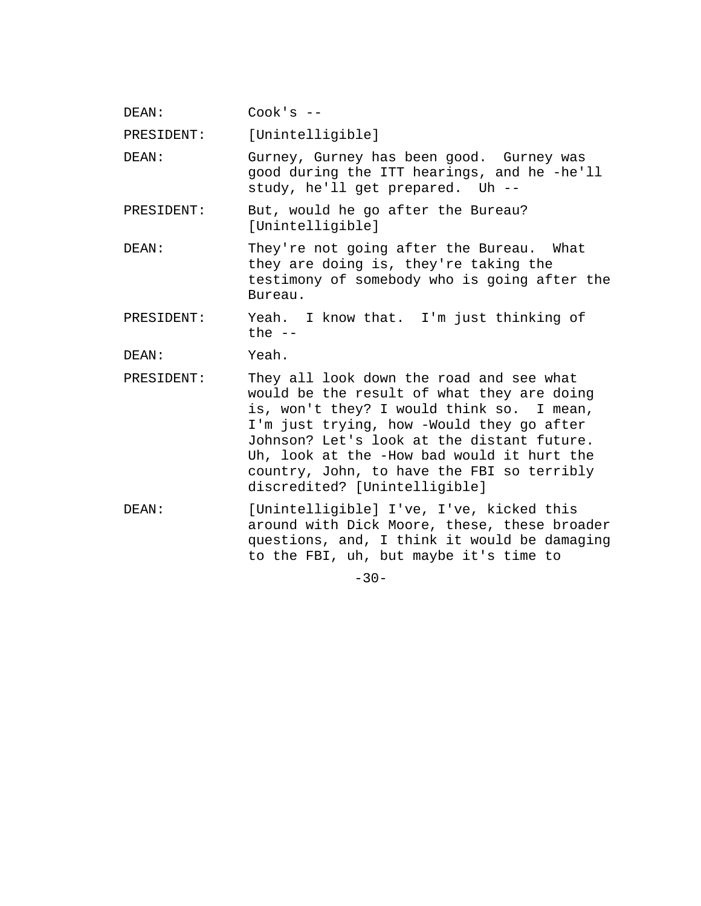DEAN: Cook's --

PRESIDENT: [Unintelligible]

DEAN: Gurney, Gurney has been good. Gurney was good during the ITT hearings, and he -he'll study, he'll get prepared. Uh --

PRESIDENT: But, would he go after the Bureau? [Unintelligible]

DEAN: They're not going after the Bureau. What they are doing is, they're taking the testimony of somebody who is going after the Bureau.

PRESIDENT: Yeah. I know that. I'm just thinking of the --

DEAN: Yeah.

PRESIDENT: They all look down the road and see what would be the result of what they are doing is, won't they? I would think so. I mean, I'm just trying, how -Would they go after Johnson? Let's look at the distant future. Uh, look at the -How bad would it hurt the country, John, to have the FBI so terribly discredited? [Unintelligible]

DEAN: [Unintelligible] I've, I've, kicked this around with Dick Moore, these, these broader questions, and, I think it would be damaging to the FBI, uh, but maybe it's time to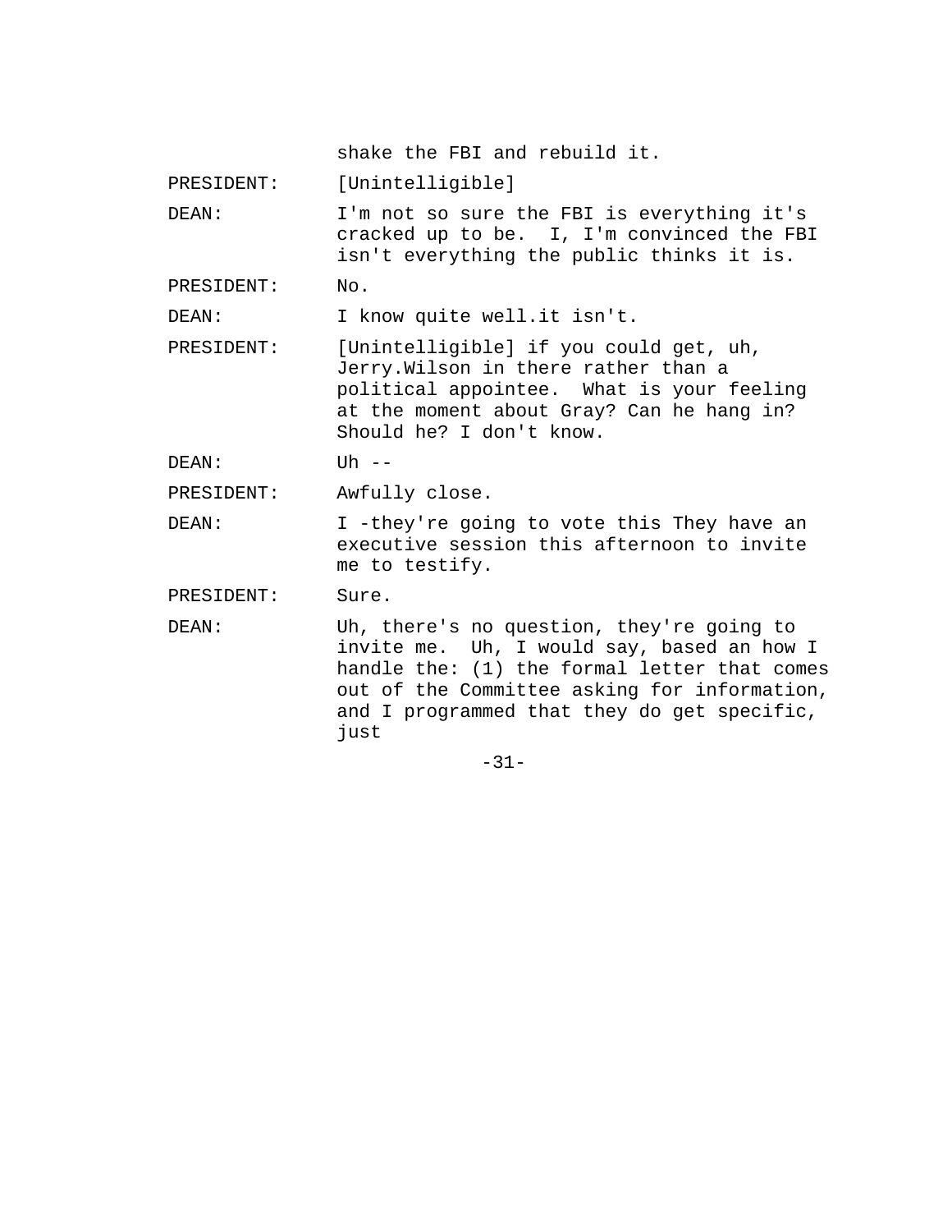shake the FBI and rebuild it.

PRESIDENT: [Unintelligible]

DEAN: I'm not so sure the FBI is everything it's cracked up to be. I, I'm convinced the FBI isn't everything the public thinks it is.

PRESIDENT: No.

DEAN: I know quite well.it isn't.

PRESIDENT: [Unintelligible] if you could get, uh, Jerry.Wilson in there rather than a political appointee. What is your feeling at the moment about Gray? Can he hang in? Should he? I don't know.

DEAN: Uh --

PRESIDENT: Awfully close.

DEAN: I -they're going to vote this They have an executive session this afternoon to invite me to testify.

PRESIDENT: Sure.

DEAN: Uh, there's no question, they're going to invite me. Uh, I would say, based an how I handle the: (1) the formal letter that comes out of the Committee asking for information, and I programmed that they do get specific, just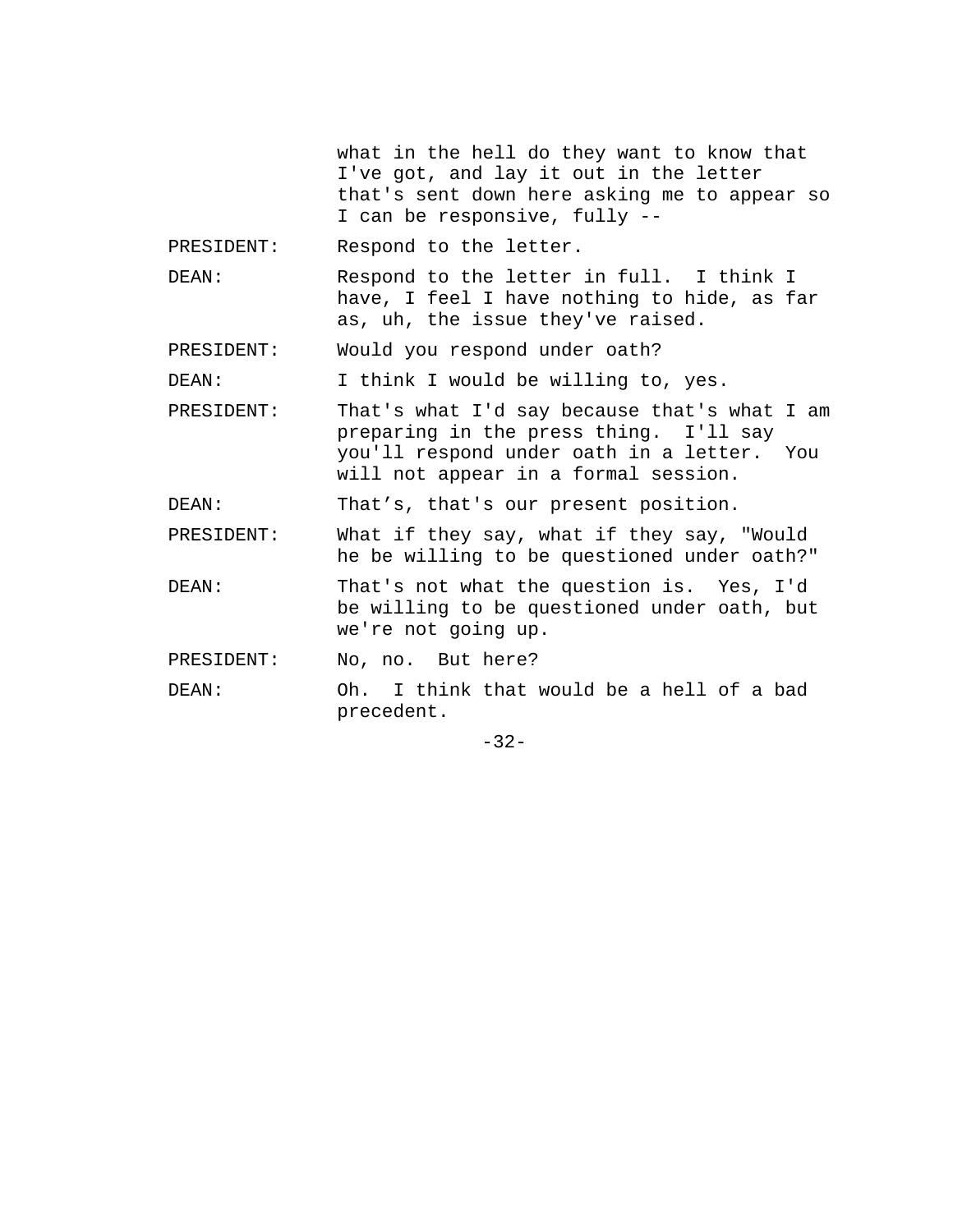what in the hell do they want to know that I've got, and lay it out in the letter that's sent down here asking me to appear so I can be responsive, fully --

PRESIDENT: Respond to the letter.

DEAN: Respond to the letter in full. I think I have, I feel I have nothing to hide, as far as, uh, the issue they've raised.

PRESIDENT: Would you respond under oath?

DEAN: I think I would be willing to, yes.

PRESIDENT: That's what I'd say because that's what I am preparing in the press thing. I'll say you'll respond under oath in a letter. You will not appear in a formal session.

DEAN: That’s, that's our present position.

PRESIDENT: What if they say, what if they say, "Would he be willing to be questioned under oath?"

DEAN: That's not what the question is. Yes, I'd be willing to be questioned under oath, but we're not going up.

PRESIDENT: No, no. But here?

DEAN: Oh. I think that would be a hell of a bad precedent.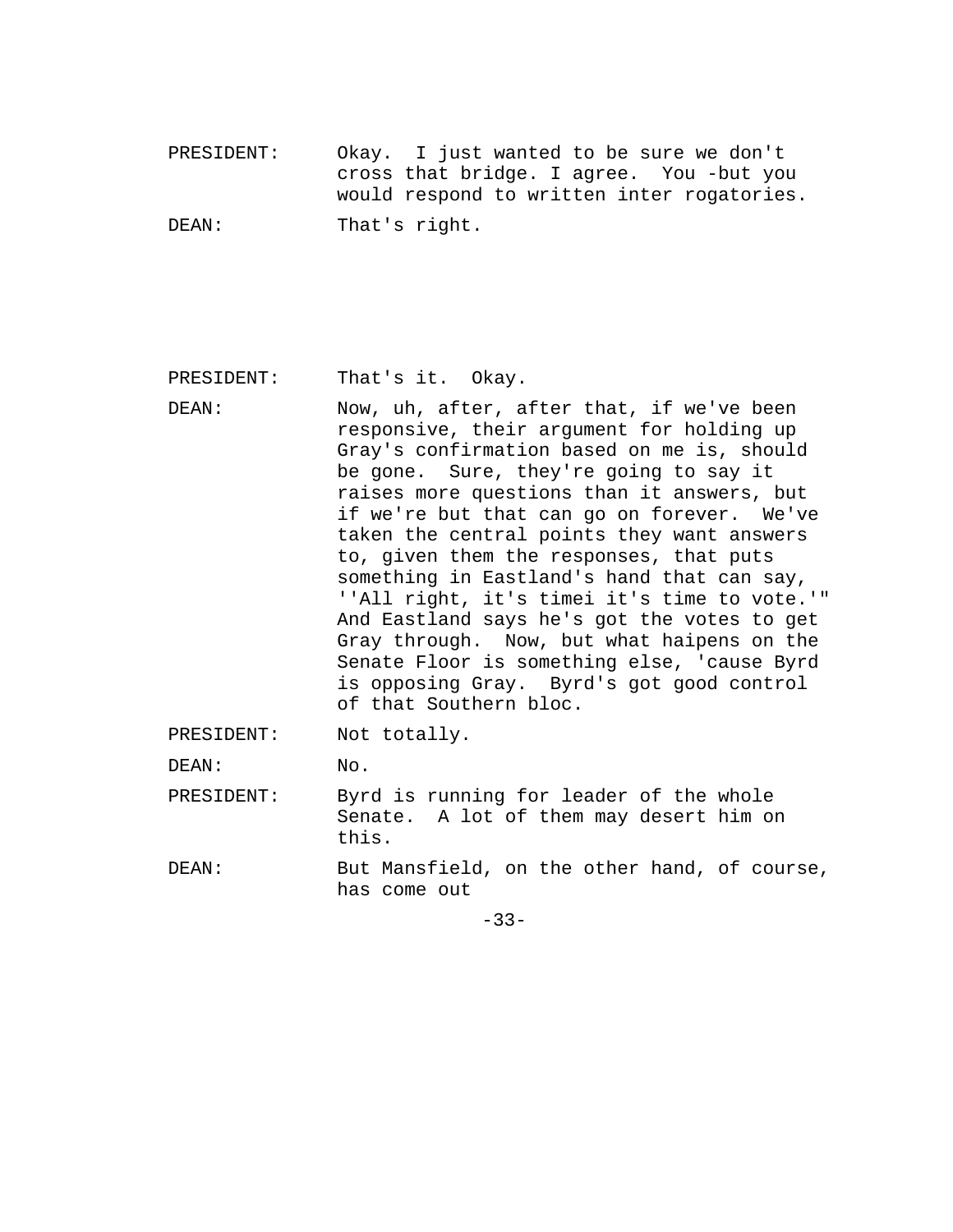PRESIDENT: Okay. I just wanted to be sure we don't cross that bridge. I agree. You -but you would respond to written inter rogatories.

DEAN: That's right.

PRESIDENT: That's it. Okay.

DEAN: Now, uh, after, after that, if we've been responsive, their argument for holding up Gray's confirmation based on me is, should be gone. Sure, they're going to say it raises more questions than it answers, but if we're but that can go on forever. We've taken the central points they want answers to, given them the responses, that puts something in Eastland's hand that can say, ''All right, it's timei it's time to vote.'" And Eastland says he's got the votes to get Gray through. Now, but what haipens on the Senate Floor is something else, 'cause Byrd is opposing Gray. Byrd's got good control of that Southern bloc.

PRESIDENT: Not totally.

DEAN: No.

PRESIDENT: Byrd is running for leader of the whole Senate. A lot of them may desert him on this.

DEAN: But Mansfield, on the other hand, of course, has come out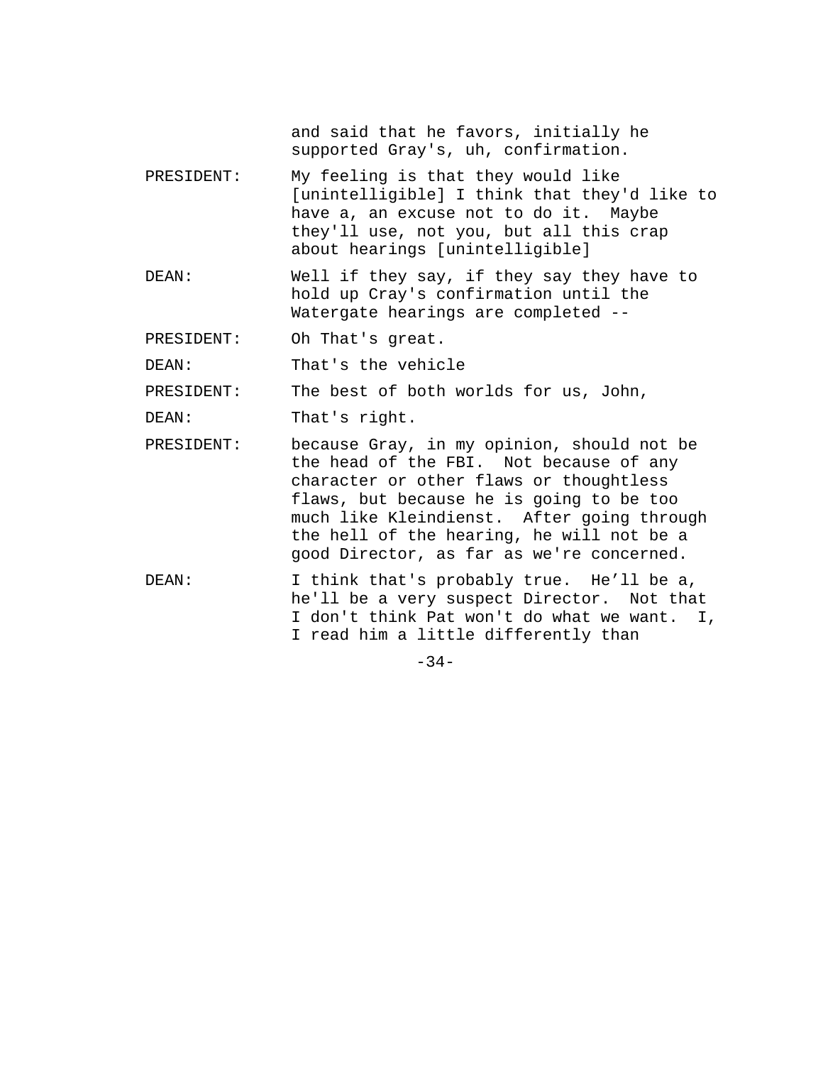and said that he favors, initially he supported Gray's, uh, confirmation.

PRESIDENT: My feeling is that they would like [unintelligible] I think that they'd like to have a, an excuse not to do it. Maybe they'll use, not you, but all this crap about hearings [unintelligible]

DEAN: Well if they say, if they say they have to hold up Cray's confirmation until the Watergate hearings are completed --

PRESIDENT: Oh That's great.

DEAN: That's the vehicle

PRESIDENT: The best of both worlds for us, John,

DEAN: That's right.

PRESIDENT: because Gray, in my opinion, should not be the head of the FBI. Not because of any character or other flaws or thoughtless flaws, but because he is going to be too much like Kleindienst. After going through the hell of the hearing, he will not be a good Director, as far as we're concerned.

DEAN: I think that's probably true. He’ll be a, he'll be a very suspect Director. Not that I don't think Pat won't do what we want. I, I read him a little differently than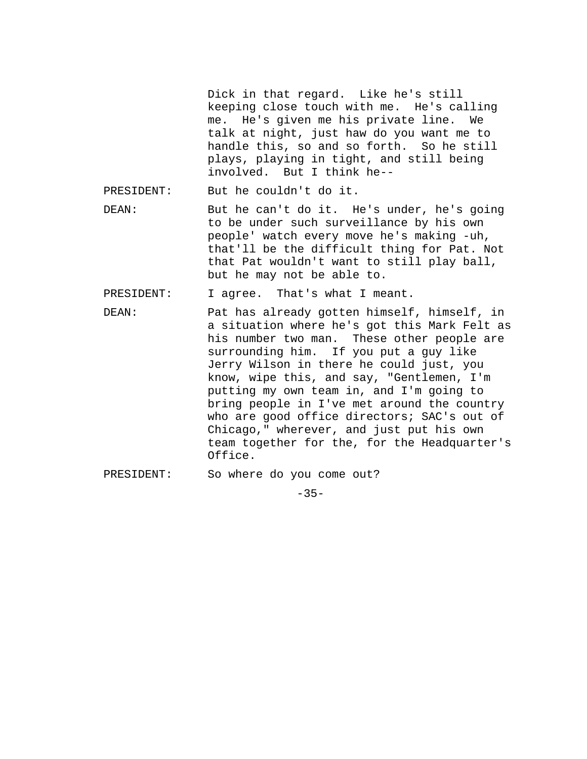Dick in that regard. Like he's still keeping close touch with me. He's calling me. He's given me his private line. We talk at night, just haw do you want me to handle this, so and so forth. So he still plays, playing in tight, and still being involved. But I think he--

PRESIDENT: But he couldn't do it.

DEAN: But he can't do it. He's under, he's going to be under such surveillance by his own people' watch every move he's making -uh, that'll be the difficult thing for Pat. Not that Pat wouldn't want to still play ball, but he may not be able to.

PRESIDENT: I agree. That's what I meant.

DEAN: Pat has already gotten himself, himself, in a situation where he's got this Mark Felt as his number two man. These other people are surrounding him. If you put a guy like Jerry Wilson in there he could just, you know, wipe this, and say, "Gentlemen, I'm putting my own team in, and I'm going to bring people in I've met around the country who are good office directors; SAC's out of Chicago," wherever, and just put his own team together for the, for the Headquarter's Office.

PRESIDENT: So where do you come out?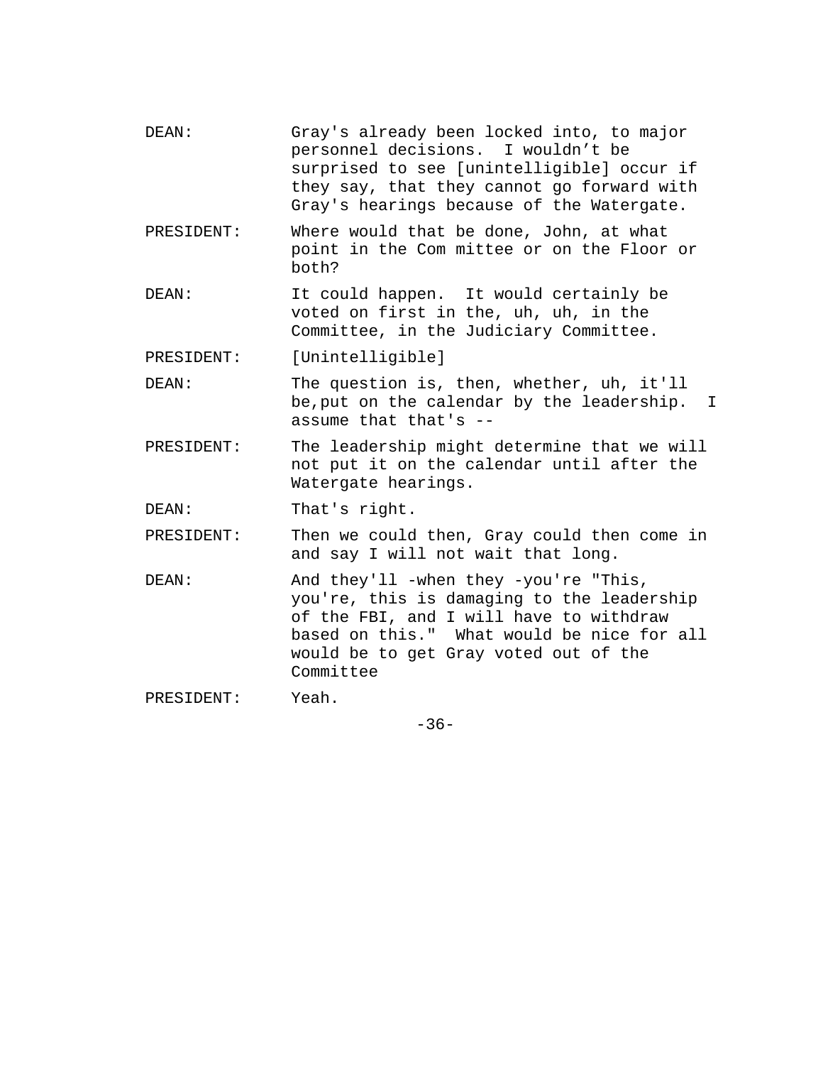DEAN: Gray's already been locked into, to major personnel decisions. I wouldn't be surprised to see [unintelligible] occur if they say, that they cannot go forward with Gray's hearings because of the Watergate.

PRESIDENT: Where would that be done, John, at what point in the Com mittee or on the Floor or both?

DEAN: It could happen. It would certainly be voted on first in the, uh, uh, in the Committee, in the Judiciary Committee.

PRESIDENT: [Unintelligible]

DEAN: The question is, then, whether, uh, it'll be,put on the calendar by the leadership. I assume that that's --

PRESIDENT: The leadership might determine that we will not put it on the calendar until after the Watergate hearings.

DEAN: That's right.

PRESIDENT: Then we could then, Gray could then come in and say I will not wait that long.

DEAN: And they'll -when they -you're "This, you're, this is damaging to the leadership of the FBI, and I will have to withdraw based on this." What would be nice for all would be to get Gray voted out of the Committee

PRESIDENT: Yeah.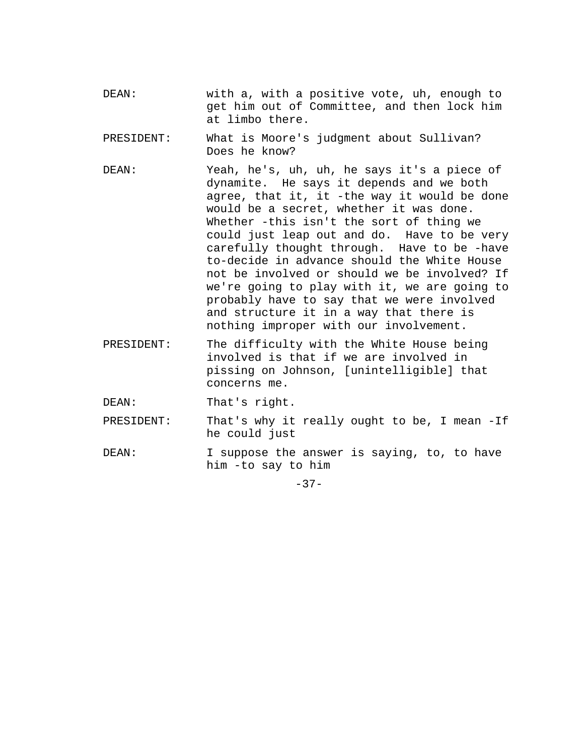DEAN: with a, with a positive vote, uh, enough to get him out of Committee, and then lock him at limbo there.

PRESIDENT: What is Moore's judgment about Sullivan? Does he know?

DEAN: Yeah, he's, uh, uh, he says it's a piece of dynamite. He says it depends and we both agree, that it, it -the way it would be done would be a secret, whether it was done. Whether -this isn't the sort of thing we could just leap out and do. Have to be very carefully thought through. Have to be -have to-decide in advance should the White House not be involved or should we be involved? If we're going to play with it, we are going to probably have to say that we were involved and structure it in a way that there is nothing improper with our involvement.

PRESIDENT: The difficulty with the White House being involved is that if we are involved in pissing on Johnson, [unintelligible] that concerns me.

DEAN: That's right.

PRESIDENT: That's why it really ought to be, I mean -If he could just

DEAN: I suppose the answer is saying, to, to have him -to say to him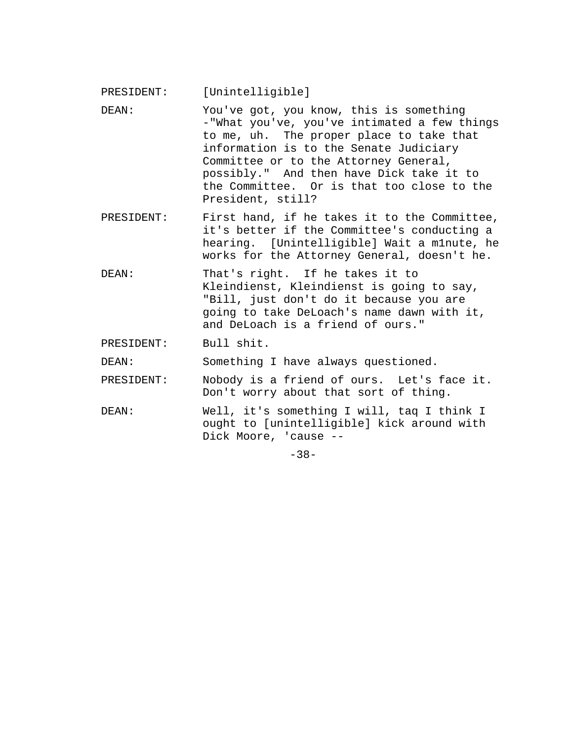PRESIDENT: [Unintelligible]

DEAN: You've got, you know, this is something -"What you've, you've intimated a few things to me, uh. The proper place to take that information is to the Senate Judiciary Committee or to the Attorney General, possibly." And then have Dick take it to the Committee. Or is that too close to the President, still?

PRESIDENT: First hand, if he takes it to the Committee, it's better if the Committee's conducting a hearing. [Unintelligible] Wait a m1nute, he works for the Attorney General, doesn't he.

DEAN: That's right. If he takes it to Kleindienst, Kleindienst is going to say, "Bill, just don't do it because you are going to take DeLoach's name dawn with it, and DeLoach is a friend of ours."

PRESIDENT: Bull shit.

DEAN: Something I have always questioned.

PRESIDENT: Nobody is a friend of ours. Let's face it. Don't worry about that sort of thing.

DEAN: Well, it's something I will, taq I think I ought to [unintelligible] kick around with Dick Moore, 'cause --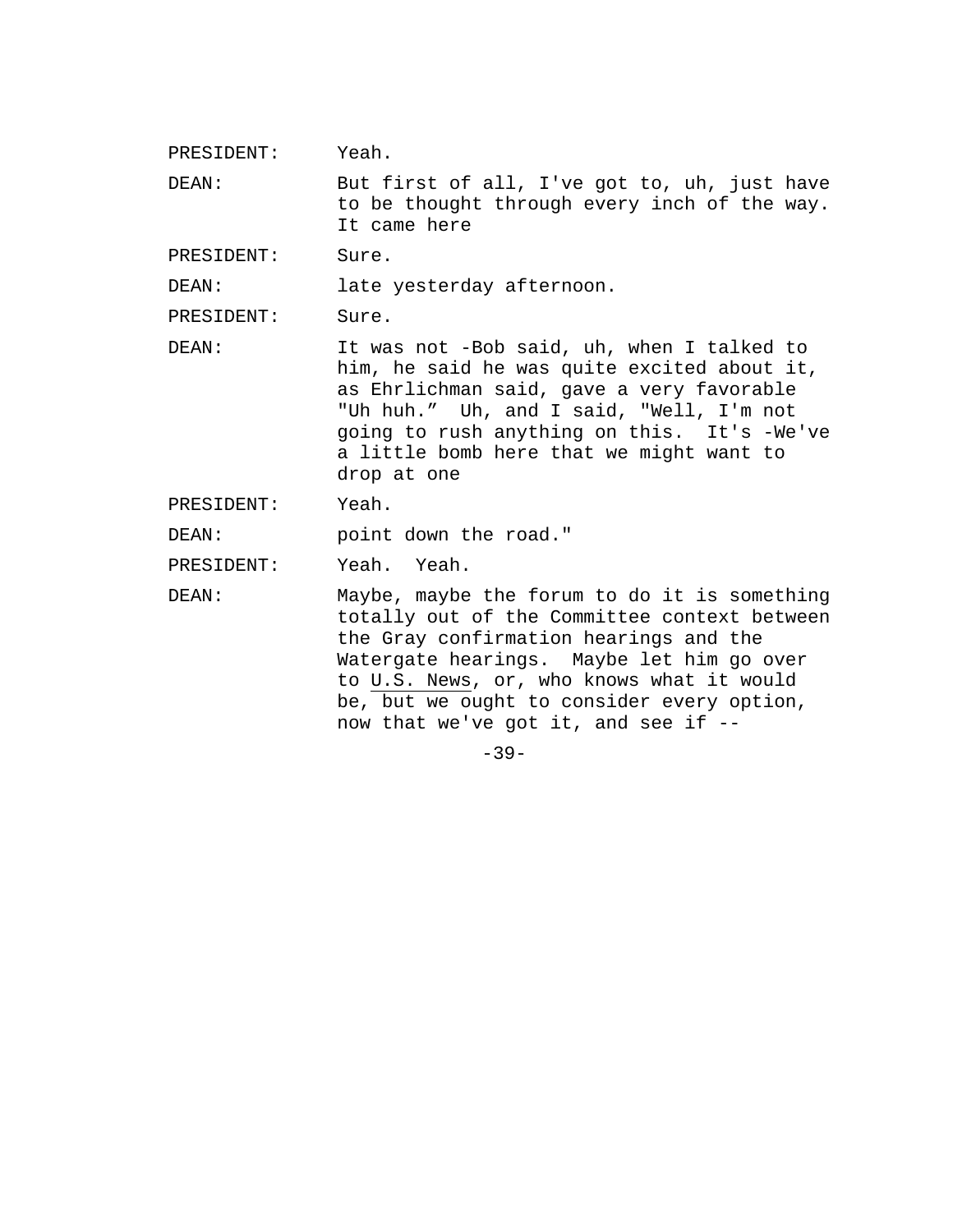PRESIDENT: Yeah.

DEAN: But first of all, I've got to, uh, just have to be thought through every inch of the way. It came here

PRESIDENT: Sure.

DEAN: late yesterday afternoon.

PRESIDENT: Sure.

DEAN: It was not -Bob said, uh, when I talked to him, he said he was quite excited about it, as Ehrlichman said, gave a very favorable "Uh huh." Uh, and I said, "Well, I'm not going to rush anything on this. It's -We've a little bomb here that we might want to drop at one

PRESIDENT: Yeah.

DEAN: point down the road."

PRESIDENT: Yeah. Yeah.

DEAN: Maybe, maybe the forum to do it is something totally out of the Committee context between the Gray confirmation hearings and the Watergate hearings. Maybe let him go over to U.S. News, or, who knows what it would be, but we ought to consider every option, now that we've got it, and see if --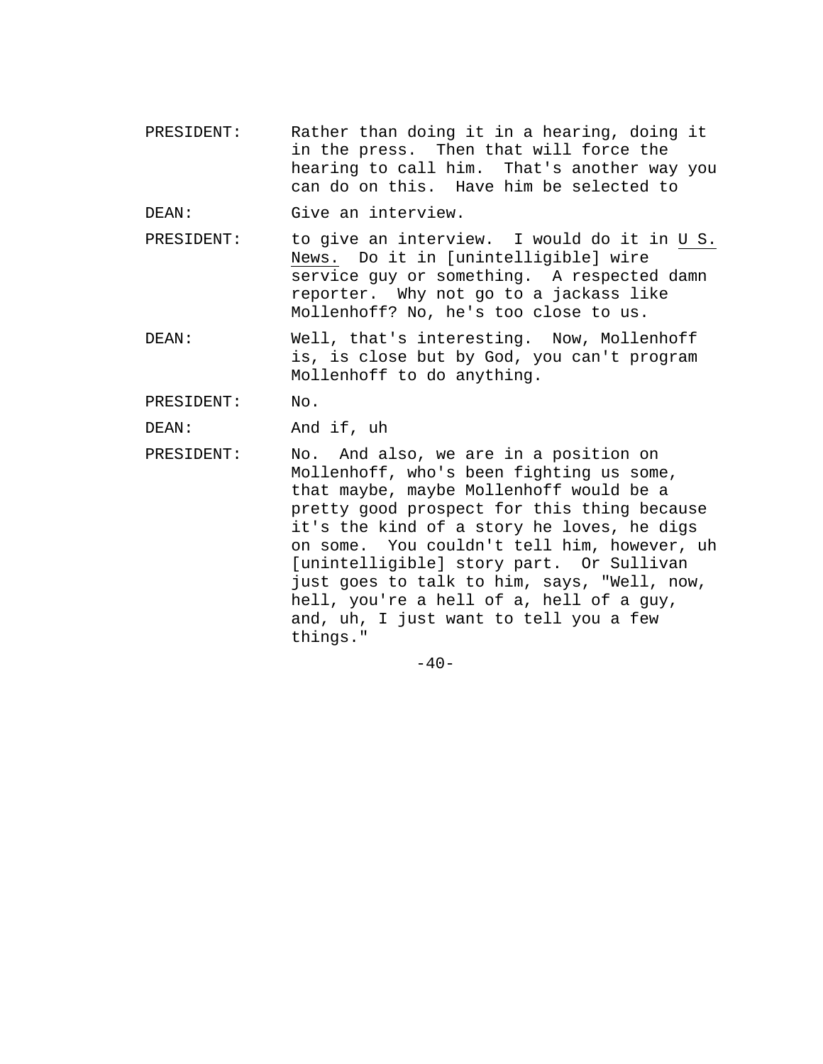PRESIDENT: Rather than doing it in a hearing, doing it in the press. Then that will force the hearing to call him. That's another way you can do on this. Have him be selected to

DEAN: Give an interview.

PRESIDENT: to give an interview. I would do it in _U S. News._ Do it in [unintelligible] wire service guy or something. A respected damn reporter. Why not go to a jackass like Mollenhoff? No, he's too close to us.

DEAN: Well, that's interesting. Now, Mollenhoff is, is close but by God, you can't program Mollenhoff to do anything.

PRESIDENT: No.

DEAN: And if, uh

PRESIDENT: No. And also, we are in a position on Mollenhoff, who's been fighting us some, that maybe, maybe Mollenhoff would be a pretty good prospect for this thing because it's the kind of a story he loves, he digs on some. You couldn't tell him, however, uh [unintelligible] story part. Or Sullivan just goes to talk to him, says, "Well, now, hell, you're a hell of a, hell of a guy, and, uh, I just want to tell you a few things."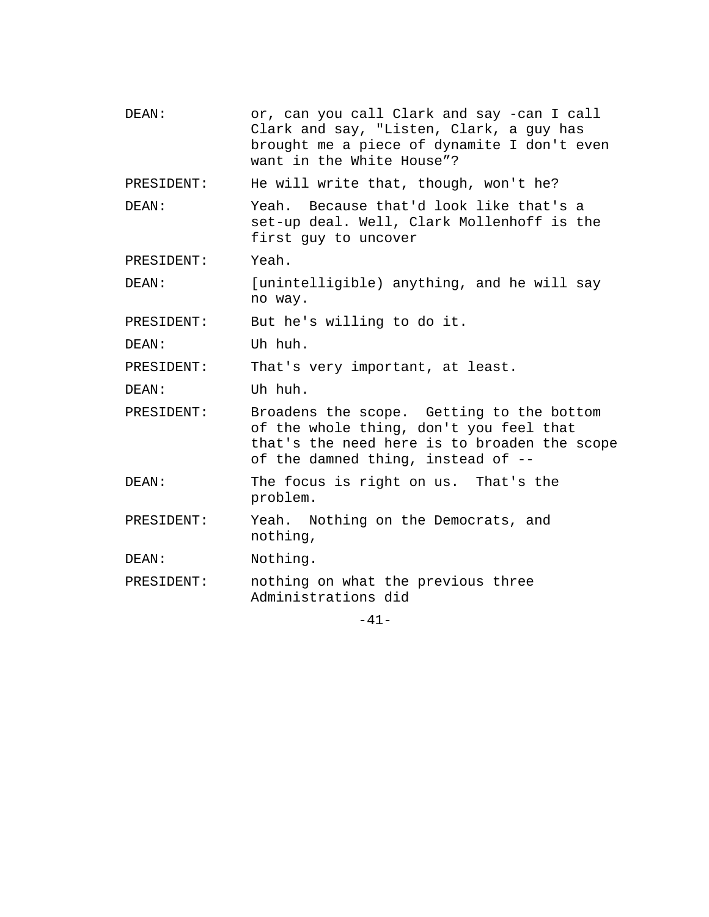DEAN: or, can you call Clark and say -can I call Clark and say, "Listen, Clark, a guy has brought me a piece of dynamite I don't even want in the White House”?

PRESIDENT: He will write that, though, won't he?

DEAN: Yeah. Because that'd look like that's a set-up deal. Well, Clark Mollenhoff is the first guy to uncover

PRESIDENT: Yeah.

DEAN: [unintelligible) anything, and he will say no way.

PRESIDENT: But he's willing to do it.

DEAN: Uh huh.

PRESIDENT: That's very important, at least.

DEAN: Uh huh.

PRESIDENT: Broadens the scope. Getting to the bottom of the whole thing, don't you feel that that's the need here is to broaden the scope of the damned thing, instead of --

DEAN: The focus is right on us. That's the problem.

PRESIDENT: Yeah. Nothing on the Democrats, and nothing,

DEAN: Nothing.

PRESIDENT: nothing on what the previous three Administrations did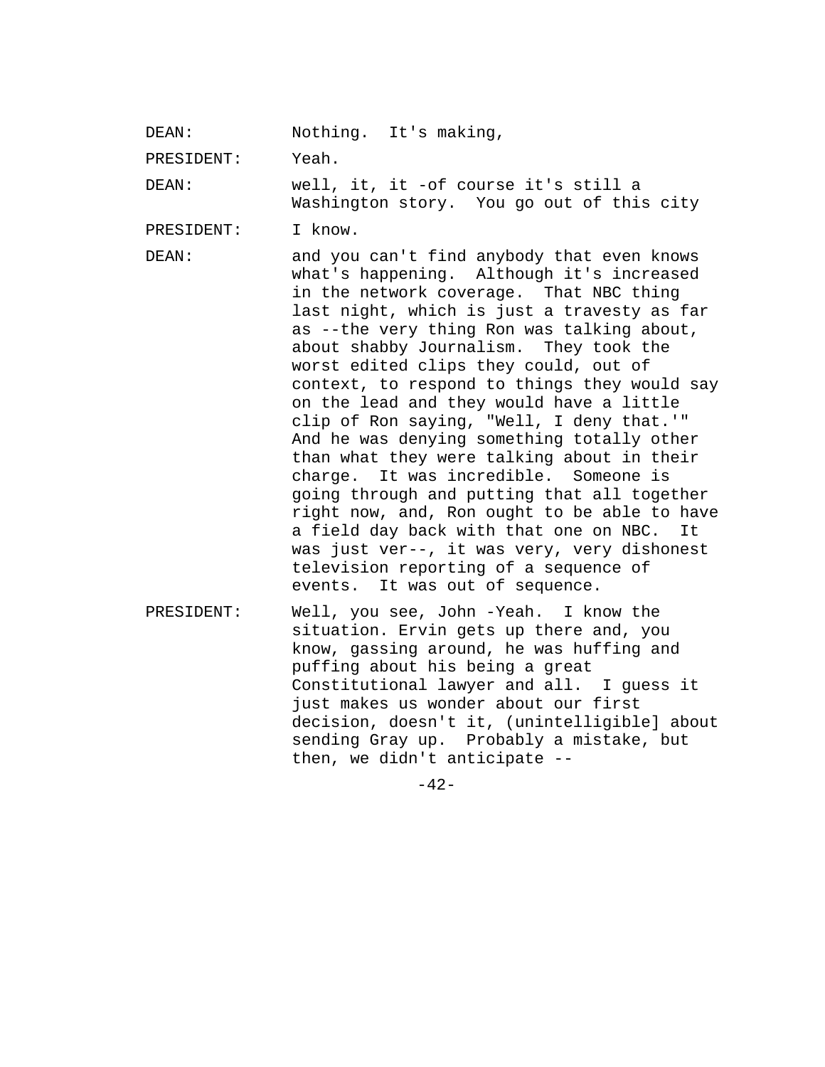DEAN: Nothing. It's making,

PRESIDENT: Yeah.

DEAN: well, it, it -of course it's still a Washington story. You go out of this city

PRESIDENT: I know.

DEAN: and you can't find anybody that even knows what's happening. Although it's increased in the network coverage. That NBC thing last night, which is just a travesty as far as --the very thing Ron was talking about, about shabby Journalism. They took the worst edited clips they could, out of context, to respond to things they would say on the lead and they would have a little clip of Ron saying, "Well, I deny that.'" And he was denying something totally other than what they were talking about in their charge. It was incredible. Someone is going through and putting that all together right now, and, Ron ought to be able to have a field day back with that one on NBC. It was just ver--, it was very, very dishonest television reporting of a sequence of events. It was out of sequence.

PRESIDENT: Well, you see, John -Yeah. I know the situation. Ervin gets up there and, you know, gassing around, he was huffing and puffing about his being a great Constitutional lawyer and all. I guess it just makes us wonder about our first decision, doesn't it, (unintelligible] about sending Gray up. Probably a mistake, but then, we didn't anticipate --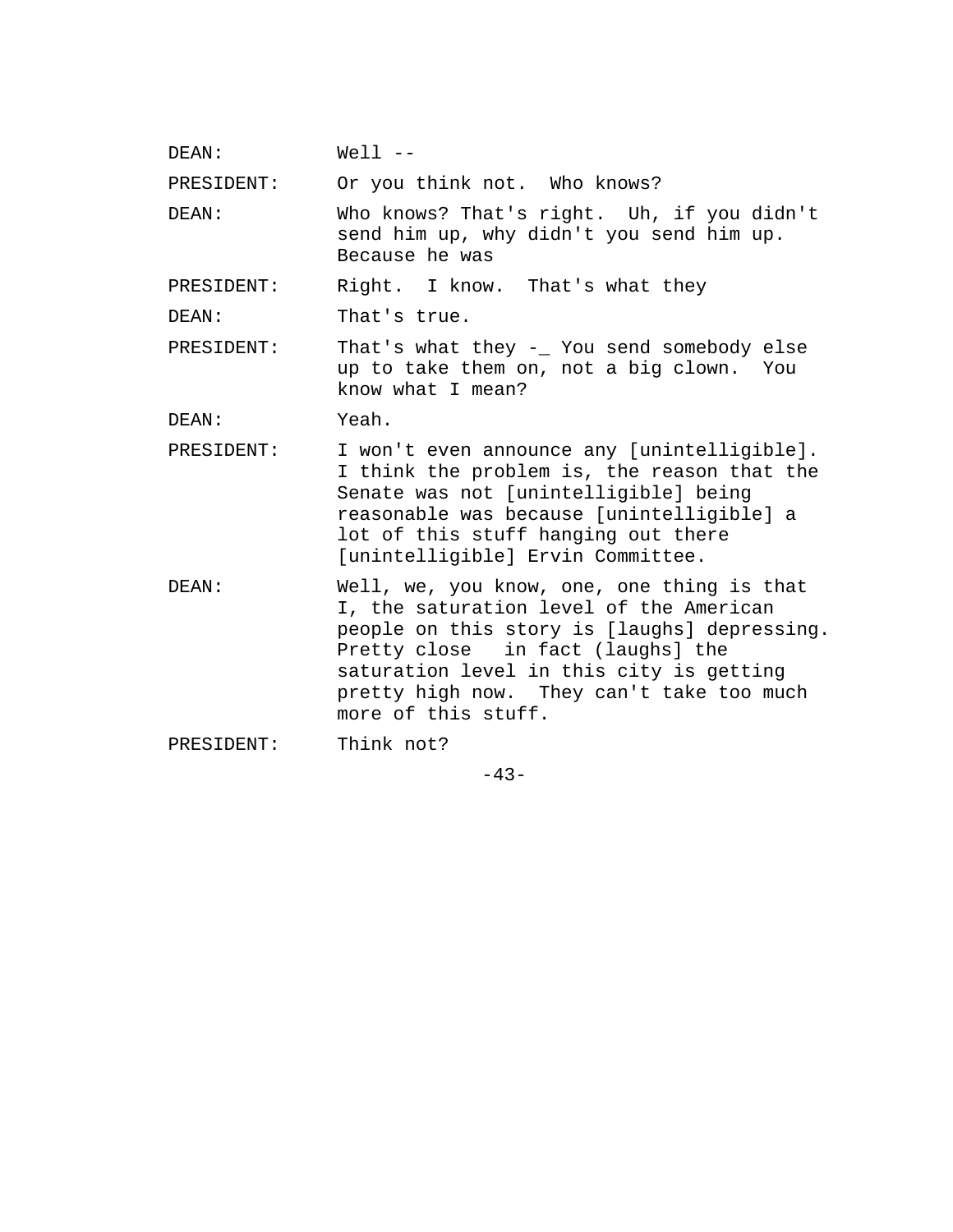DEAN: Well --

PRESIDENT: Or you think not. Who knows?

DEAN: Who knows? That's right. Uh, if you didn't send him up, why didn't you send him up. Because he was

PRESIDENT: Right. I know. That's what they

DEAN: That's true.

PRESIDENT: That's what they -_ You send somebody else up to take them on, not a big clown. You know what I mean?

DEAN: Yeah.

PRESIDENT: I won't even announce any [unintelligible]. I think the problem is, the reason that the Senate was not [unintelligible] being reasonable was because [unintelligible] a lot of this stuff hanging out there [unintelligible] Ervin Committee.

DEAN: Well, we, you know, one, one thing is that I, the saturation level of the American people on this story is [laughs] depressing. Pretty close in fact (laughs] the saturation level in this city is getting pretty high now. They can't take too much more of this stuff.

PRESIDENT: Think not?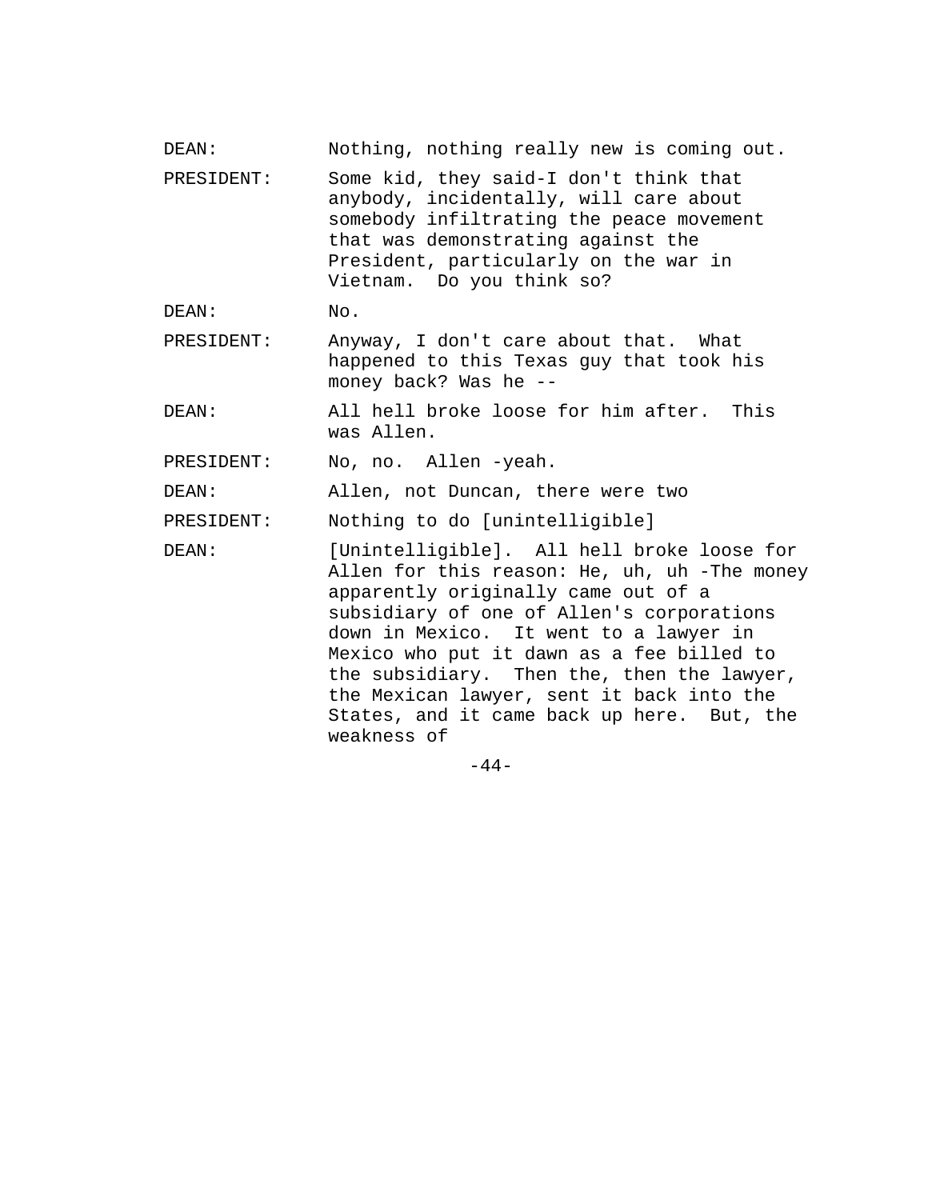DEAN: Nothing, nothing really new is coming out.

PRESIDENT: Some kid, they said-I don't think that anybody, incidentally, will care about somebody infiltrating the peace movement that was demonstrating against the President, particularly on the war in Vietnam. Do you think so?

DEAN: No.

PRESIDENT: Anyway, I don't care about that. What happened to this Texas guy that took his money back? Was he --

DEAN: All hell broke loose for him after. This was Allen.

PRESIDENT: No, no. Allen -yeah.

DEAN: Allen, not Duncan, there were two

PRESIDENT: Nothing to do [unintelligible]

DEAN: [Unintelligible]. All hell broke loose for Allen for this reason: He, uh, uh -The money apparently originally came out of a subsidiary of one of Allen's corporations down in Mexico. It went to a lawyer in Mexico who put it dawn as a fee billed to the subsidiary. Then the, then the lawyer, the Mexican lawyer, sent it back into the States, and it came back up here. But, the weakness of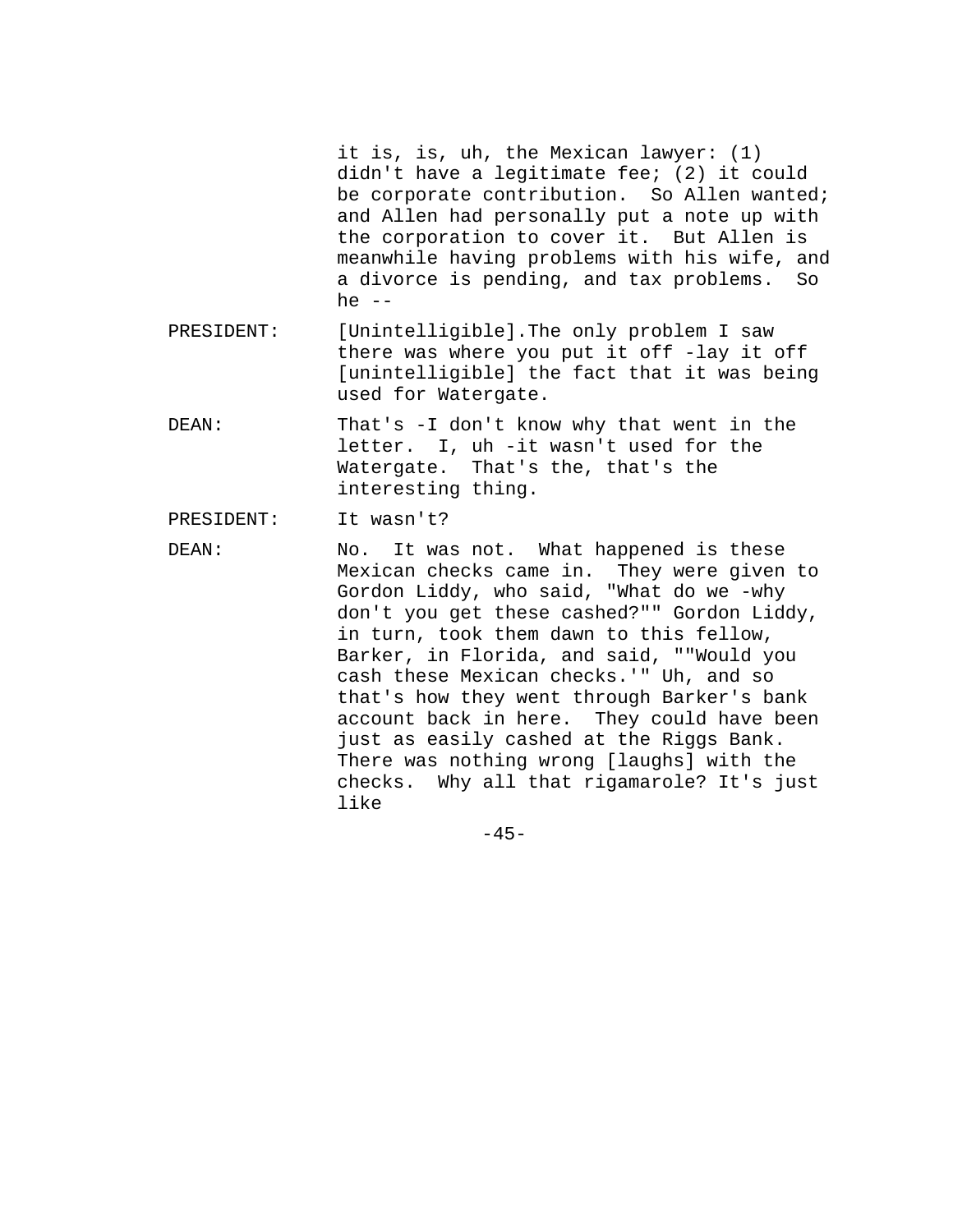it is, is, uh, the Mexican lawyer: (1) didn't have a legitimate fee; (2) it could be corporate contribution. So Allen wanted; and Allen had personally put a note up with the corporation to cover it. But Allen is meanwhile having problems with his wife, and a divorce is pending, and tax problems. So he --

PRESIDENT: [Unintelligible].The only problem I saw there was where you put it off -lay it off [unintelligible] the fact that it was being used for Watergate.

DEAN: That's -I don't know why that went in the letter. I, uh -it wasn't used for the Watergate. That's the, that's the interesting thing.

PRESIDENT: It wasn't?

DEAN: No. It was not. What happened is these Mexican checks came in. They were given to Gordon Liddy, who said, "What do we -why don't you get these cashed?"" Gordon Liddy, in turn, took them dawn to this fellow, Barker, in Florida, and said, ""Would you cash these Mexican checks.'" Uh, and so that's how they went through Barker's bank account back in here. They could have been just as easily cashed at the Riggs Bank. There was nothing wrong [laughs] with the checks. Why all that rigamarole? It's just like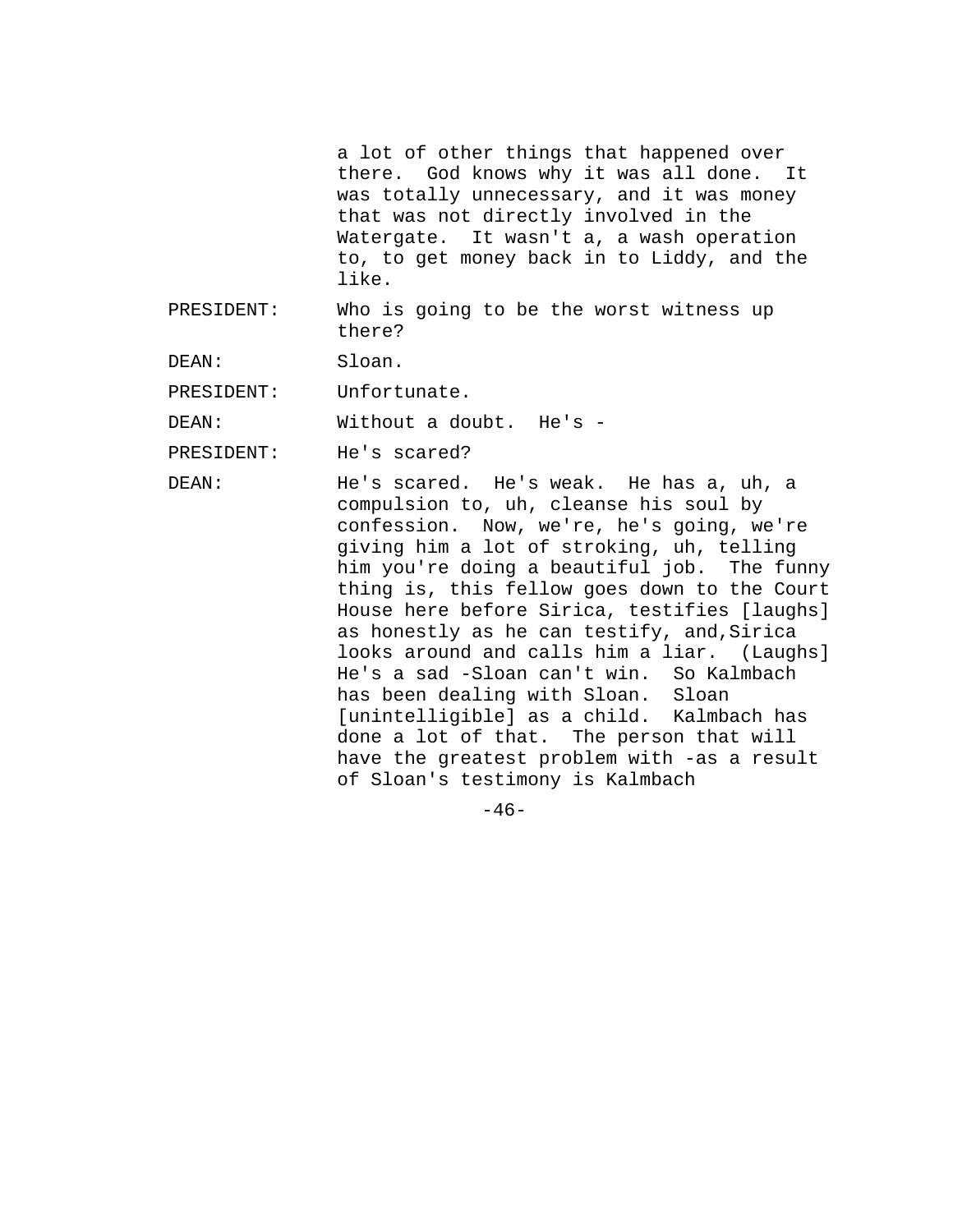a lot of other things that happened over there. God knows why it was all done. It was totally unnecessary, and it was money that was not directly involved in the Watergate. It wasn't a, a wash operation to, to get money back in to Liddy, and the like.

PRESIDENT: Who is going to be the worst witness up there?

DEAN: Sloan.

PRESIDENT: Unfortunate.

DEAN: Without a doubt. He's -

PRESIDENT: He's scared?

DEAN: He's scared. He's weak. He has a, uh, a compulsion to, uh, cleanse his soul by confession. Now, we're, he's going, we're giving him a lot of stroking, uh, telling him you're doing a beautiful job. The funny thing is, this fellow goes down to the Court House here before Sirica, testifies [laughs] as honestly as he can testify, and,Sirica looks around and calls him a liar. (Laughs] He's a sad -Sloan can't win. So Kalmbach has been dealing with Sloan. Sloan [unintelligible] as a child. Kalmbach has done a lot of that. The person that will have the greatest problem with -as a result of Sloan's testimony is Kalmbach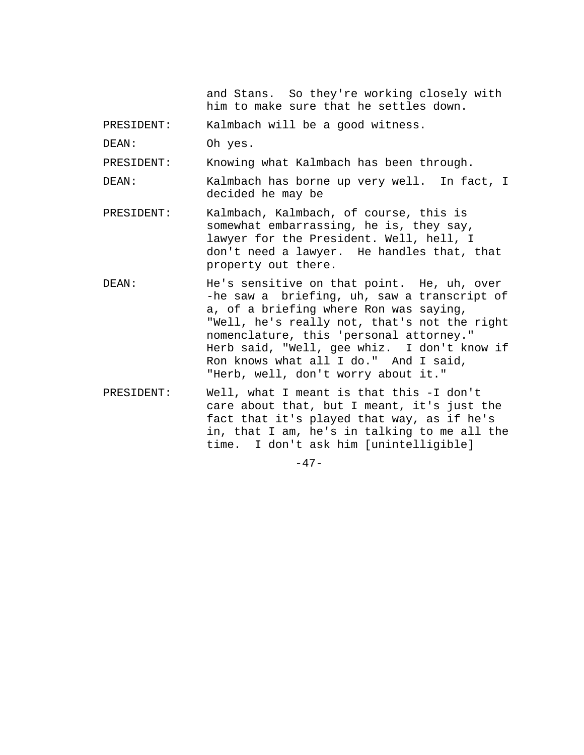and Stans. So they're working closely with him to make sure that he settles down.

PRESIDENT: Kalmbach will be a good witness.

DEAN: Oh yes.

PRESIDENT: Knowing what Kalmbach has been through.

DEAN: Kalmbach has borne up very well. In fact, I decided he may be

PRESIDENT: Kalmbach, Kalmbach, of course, this is somewhat embarrassing, he is, they say, lawyer for the President. Well, hell, I don't need a lawyer. He handles that, that property out there.

DEAN: He's sensitive on that point. He, uh, over -he saw a briefing, uh, saw a transcript of a, of a briefing where Ron was saying, "Well, he's really not, that's not the right nomenclature, this 'personal attorney." Herb said, "Well, gee whiz. I don't know if Ron knows what all I do." And I said, "Herb, well, don't worry about it."

PRESIDENT: Well, what I meant is that this -I don't care about that, but I meant, it's just the fact that it's played that way, as if he's in, that I am, he's in talking to me all the time. I don't ask him [unintelligible]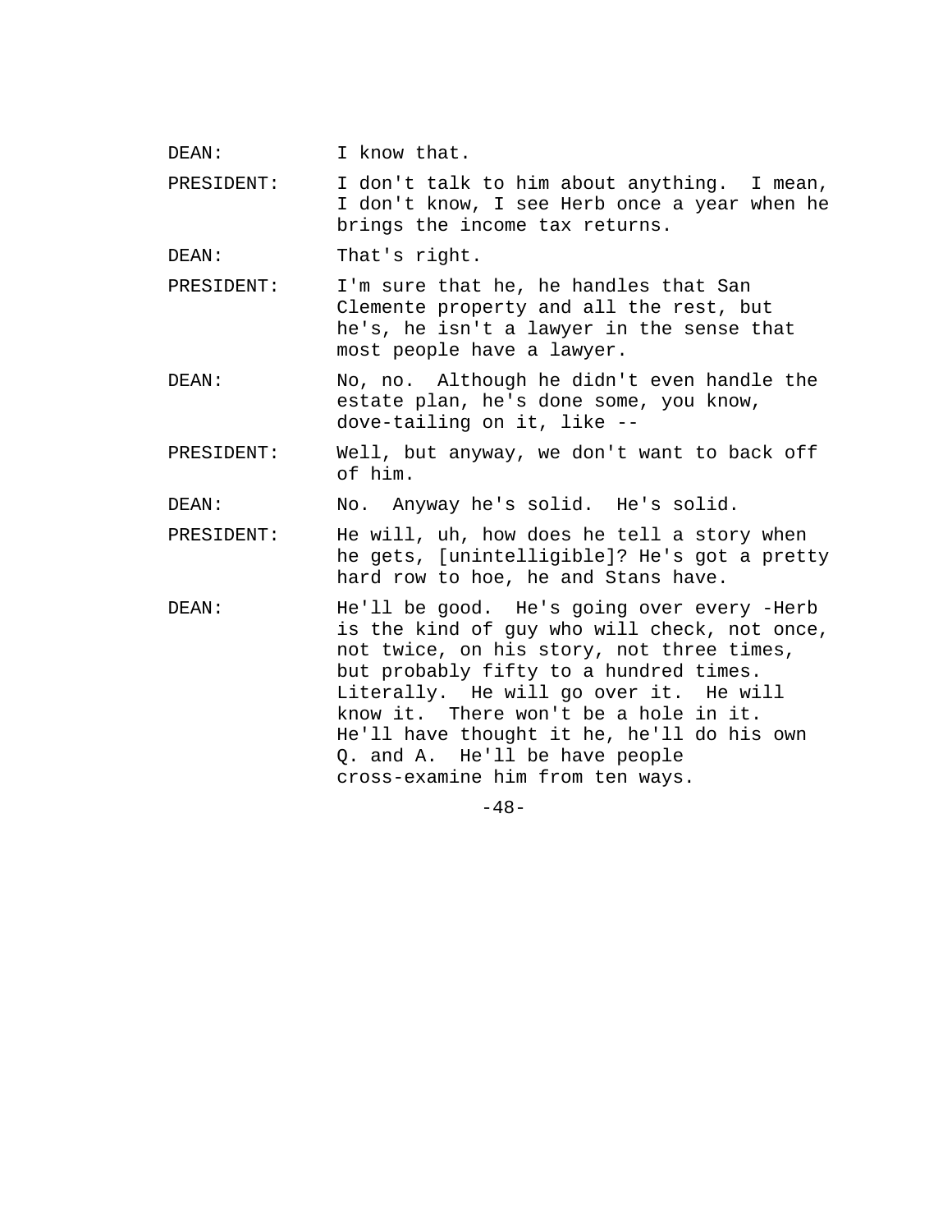DEAN: I know that.

PRESIDENT: I don't talk to him about anything. I mean, I don't know, I see Herb once a year when he brings the income tax returns.

DEAN: That's right.

PRESIDENT: I'm sure that he, he handles that San Clemente property and all the rest, but he's, he isn't a lawyer in the sense that most people have a lawyer.

DEAN: No, no. Although he didn't even handle the estate plan, he's done some, you know, dove-tailing on it, like --

PRESIDENT: Well, but anyway, we don't want to back off of him.

DEAN: No. Anyway he's solid. He's solid.

PRESIDENT: He will, uh, how does he tell a story when he gets, [unintelligible]? He's got a pretty hard row to hoe, he and Stans have.

DEAN: He'll be good. He's going over every -Herb is the kind of guy who will check, not once, not twice, on his story, not three times, but probably fifty to a hundred times. Literally. He will go over it. He will know it. There won't be a hole in it. He'll have thought it he, he'll do his own Q. and A. He'll be have people cross-examine him from ten ways.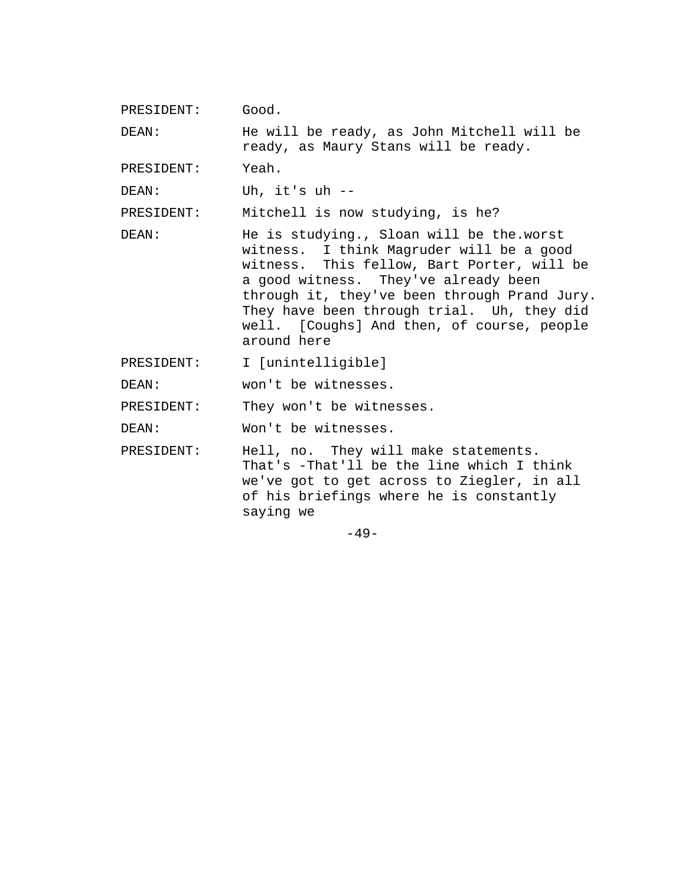PRESIDENT: Good.

DEAN: He will be ready, as John Mitchell will be ready, as Maury Stans will be ready.

PRESIDENT: Yeah.

DEAN: Uh, it's uh --

PRESIDENT: Mitchell is now studying, is he?

DEAN: He is studying., Sloan will be the.worst witness. I think Magruder will be a good witness. This fellow, Bart Porter, will be a good witness. They've already been through it, they've been through Prand Jury. They have been through trial. Uh, they did well. [Coughs] And then, of course, people around here

PRESIDENT: I [unintelligible]

DEAN: won't be witnesses.

PRESIDENT: They won't be witnesses.

DEAN: Won't be witnesses.

PRESIDENT: Hell, no. They will make statements. That's -That'll be the line which I think we've got to get across to Ziegler, in all of his briefings where he is constantly saying we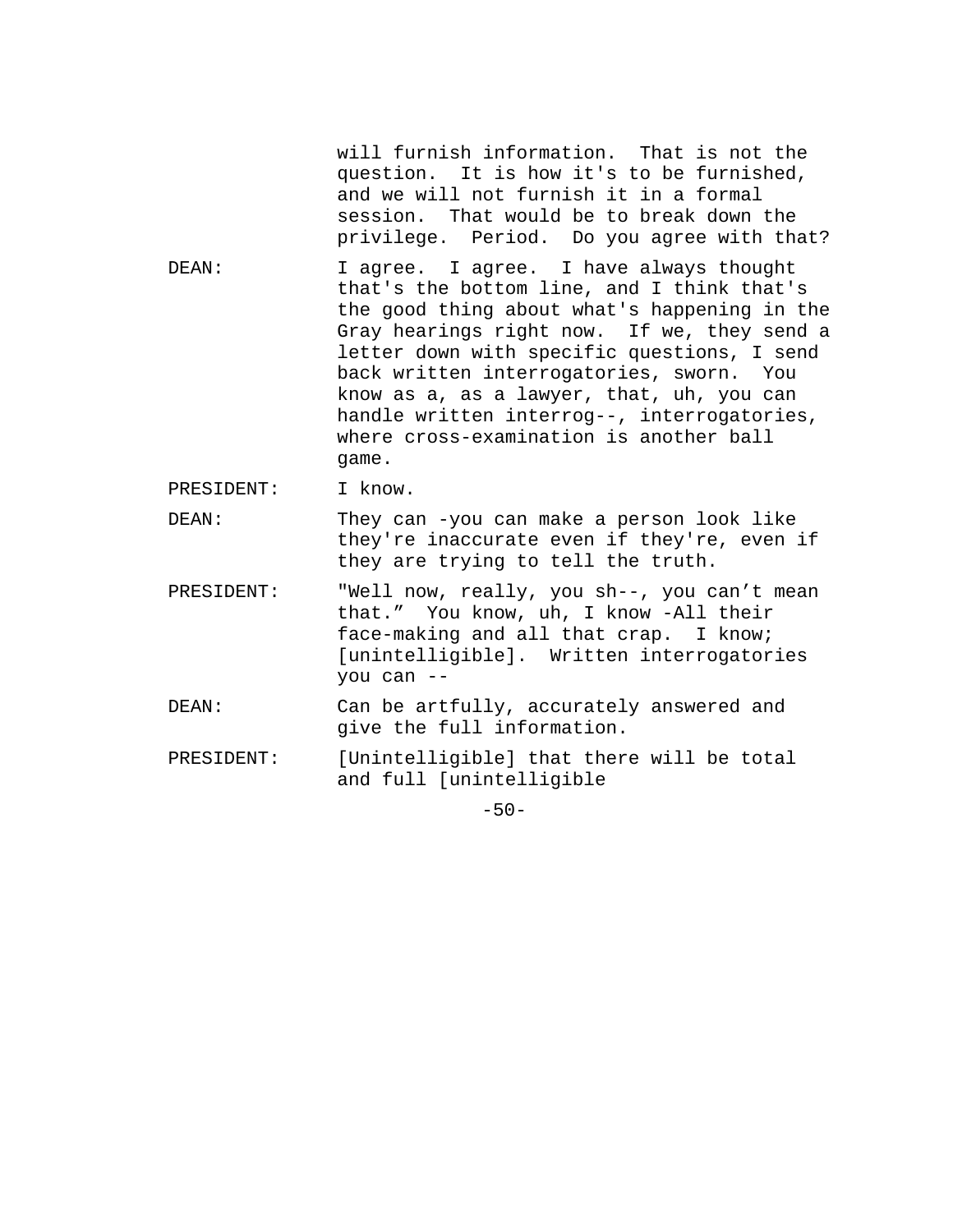will furnish information. That is not the question. It is how it's to be furnished, and we will not furnish it in a formal session. That would be to break down the privilege. Period. Do you agree with that?

DEAN: I agree. I agree. I have always thought that's the bottom line, and I think that's the good thing about what's happening in the Gray hearings right now. If we, they send a letter down with specific questions, I send back written interrogatories, sworn. You know as a, as a lawyer, that, uh, you can handle written interrog--, interrogatories, where cross-examination is another ball game.

PRESIDENT: I know.

DEAN: They can -you can make a person look like they're inaccurate even if they're, even if they are trying to tell the truth.

PRESIDENT: "Well now, really, you sh--, you can't mean that." You know, uh, I know -All their face-making and all that crap. I know; [unintelligible]. Written interrogatories you can --

DEAN: Can be artfully, accurately answered and give the full information.

PRESIDENT: [Unintelligible] that there will be total and full [unintelligible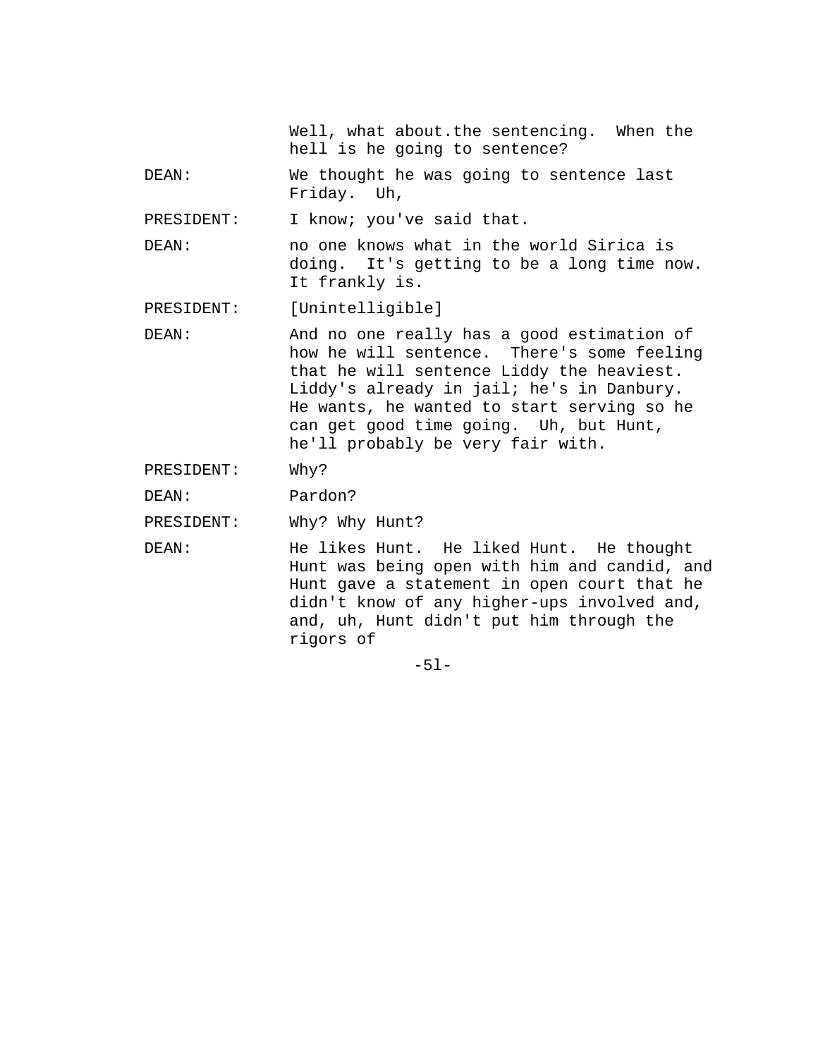Well, what about.the sentencing. When the hell is he going to sentence?

DEAN: We thought he was going to sentence last Friday. Uh,

PRESIDENT: I know; you've said that.

DEAN: no one knows what in the world Sirica is doing. It's getting to be a long time now. It frankly is.

PRESIDENT: [Unintelligible]

DEAN: And no one really has a good estimation of how he will sentence. There's some feeling that he will sentence Liddy the heaviest. Liddy's already in jail; he's in Danbury. He wants, he wanted to start serving so he can get good time going. Uh, but Hunt, he'll probably be very fair with.

PRESIDENT: Why?

DEAN: Pardon?

PRESIDENT: Why? Why Hunt?

DEAN: He likes Hunt. He liked Hunt. He thought Hunt was being open with him and candid, and Hunt gave a statement in open court that he didn't know of any higher-ups involved and, and, uh, Hunt didn't put him through the rigors of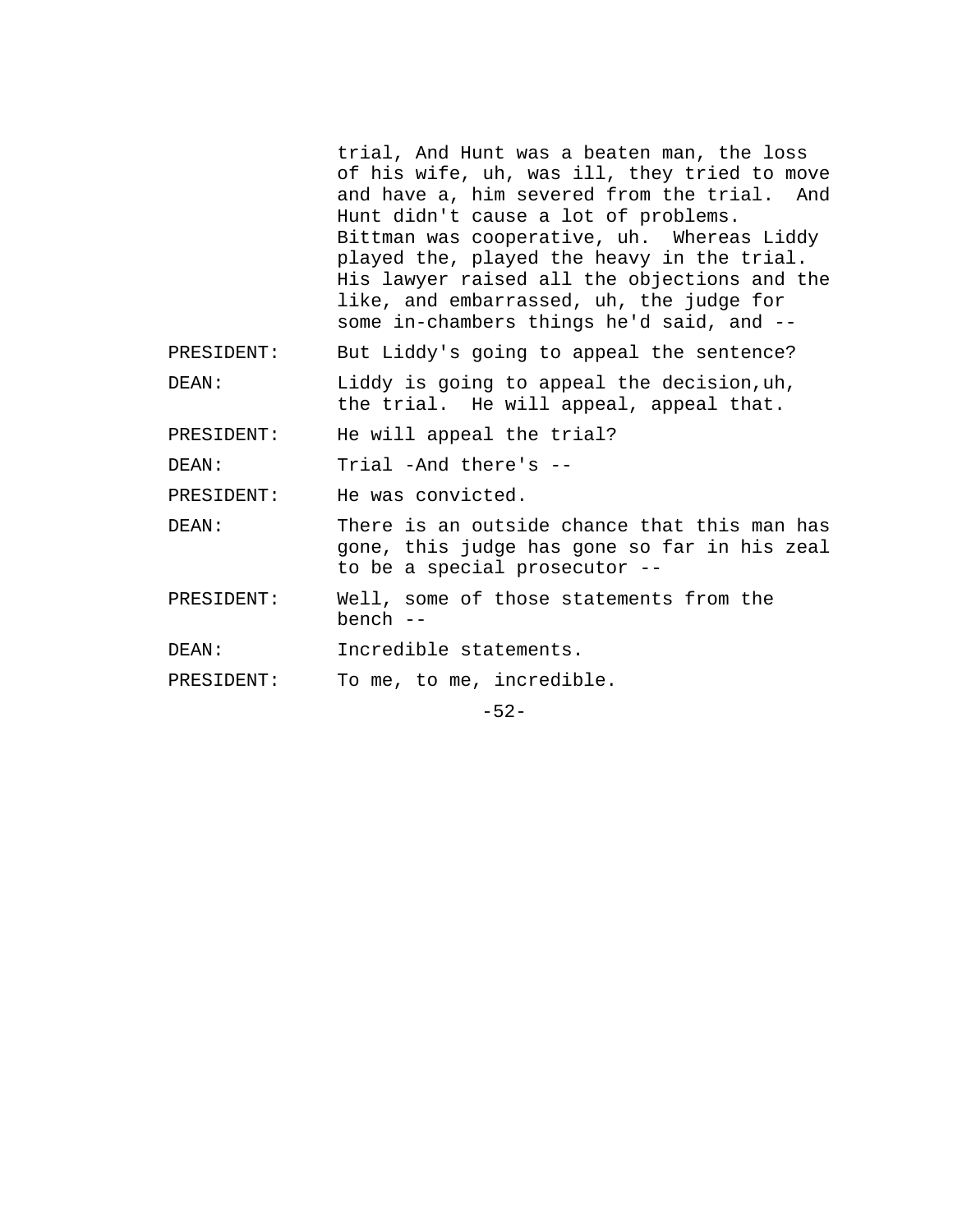trial, And Hunt was a beaten man, the loss of his wife, uh, was ill, they tried to move and have a, him severed from the trial. And Hunt didn't cause a lot of problems. Bittman was cooperative, uh. Whereas Liddy played the, played the heavy in the trial. His lawyer raised all the objections and the like, and embarrassed, uh, the judge for some in-chambers things he'd said, and --

PRESIDENT: But Liddy's going to appeal the sentence?

DEAN: Liddy is going to appeal the decision,uh, the trial. He will appeal, appeal that.

PRESIDENT: He will appeal the trial?

DEAN: Trial -And there's --

PRESIDENT: He was convicted.

DEAN: There is an outside chance that this man has gone, this judge has gone so far in his zeal to be a special prosecutor --

PRESIDENT: Well, some of those statements from the bench --

DEAN: Incredible statements.

PRESIDENT: To me, to me, incredible.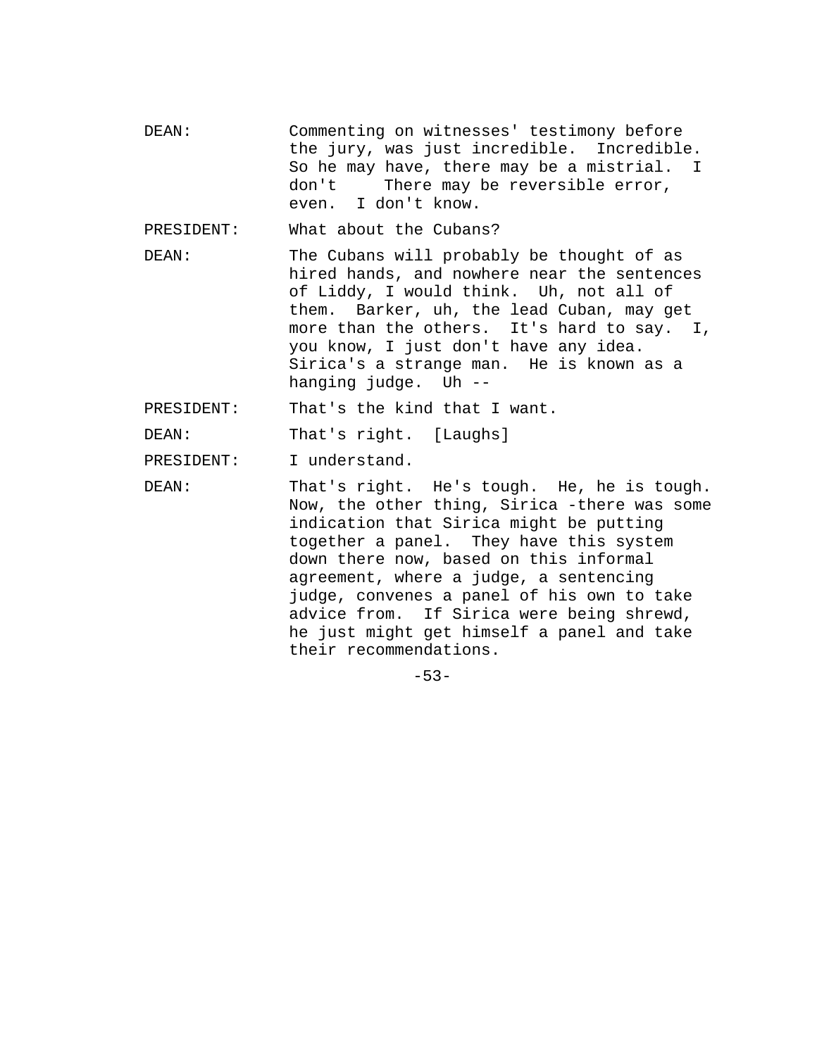DEAN: Commenting on witnesses' testimony before the jury, was just incredible. Incredible. So he may have, there may be a mistrial. I don't There may be reversible error, even. I don't know.

PRESIDENT: What about the Cubans?

DEAN: The Cubans will probably be thought of as hired hands, and nowhere near the sentences of Liddy, I would think. Uh, not all of them. Barker, uh, the lead Cuban, may get more than the others. It's hard to say. I, you know, I just don't have any idea. Sirica's a strange man. He is known as a hanging judge. Uh --

PRESIDENT: That's the kind that I want.

DEAN: That's right. [Laughs]

PRESIDENT: I understand.

DEAN: That's right. He's tough. He, he is tough. Now, the other thing, Sirica -there was some indication that Sirica might be putting together a panel. They have this system down there now, based on this informal agreement, where a judge, a sentencing judge, convenes a panel of his own to take advice from. If Sirica were being shrewd, he just might get himself a panel and take their recommendations.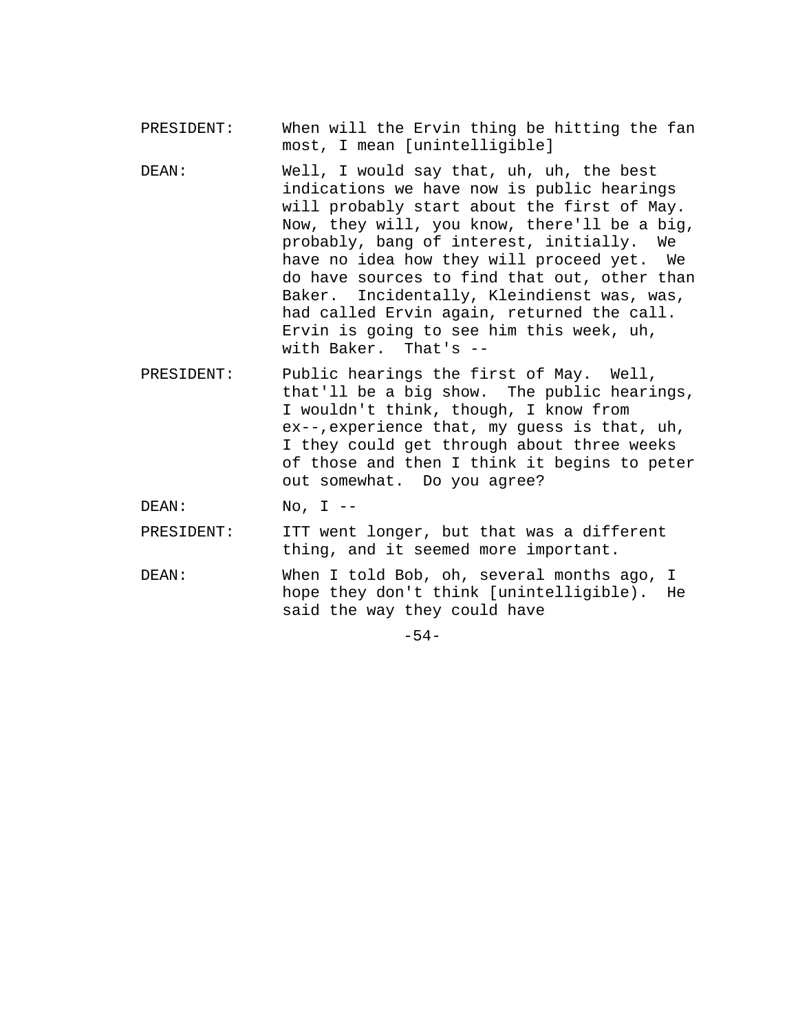PRESIDENT: When will the Ervin thing be hitting the fan most, I mean [unintelligible]

DEAN: Well, I would say that, uh, uh, the best indications we have now is public hearings will probably start about the first of May. Now, they will, you know, there'll be a big, probably, bang of interest, initially. We have no idea how they will proceed yet. We do have sources to find that out, other than Baker. Incidentally, Kleindienst was, was, had called Ervin again, returned the call. Ervin is going to see him this week, uh, with Baker. That's --

PRESIDENT: Public hearings the first of May. Well, that'll be a big show. The public hearings, I wouldn't think, though, I know from ex--,experience that, my guess is that, uh, I they could get through about three weeks of those and then I think it begins to peter out somewhat. Do you agree?

DEAN: No, I --

PRESIDENT: ITT went longer, but that was a different thing, and it seemed more important.

DEAN: When I told Bob, oh, several months ago, I hope they don't think [unintelligible). He said the way they could have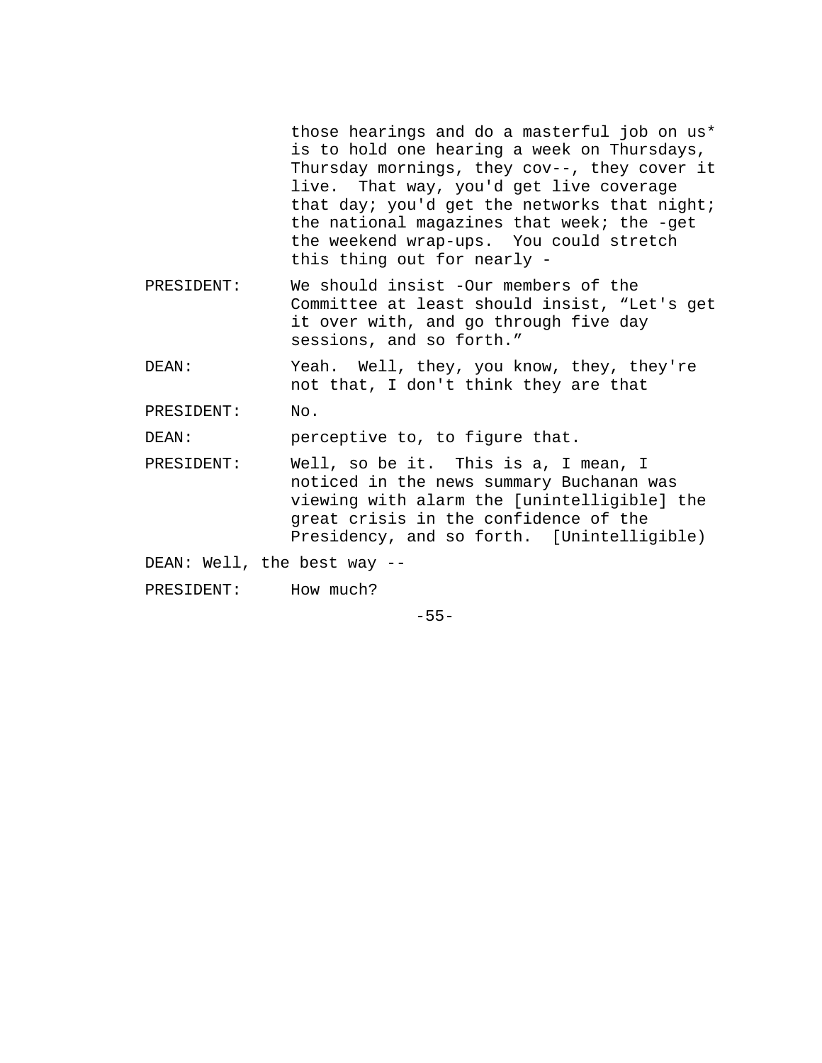those hearings and do a masterful job on us* is to hold one hearing a week on Thursdays, Thursday mornings, they cov--, they cover it live. That way, you'd get live coverage that day; you'd get the networks that night; the national magazines that week; the -get the weekend wrap-ups. You could stretch this thing out for nearly -

PRESIDENT: We should insist -Our members of the Committee at least should insist, "Let's get it over with, and go through five day sessions, and so forth."

DEAN: Yeah. Well, they, you know, they, they're not that, I don't think they are that

PRESIDENT: No.

DEAN: perceptive to, to figure that.

PRESIDENT: Well, so be it. This is a, I mean, I noticed in the news summary Buchanan was viewing with alarm the [unintelligible] the great crisis in the confidence of the Presidency, and so forth. [Unintelligible)

DEAN: Well, the best way --

PRESIDENT: How much?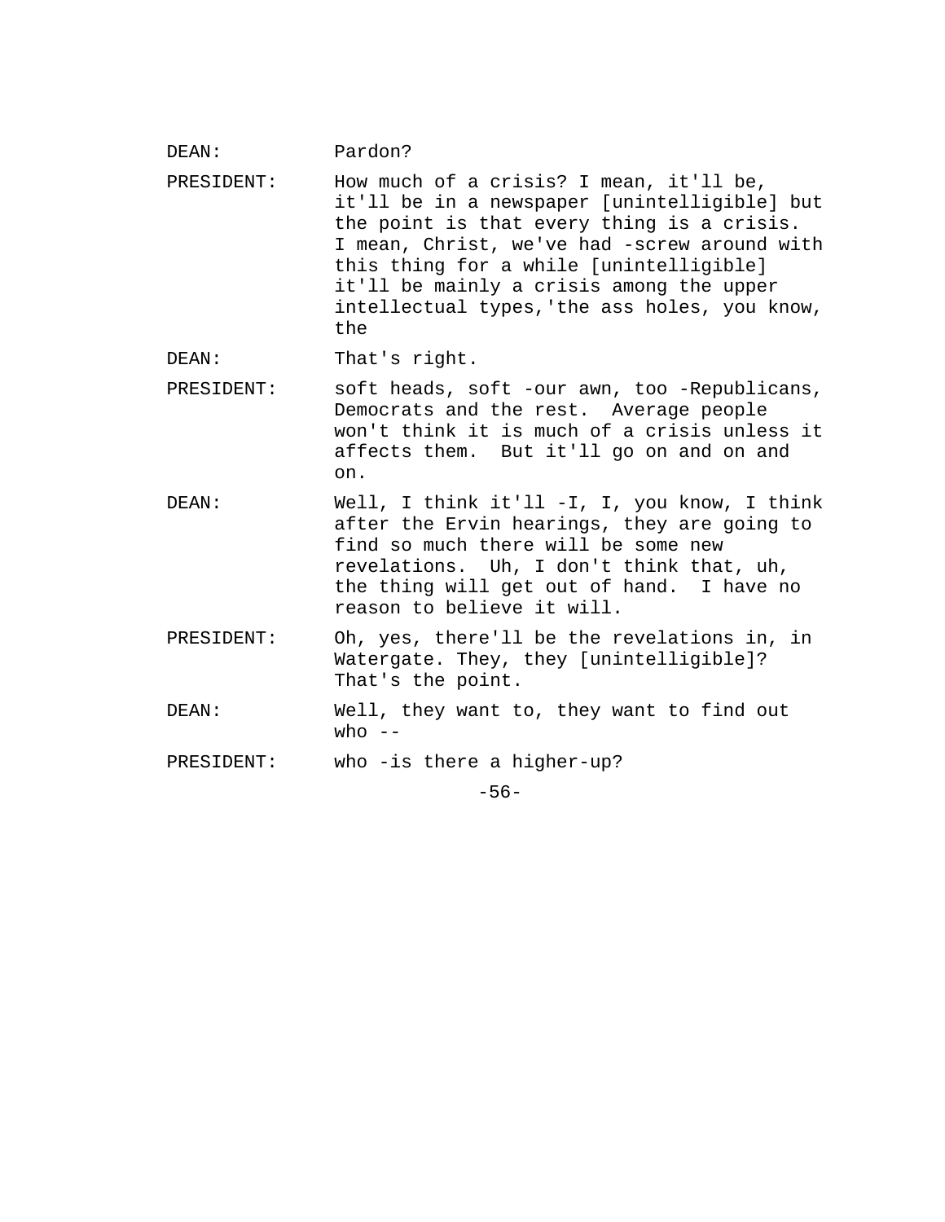DEAN: Pardon?

PRESIDENT: How much of a crisis? I mean, it'll be, it'll be in a newspaper [unintelligible] but the point is that every thing is a crisis. I mean, Christ, we've had -screw around with this thing for a while [unintelligible] it'll be mainly a crisis among the upper intellectual types,'the ass holes, you know, the

DEAN: That's right.

PRESIDENT: soft heads, soft -our awn, too -Republicans, Democrats and the rest. Average people won't think it is much of a crisis unless it affects them. But it'll go on and on and on.

DEAN: Well, I think it'll -I, I, you know, I think after the Ervin hearings, they are going to find so much there will be some new revelations. Uh, I don't think that, uh, the thing will get out of hand. I have no reason to believe it will.

PRESIDENT: Oh, yes, there'll be the revelations in, in Watergate. They, they [unintelligible]? That's the point.

DEAN: Well, they want to, they want to find out who --

PRESIDENT: who -is there a higher-up?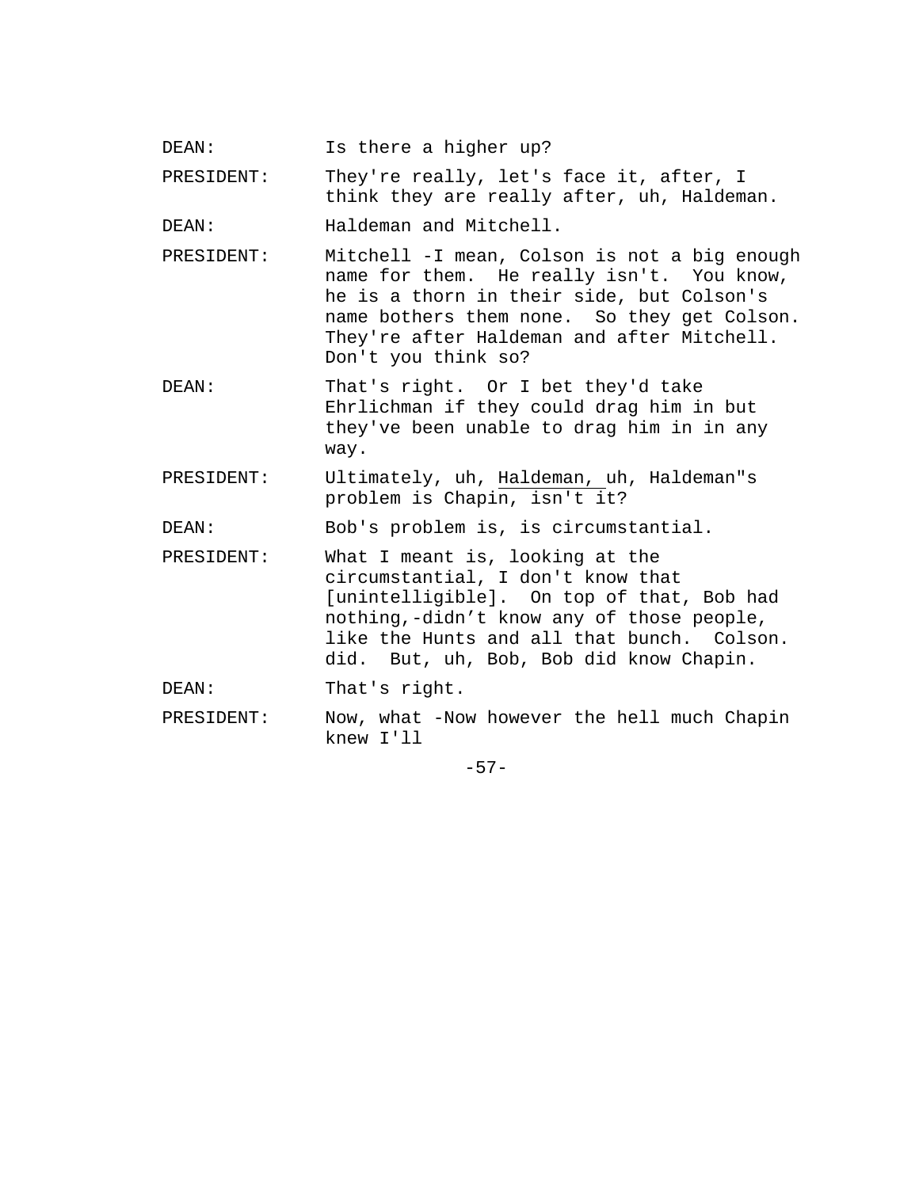DEAN: Is there a higher up?

PRESIDENT: They're really, let's face it, after, I think they are really after, uh, Haldeman.

DEAN: Haldeman and Mitchell.

PRESIDENT: Mitchell -I mean, Colson is not a big enough name for them. He really isn't. You know, he is a thorn in their side, but Colson's name bothers them none. So they get Colson. They're after Haldeman and after Mitchell. Don't you think so?

DEAN: That's right. Or I bet they'd take Ehrlichman if they could drag him in but they've been unable to drag him in in any way.

PRESIDENT: Ultimately, uh, Haldeman, uh, Haldeman"s problem is Chapin, isn't it?

DEAN: Bob's problem is, is circumstantial.

PRESIDENT: What I meant is, looking at the circumstantial, I don't know that [unintelligible]. On top of that, Bob had nothing,-didn't know any of those people, like the Hunts and all that bunch. Colson. did. But, uh, Bob, Bob did know Chapin.

DEAN: That's right.

PRESIDENT: Now, what -Now however the hell much Chapin knew I'll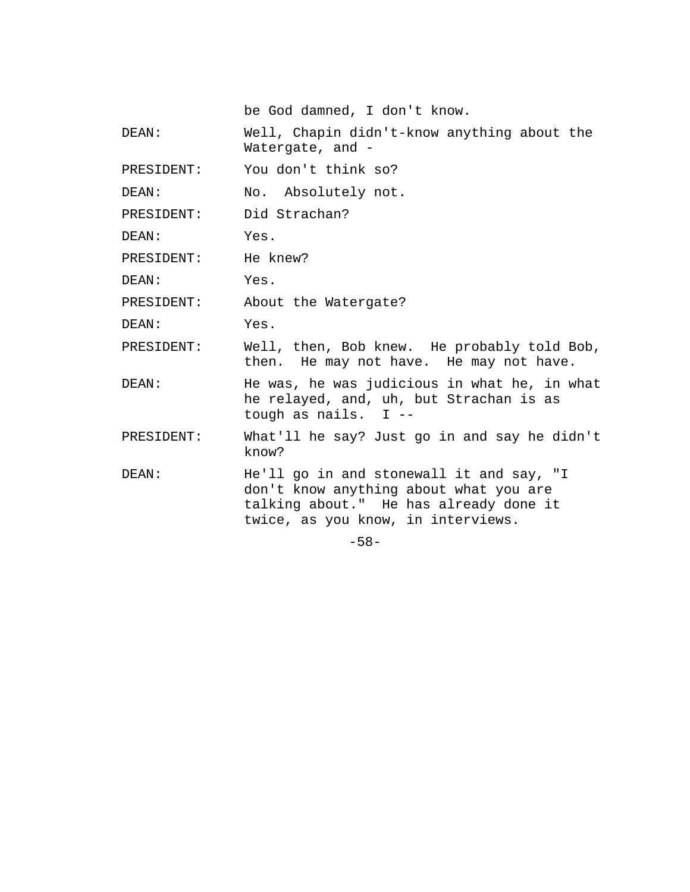be God damned, I don't know.

DEAN: Well, Chapin didn't-know anything about the Watergate, and -

PRESIDENT: You don't think so?

DEAN: No. Absolutely not.

PRESIDENT: Did Strachan?

DEAN: Yes.

PRESIDENT: He knew?

DEAN: Yes.

PRESIDENT: About the Watergate?

DEAN: Yes.

PRESIDENT: Well, then, Bob knew. He probably told Bob, then. He may not have. He may not have.

DEAN: He was, he was judicious in what he, in what he relayed, and, uh, but Strachan is as tough as nails. I --

PRESIDENT: What'll he say? Just go in and say he didn't know?

DEAN: He'll go in and stonewall it and say, "I don't know anything about what you are talking about." He has already done it twice, as you know, in interviews.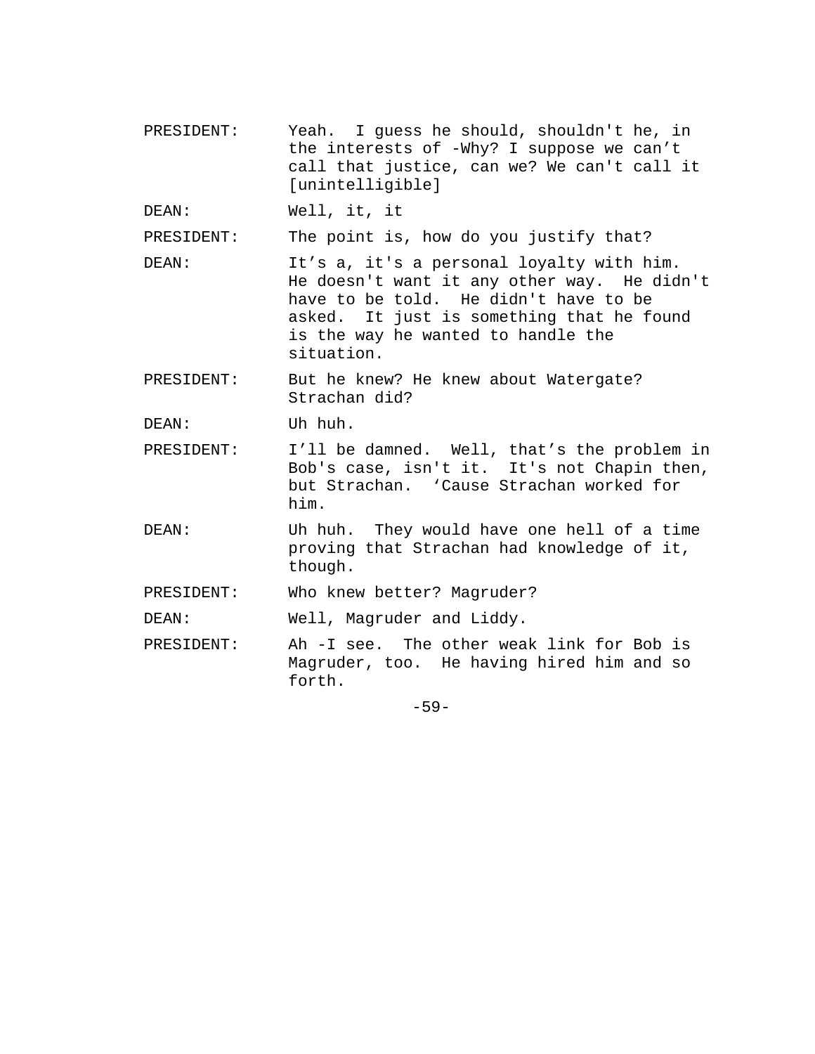PRESIDENT: Yeah. I guess he should, shouldn't he, in the interests of -Why? I suppose we can't call that justice, can we? We can't call it [unintelligible]

DEAN: Well, it, it

PRESIDENT: The point is, how do you justify that?

DEAN: It's a, it's a personal loyalty with him. He doesn't want it any other way. He didn't have to be told. He didn't have to be asked. It just is something that he found is the way he wanted to handle the situation.

PRESIDENT: But he knew? He knew about Watergate? Strachan did?

DEAN: Uh huh.

PRESIDENT: I'll be damned. Well, that's the problem in Bob's case, isn't it. It's not Chapin then, but Strachan. 'Cause Strachan worked for him.

DEAN: Uh huh. They would have one hell of a time proving that Strachan had knowledge of it, though.

PRESIDENT: Who knew better? Magruder?

DEAN: Well, Magruder and Liddy.

PRESIDENT: Ah -I see. The other weak link for Bob is Magruder, too. He having hired him and so forth.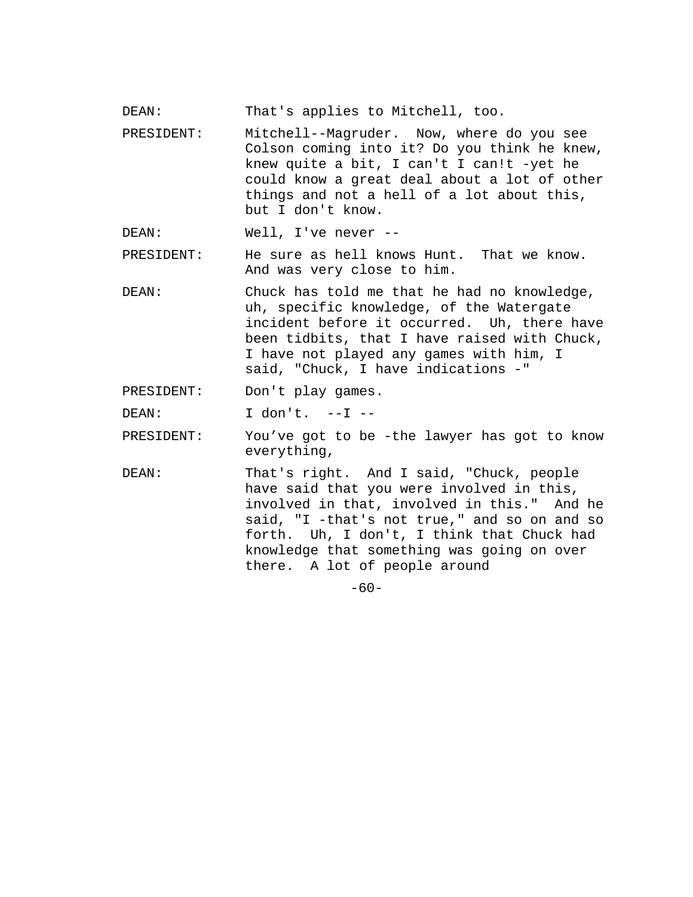DEAN: That's applies to Mitchell, too.

PRESIDENT: Mitchell--Magruder. Now, where do you see Colson coming into it? Do you think he knew, knew quite a bit, I can't I can!t -yet he could know a great deal about a lot of other things and not a hell of a lot about this, but I don't know.

DEAN: Well, I've never --

PRESIDENT: He sure as hell knows Hunt. That we know. And was very close to him.

DEAN: Chuck has told me that he had no knowledge, uh, specific knowledge, of the Watergate incident before it occurred. Uh, there have been tidbits, that I have raised with Chuck, I have not played any games with him, I said, "Chuck, I have indications -"

PRESIDENT: Don't play games.

DEAN: I don't. --I --

PRESIDENT: You’ve got to be -the lawyer has got to know everything,

DEAN: That's right. And I said, "Chuck, people have said that you were involved in this, involved in that, involved in this." And he said, "I -that's not true," and so on and so forth. Uh, I don't, I think that Chuck had knowledge that something was going on over there. A lot of people around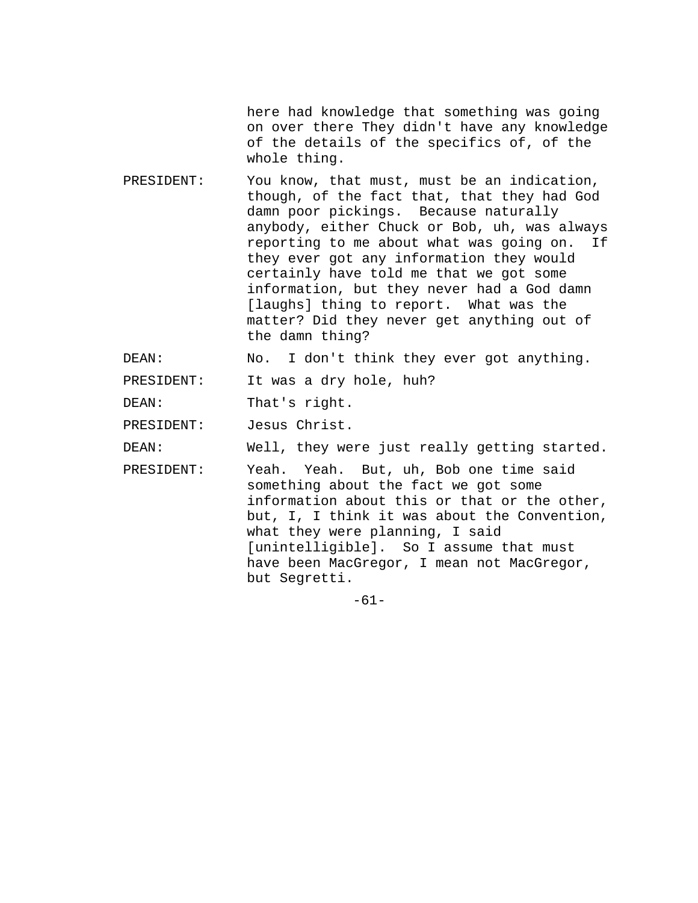here had knowledge that something was going on over there They didn't have any knowledge of the details of the specifics of, of the whole thing.

PRESIDENT: You know, that must, must be an indication, though, of the fact that, that they had God damn poor pickings. Because naturally anybody, either Chuck or Bob, uh, was always reporting to me about what was going on. If they ever got any information they would certainly have told me that we got some information, but they never had a God damn [laughs] thing to report. What was the matter? Did they never get anything out of the damn thing?

DEAN: No. I don't think they ever got anything.

PRESIDENT: It was a dry hole, huh?

DEAN: That's right.

PRESIDENT: Jesus Christ.

DEAN: Well, they were just really getting started.

PRESIDENT: Yeah. Yeah. But, uh, Bob one time said something about the fact we got some information about this or that or the other, but, I, I think it was about the Convention, what they were planning, I said [unintelligible]. So I assume that must have been MacGregor, I mean not MacGregor, but Segretti.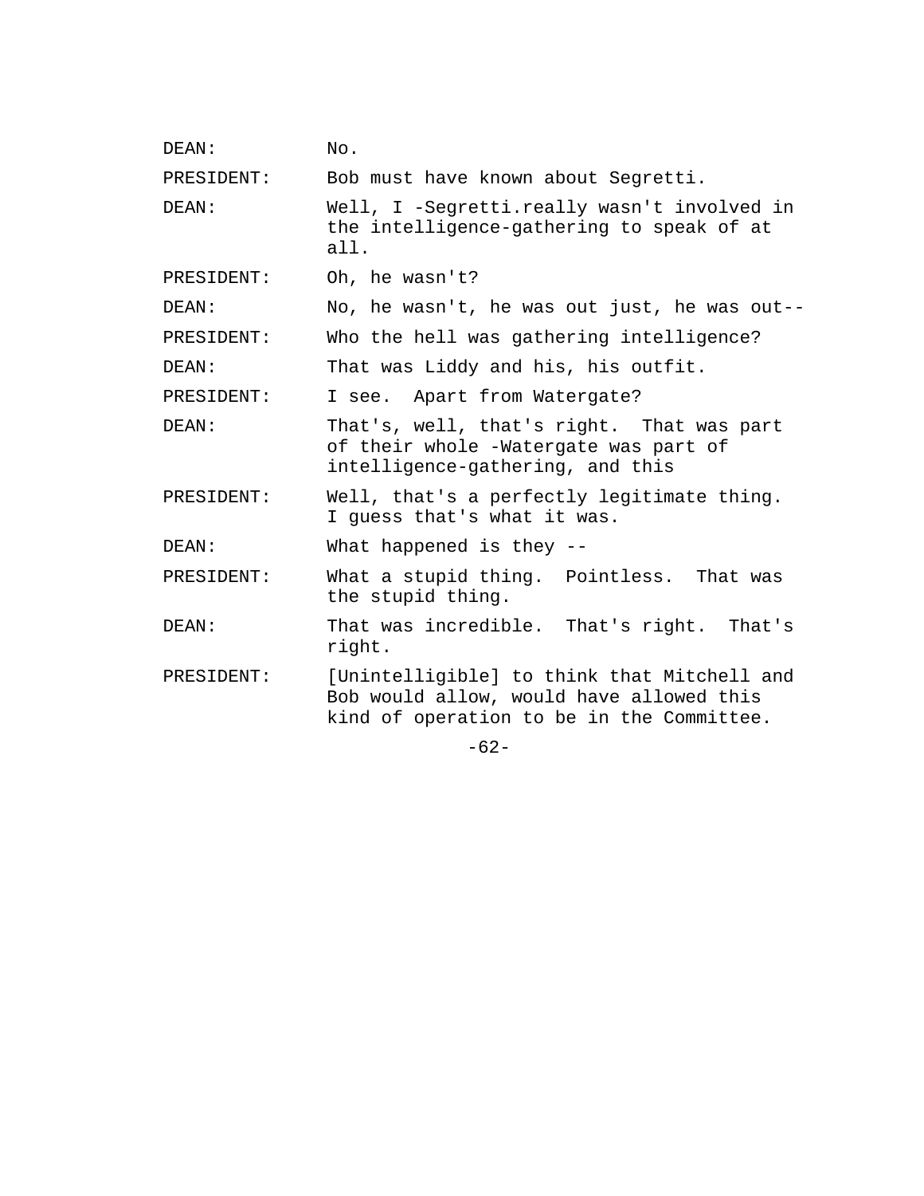DEAN: No.

PRESIDENT: Bob must have known about Segretti.

DEAN: Well, I -Segretti.really wasn't involved in the intelligence-gathering to speak of at all.

PRESIDENT: Oh, he wasn't?

DEAN: No, he wasn't, he was out just, he was out--

PRESIDENT: Who the hell was gathering intelligence?

DEAN: That was Liddy and his, his outfit.

PRESIDENT: I see. Apart from Watergate?

DEAN: That's, well, that's right. That was part of their whole -Watergate was part of intelligence-gathering, and this

PRESIDENT: Well, that's a perfectly legitimate thing. I guess that's what it was.

DEAN: What happened is they --

PRESIDENT: What a stupid thing. Pointless. That was the stupid thing.

DEAN: That was incredible. That's right. That's right.

PRESIDENT: [Unintelligible] to think that Mitchell and Bob would allow, would have allowed this kind of operation to be in the Committee.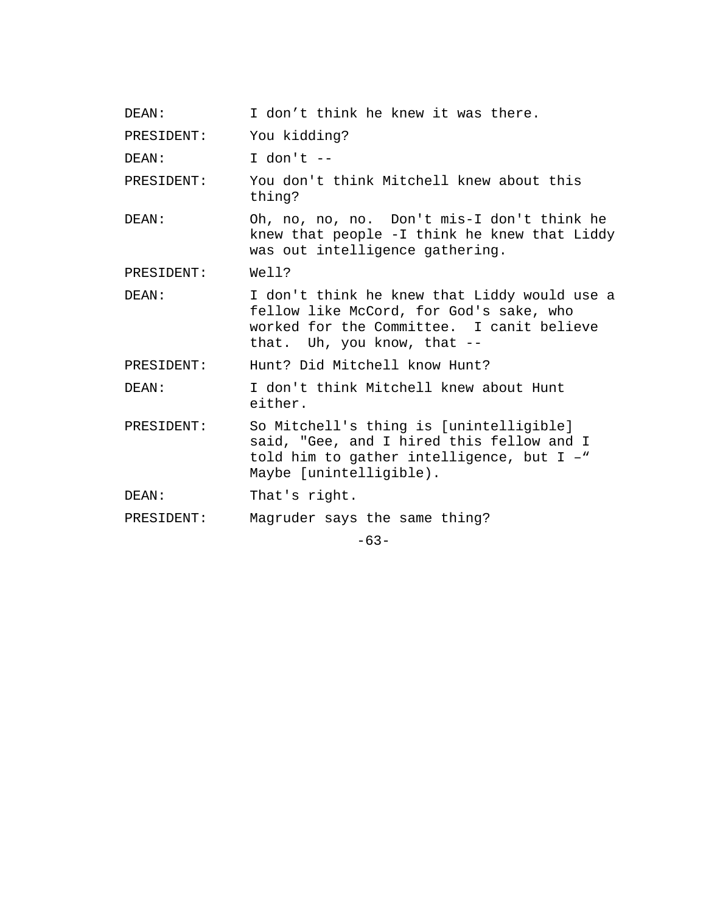DEAN: I don’t think he knew it was there.

PRESIDENT: You kidding?

DEAN: I don't --

PRESIDENT: You don't think Mitchell knew about this thing?

DEAN: Oh, no, no, no. Don't mis-I don't think he knew that people -I think he knew that Liddy was out intelligence gathering.

PRESIDENT: Well?

DEAN: I don't think he knew that Liddy would use a fellow like McCord, for God's sake, who worked for the Committee. I canit believe that. Uh, you know, that --

PRESIDENT: Hunt? Did Mitchell know Hunt?

DEAN: I don't think Mitchell knew about Hunt either.

PRESIDENT: So Mitchell's thing is [unintelligible] said, "Gee, and I hired this fellow and I told him to gather intelligence, but I –“ Maybe [unintelligible).

DEAN: That's right.

PRESIDENT: Magruder says the same thing?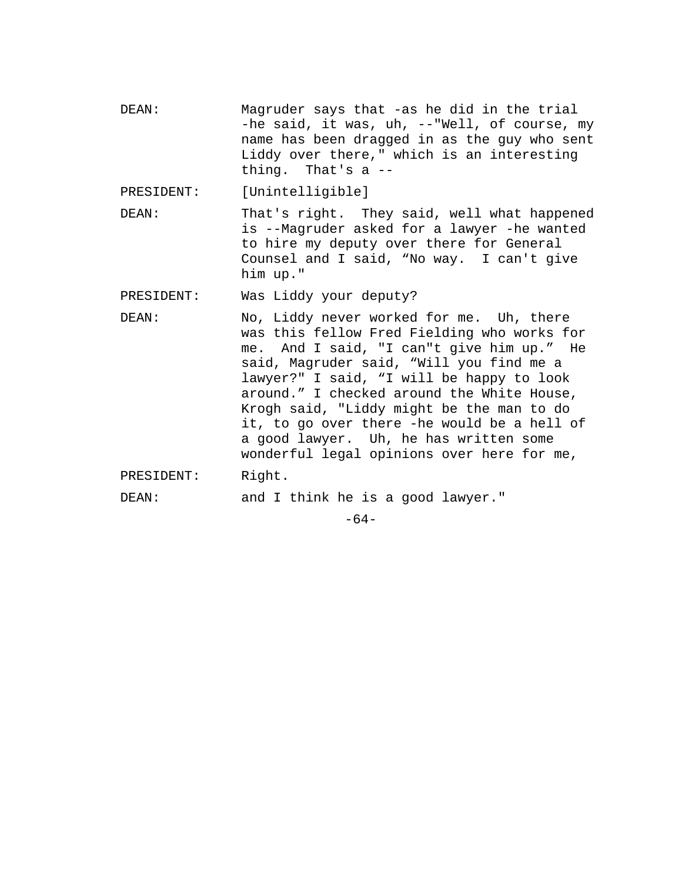DEAN: Magruder says that -as he did in the trial -he said, it was, uh, --"Well, of course, my name has been dragged in as the guy who sent Liddy over there," which is an interesting thing. That's a --

PRESIDENT: [Unintelligible]

DEAN: That's right. They said, well what happened is --Magruder asked for a lawyer -he wanted to hire my deputy over there for General Counsel and I said, “No way. I can't give him up."

PRESIDENT: Was Liddy your deputy?

DEAN: No, Liddy never worked for me. Uh, there was this fellow Fred Fielding who works for me. And I said, "I can"t give him up.” He said, Magruder said, “Will you find me a lawyer?" I said, “I will be happy to look around.” I checked around the White House, Krogh said, "Liddy might be the man to do it, to go over there -he would be a hell of a good lawyer. Uh, he has written some wonderful legal opinions over here for me,

PRESIDENT: Right.

DEAN: and I think he is a good lawyer."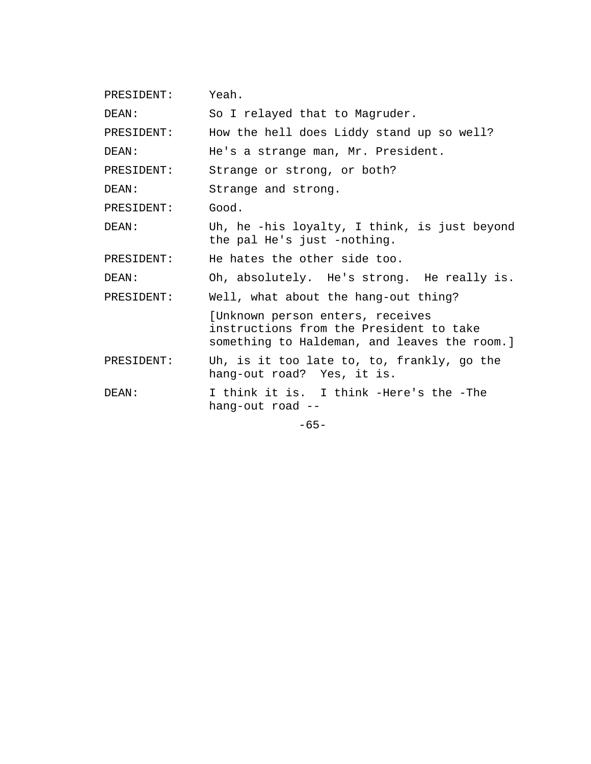PRESIDENT: Yeah.

DEAN: So I relayed that to Magruder.

PRESIDENT: How the hell does Liddy stand up so well?

DEAN: He's a strange man, Mr. President.

PRESIDENT: Strange or strong, or both?

DEAN: Strange and strong.

PRESIDENT: Good.

DEAN: Uh, he -his loyalty, I think, is just beyond the pal He's just -nothing.

PRESIDENT: He hates the other side too.

DEAN: Oh, absolutely. He's strong. He really is.

PRESIDENT: Well, what about the hang-out thing?

[Unknown person enters, receives instructions from the President to take something to Haldeman, and leaves the room.]

PRESIDENT: Uh, is it too late to, to, frankly, go the hang-out road? Yes, it is.

DEAN: I think it is. I think -Here's the -The hang-out road --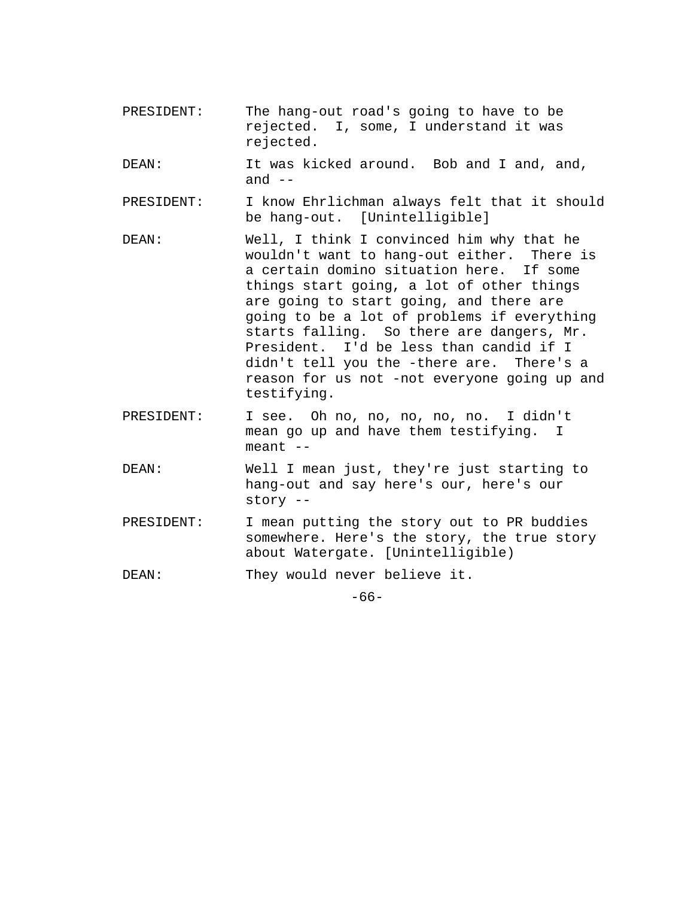PRESIDENT: The hang-out road's going to have to be rejected. I, some, I understand it was rejected.

DEAN: It was kicked around. Bob and I and, and, and --

PRESIDENT: I know Ehrlichman always felt that it should be hang-out. [Unintelligible]

DEAN: Well, I think I convinced him why that he wouldn't want to hang-out either. There is a certain domino situation here. If some things start going, a lot of other things are going to start going, and there are going to be a lot of problems if everything starts falling. So there are dangers, Mr. President. I'd be less than candid if I didn't tell you the -there are. There's a reason for us not -not everyone going up and testifying.

PRESIDENT: I see. Oh no, no, no, no, no. I didn't mean go up and have them testifying. I meant --

DEAN: Well I mean just, they're just starting to hang-out and say here's our, here's our story --

PRESIDENT: I mean putting the story out to PR buddies somewhere. Here's the story, the true story about Watergate. [Unintelligible)

DEAN: They would never believe it.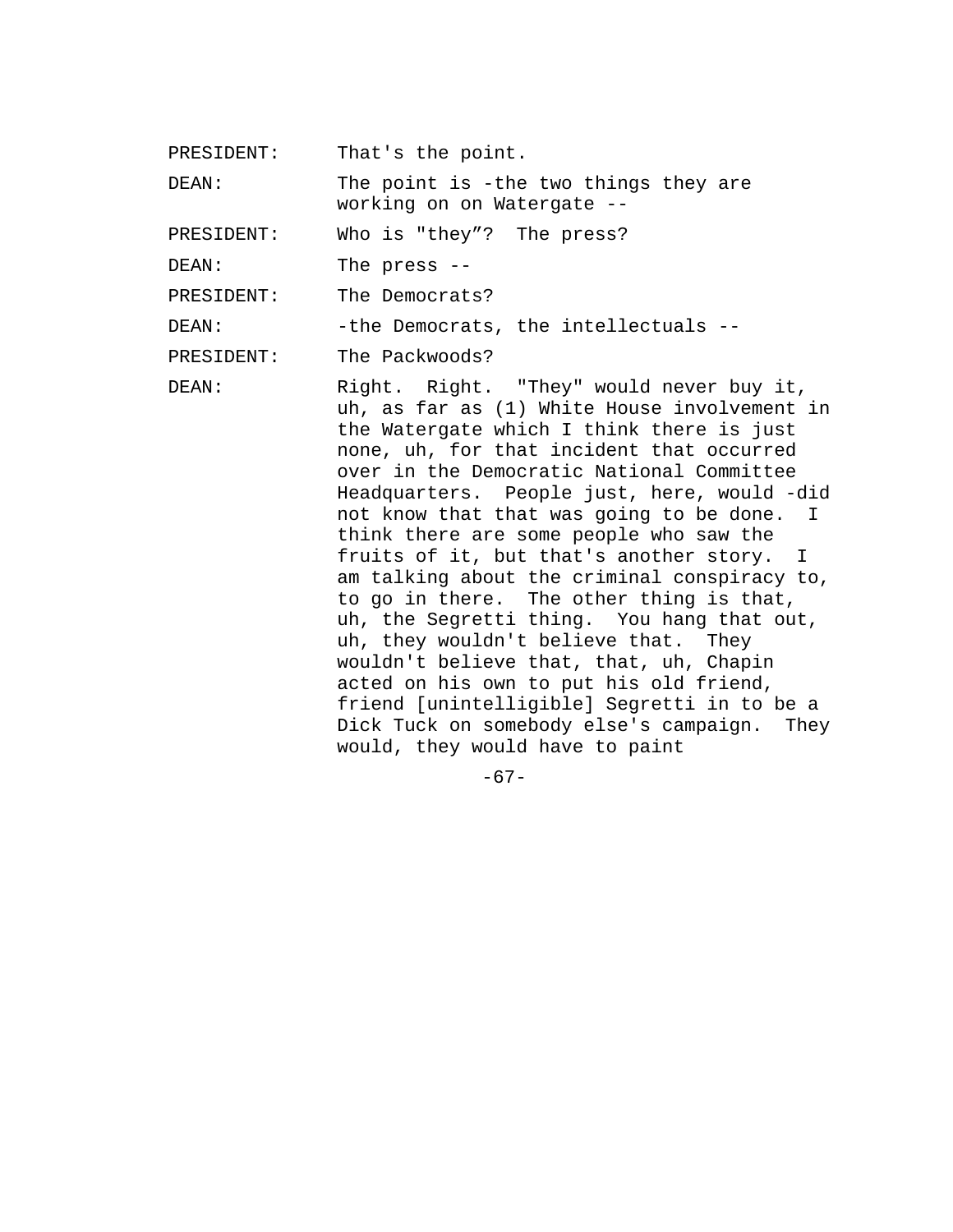PRESIDENT: That's the point.

DEAN: The point is -the two things they are working on on Watergate --

PRESIDENT: Who is "they”? The press?

DEAN: The press --

PRESIDENT: The Democrats?

DEAN: -the Democrats, the intellectuals --

PRESIDENT: The Packwoods?

DEAN: Right. Right. "They" would never buy it, uh, as far as (1) White House involvement in the Watergate which I think there is just none, uh, for that incident that occurred over in the Democratic National Committee Headquarters. People just, here, would -did not know that that was going to be done. I think there are some people who saw the fruits of it, but that's another story. I am talking about the criminal conspiracy to, to go in there. The other thing is that, uh, the Segretti thing. You hang that out, uh, they wouldn't believe that. They wouldn't believe that, that, uh, Chapin acted on his own to put his old friend, friend [unintelligible] Segretti in to be a Dick Tuck on somebody else's campaign. They would, they would have to paint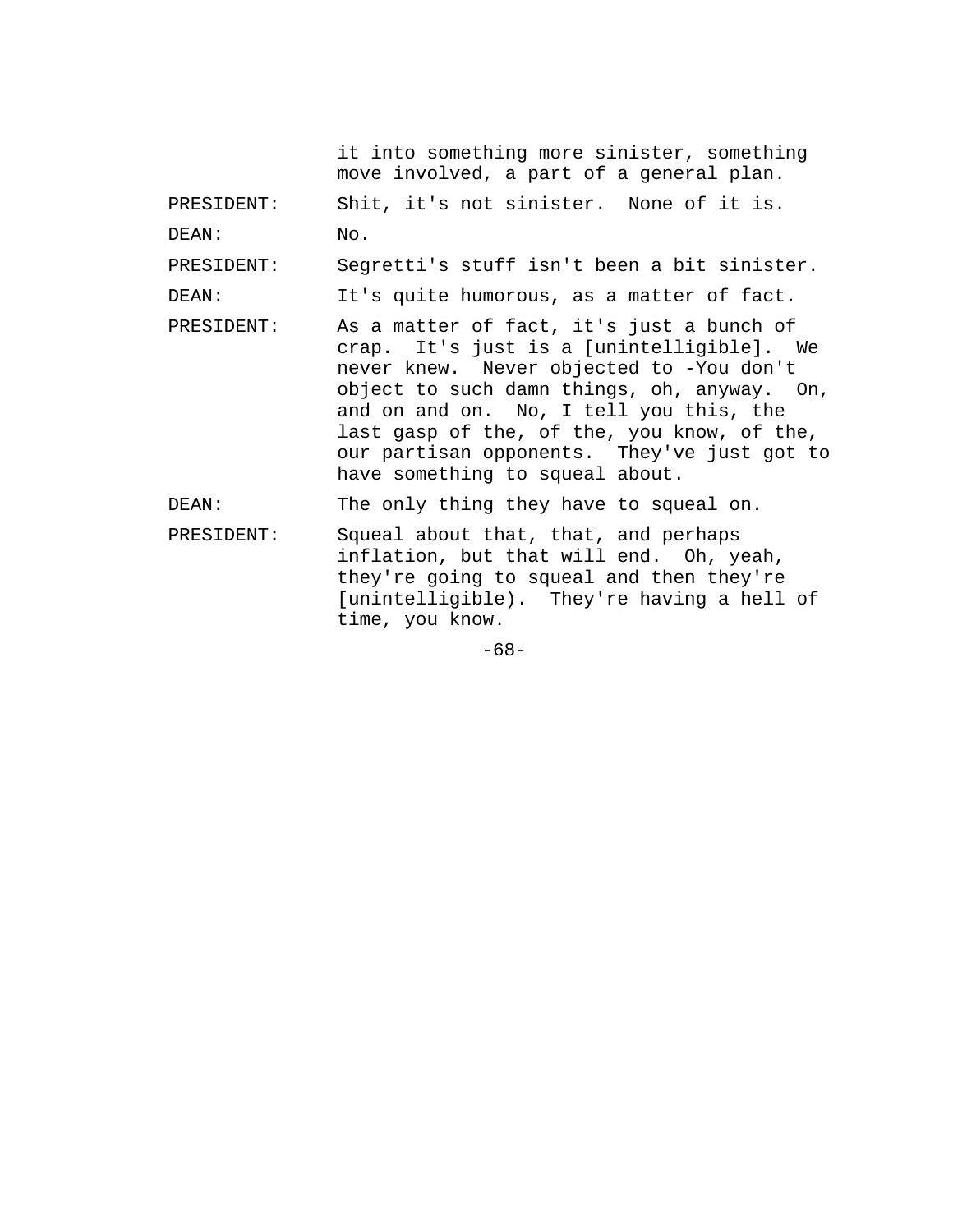it into something more sinister, something move involved, a part of a general plan.

PRESIDENT: Shit, it's not sinister. None of it is.

DEAN: No.

PRESIDENT: Segretti's stuff isn't been a bit sinister.

DEAN: It's quite humorous, as a matter of fact.

PRESIDENT: As a matter of fact, it's just a bunch of crap. It's just is a [unintelligible]. We never knew. Never objected to -You don't object to such damn things, oh, anyway. On, and on and on. No, I tell you this, the last gasp of the, of the, you know, of the, our partisan opponents. They've just got to have something to squeal about.

DEAN: The only thing they have to squeal on.

PRESIDENT: Squeal about that, that, and perhaps inflation, but that will end. Oh, yeah, they're going to squeal and then they're [unintelligible). They're having a hell of time, you know.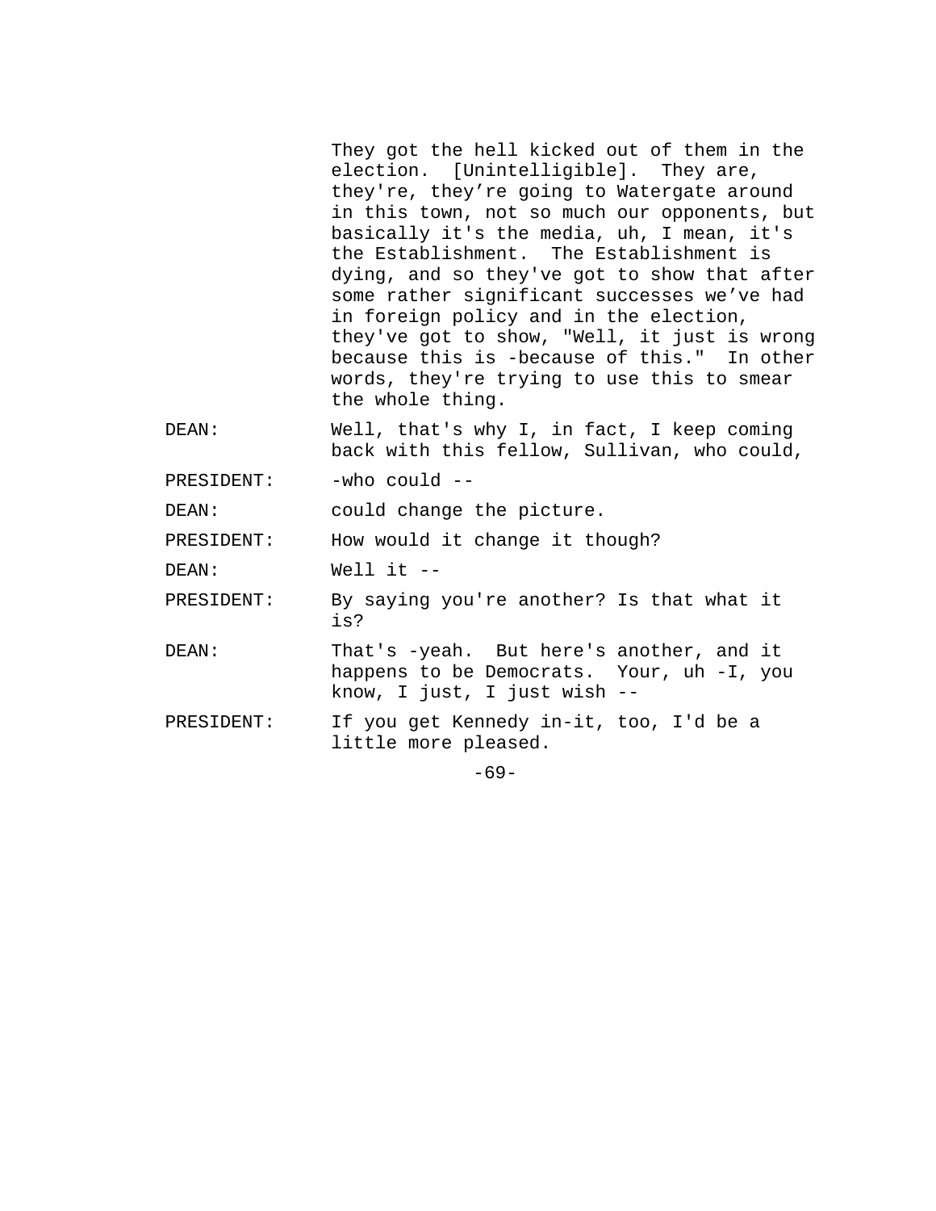They got the hell kicked out of them in the election. [Unintelligible]. They are, they're, they're going to Watergate around in this town, not so much our opponents, but basically it's the media, uh, I mean, it's the Establishment. The Establishment is dying, and so they've got to show that after some rather significant successes we've had in foreign policy and in the election, they've got to show, "Well, it just is wrong because this is -because of this." In other words, they're trying to use this to smear the whole thing.

DEAN: Well, that's why I, in fact, I keep coming back with this fellow, Sullivan, who could,

PRESIDENT: -who could --

DEAN: could change the picture.

PRESIDENT: How would it change it though?

DEAN: Well it --

PRESIDENT: By saying you're another? Is that what it is?

DEAN: That's -yeah. But here's another, and it happens to be Democrats. Your, uh -I, you know, I just, I just wish --

PRESIDENT: If you get Kennedy in-it, too, I'd be a little more pleased.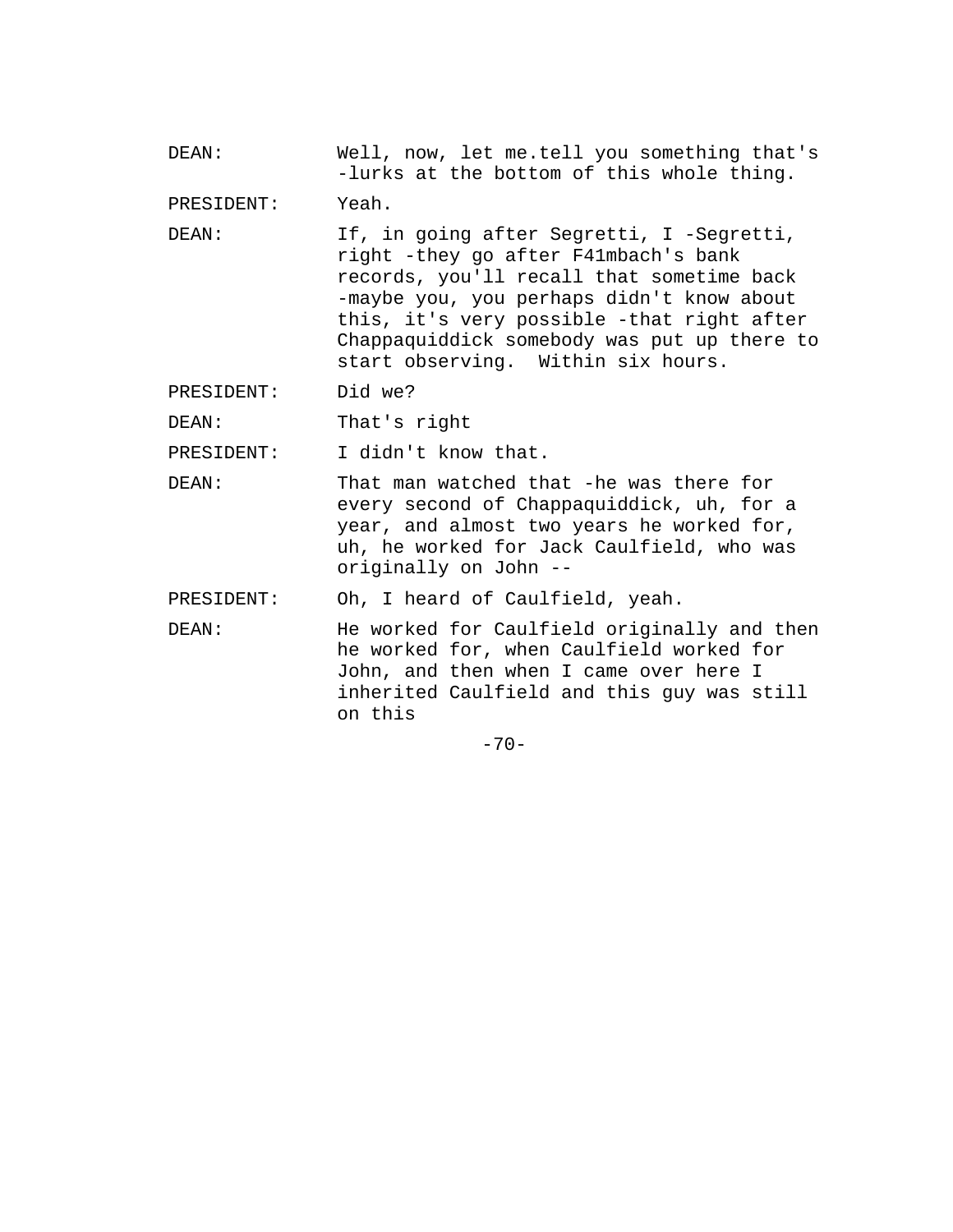DEAN: Well, now, let me.tell you something that's -lurks at the bottom of this whole thing.

PRESIDENT: Yeah.

DEAN: If, in going after Segretti, I -Segretti, right -they go after F41mbach's bank records, you'll recall that sometime back -maybe you, you perhaps didn't know about this, it's very possible -that right after Chappaquiddick somebody was put up there to start observing. Within six hours.

PRESIDENT: Did we?

DEAN: That's right

PRESIDENT: I didn't know that.

DEAN: That man watched that -he was there for every second of Chappaquiddick, uh, for a year, and almost two years he worked for, uh, he worked for Jack Caulfield, who was originally on John --

PRESIDENT: Oh, I heard of Caulfield, yeah.

DEAN: He worked for Caulfield originally and then he worked for, when Caulfield worked for John, and then when I came over here I inherited Caulfield and this guy was still on this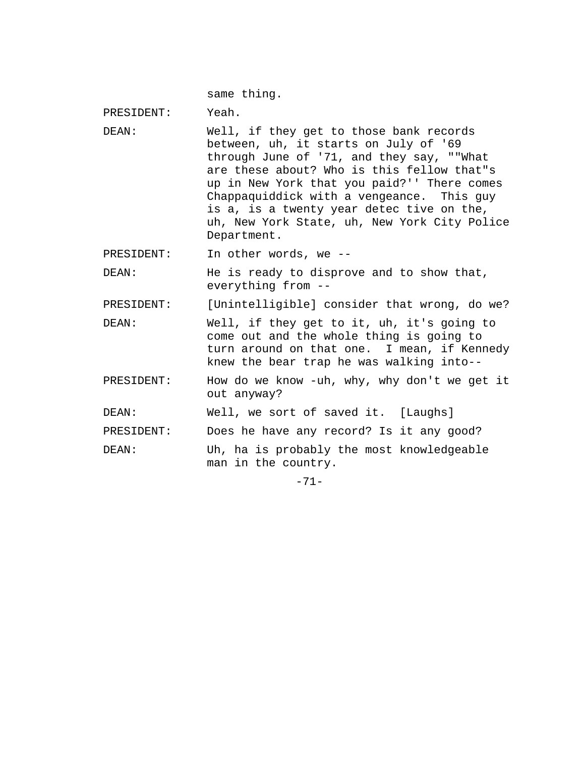same thing.

PRESIDENT: Yeah.

DEAN: Well, if they get to those bank records between, uh, it starts on July of '69 through June of '71, and they say, ""What are these about? Who is this fellow that"s up in New York that you paid?'' There comes Chappaquiddick with a vengeance. This guy is a, is a twenty year detec tive on the, uh, New York State, uh, New York City Police Department.

PRESIDENT: In other words, we --

DEAN: He is ready to disprove and to show that, everything from --

PRESIDENT: [Unintelligible] consider that wrong, do we?

DEAN: Well, if they get to it, uh, it's going to come out and the whole thing is going to turn around on that one. I mean, if Kennedy knew the bear trap he was walking into--

PRESIDENT: How do we know -uh, why, why don't we get it out anyway?

DEAN: Well, we sort of saved it. [Laughs]

PRESIDENT: Does he have any record? Is it any good?

DEAN: Uh, ha is probably the most knowledgeable man in the country.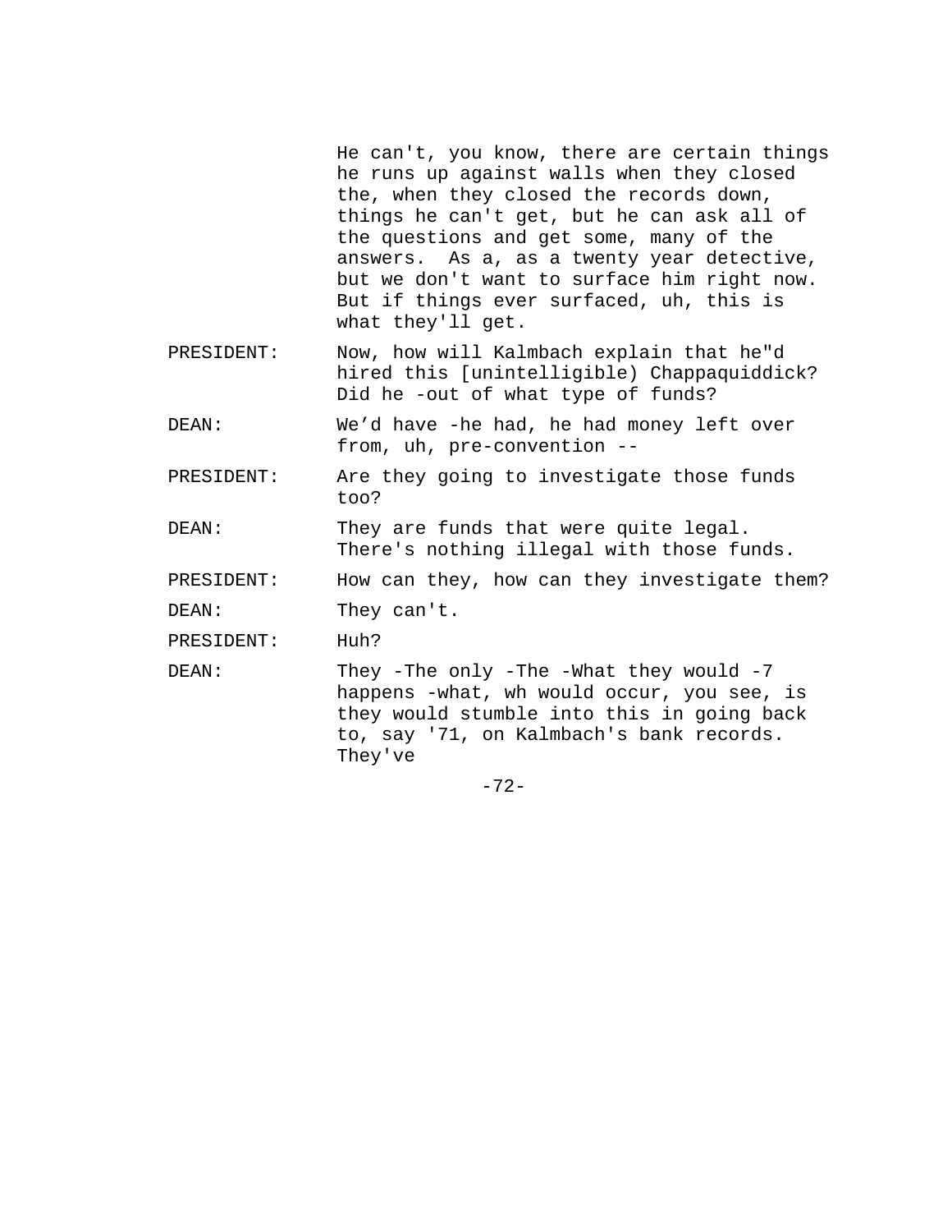He can't, you know, there are certain things he runs up against walls when they closed the, when they closed the records down, things he can't get, but he can ask all of the questions and get some, many of the answers. As a, as a twenty year detective, but we don't want to surface him right now. But if things ever surfaced, uh, this is what they'll get.

PRESIDENT: Now, how will Kalmbach explain that he"d hired this [unintelligible) Chappaquiddick? Did he -out of what type of funds?

DEAN: We'd have -he had, he had money left over from, uh, pre-convention --

PRESIDENT: Are they going to investigate those funds too?

DEAN: They are funds that were quite legal. There's nothing illegal with those funds.

PRESIDENT: How can they, how can they investigate them?

DEAN: They can't.

PRESIDENT: Huh?

DEAN: They -The only -The -What they would -7 happens -what, wh would occur, you see, is they would stumble into this in going back to, say '71, on Kalmbach's bank records. They've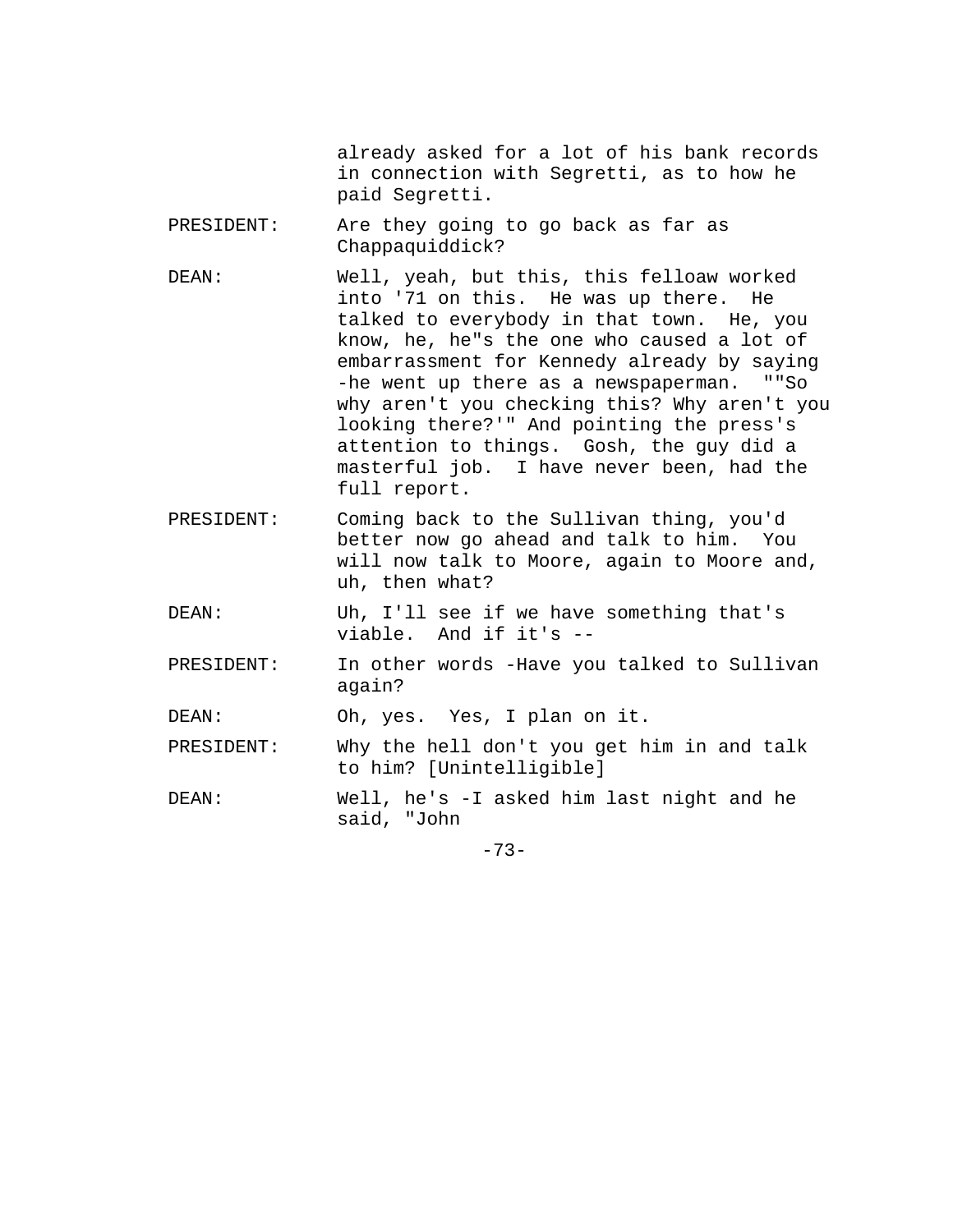already asked for a lot of his bank records in connection with Segretti, as to how he paid Segretti.

PRESIDENT: Are they going to go back as far as Chappaquiddick?

DEAN: Well, yeah, but this, this felloaw worked into '71 on this. He was up there. He talked to everybody in that town. He, you know, he, he"s the one who caused a lot of embarrassment for Kennedy already by saying -he went up there as a newspaperman. ""So why aren't you checking this? Why aren't you looking there?'" And pointing the press's attention to things. Gosh, the guy did a masterful job. I have never been, had the full report.

PRESIDENT: Coming back to the Sullivan thing, you'd better now go ahead and talk to him. You will now talk to Moore, again to Moore and, uh, then what?

DEAN: Uh, I'll see if we have something that's viable. And if it's --

PRESIDENT: In other words -Have you talked to Sullivan again?

DEAN: Oh, yes. Yes, I plan on it.

PRESIDENT: Why the hell don't you get him in and talk to him? [Unintelligible]

DEAN: Well, he's -I asked him last night and he said, "John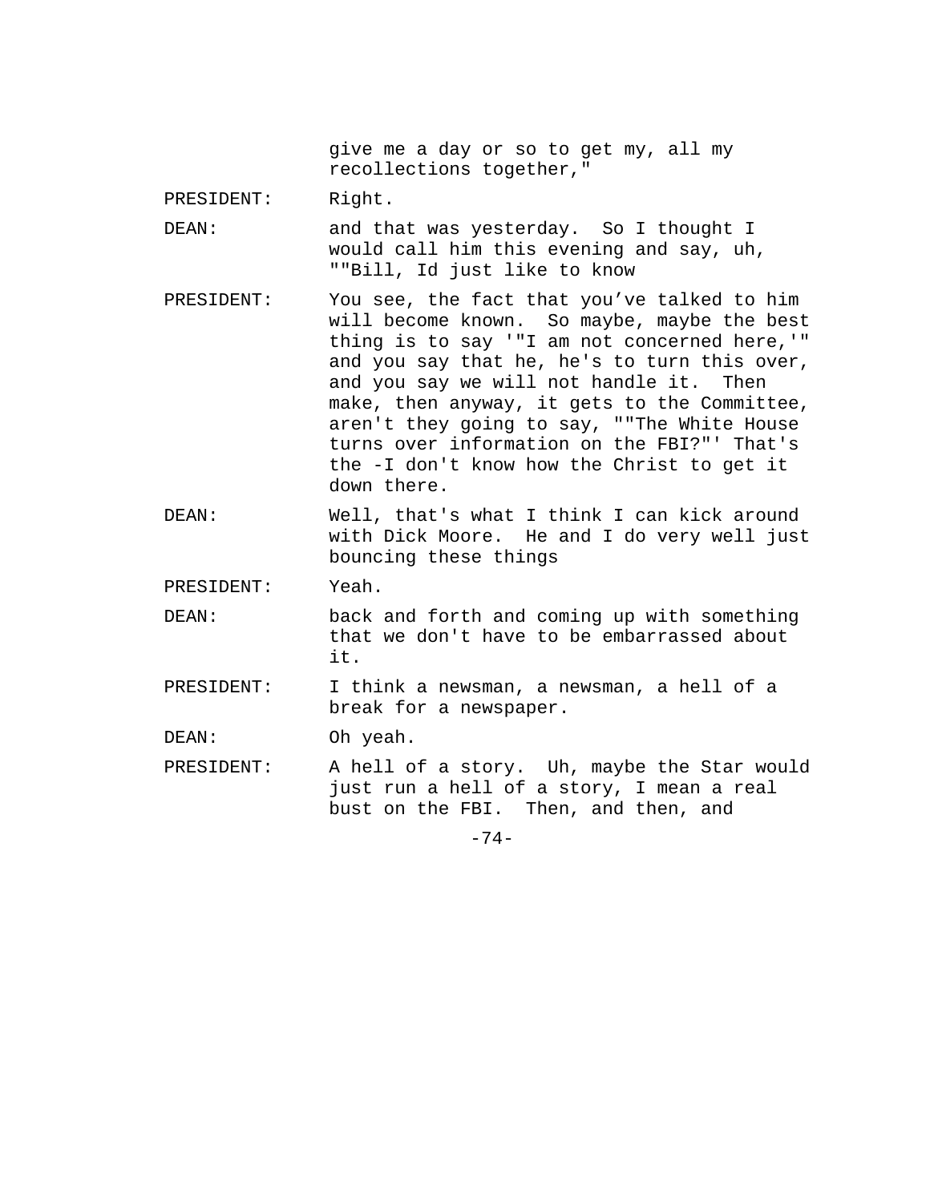give me a day or so to get my, all my recollections together,"

PRESIDENT: Right.

DEAN: and that was yesterday. So I thought I would call him this evening and say, uh, ""Bill, Id just like to know

PRESIDENT: You see, the fact that you've talked to him will become known. So maybe, maybe the best thing is to say '"I am not concerned here,'" and you say that he, he's to turn this over, and you say we will not handle it. Then make, then anyway, it gets to the Committee, aren't they going to say, ""The White House turns over information on the FBI?"' That's the -I don't know how the Christ to get it down there.

DEAN: Well, that's what I think I can kick around with Dick Moore. He and I do very well just bouncing these things

PRESIDENT: Yeah.

DEAN: back and forth and coming up with something that we don't have to be embarrassed about it.

PRESIDENT: I think a newsman, a newsman, a hell of a break for a newspaper.

DEAN: Oh yeah.

PRESIDENT: A hell of a story. Uh, maybe the Star would just run a hell of a story, I mean a real bust on the FBI. Then, and then, and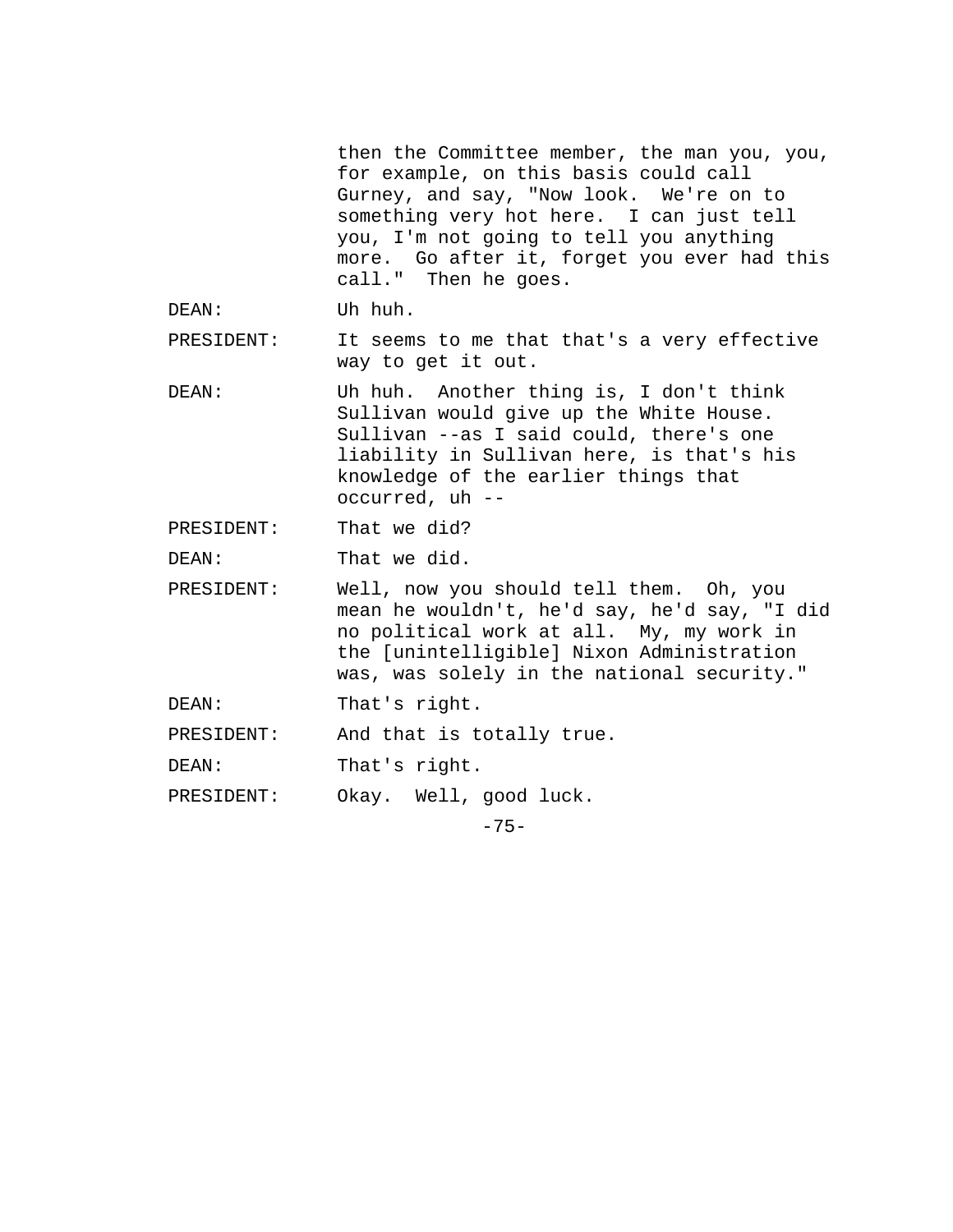then the Committee member, the man you, you, for example, on this basis could call Gurney, and say, "Now look. We're on to something very hot here. I can just tell you, I'm not going to tell you anything more. Go after it, forget you ever had this call." Then he goes.

DEAN: Uh huh.

PRESIDENT: It seems to me that that's a very effective way to get it out.

DEAN: Uh huh. Another thing is, I don't think Sullivan would give up the White House. Sullivan --as I said could, there's one liability in Sullivan here, is that's his knowledge of the earlier things that occurred, uh --

PRESIDENT: That we did?

DEAN: That we did.

PRESIDENT: Well, now you should tell them. Oh, you mean he wouldn't, he'd say, he'd say, "I did no political work at all. My, my work in the [unintelligible] Nixon Administration was, was solely in the national security."

DEAN: That's right.

PRESIDENT: And that is totally true.

DEAN: That's right.

PRESIDENT: Okay. Well, good luck.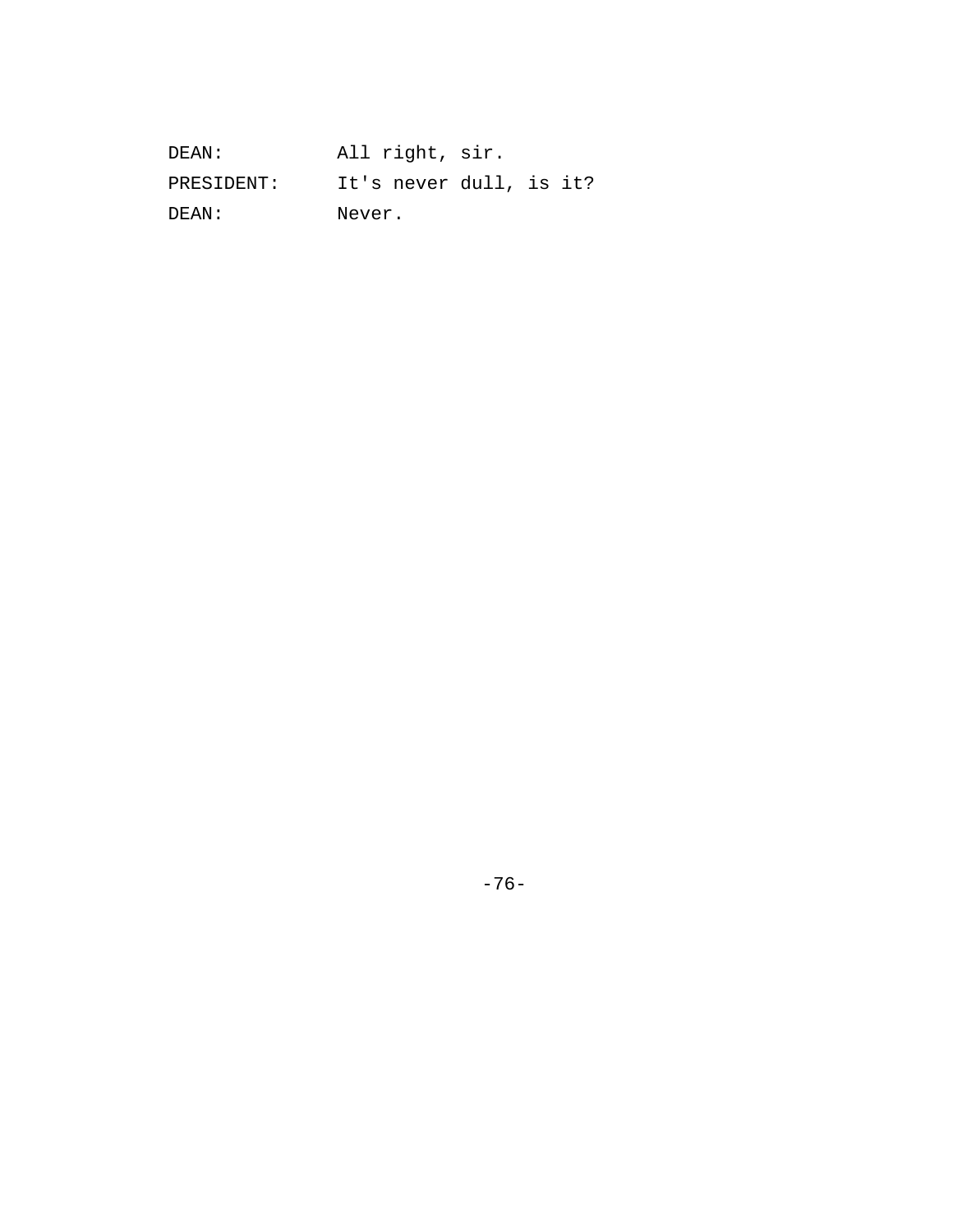DEAN: All right, sir.

PRESIDENT: It's never dull, is it?

DEAN: Never.